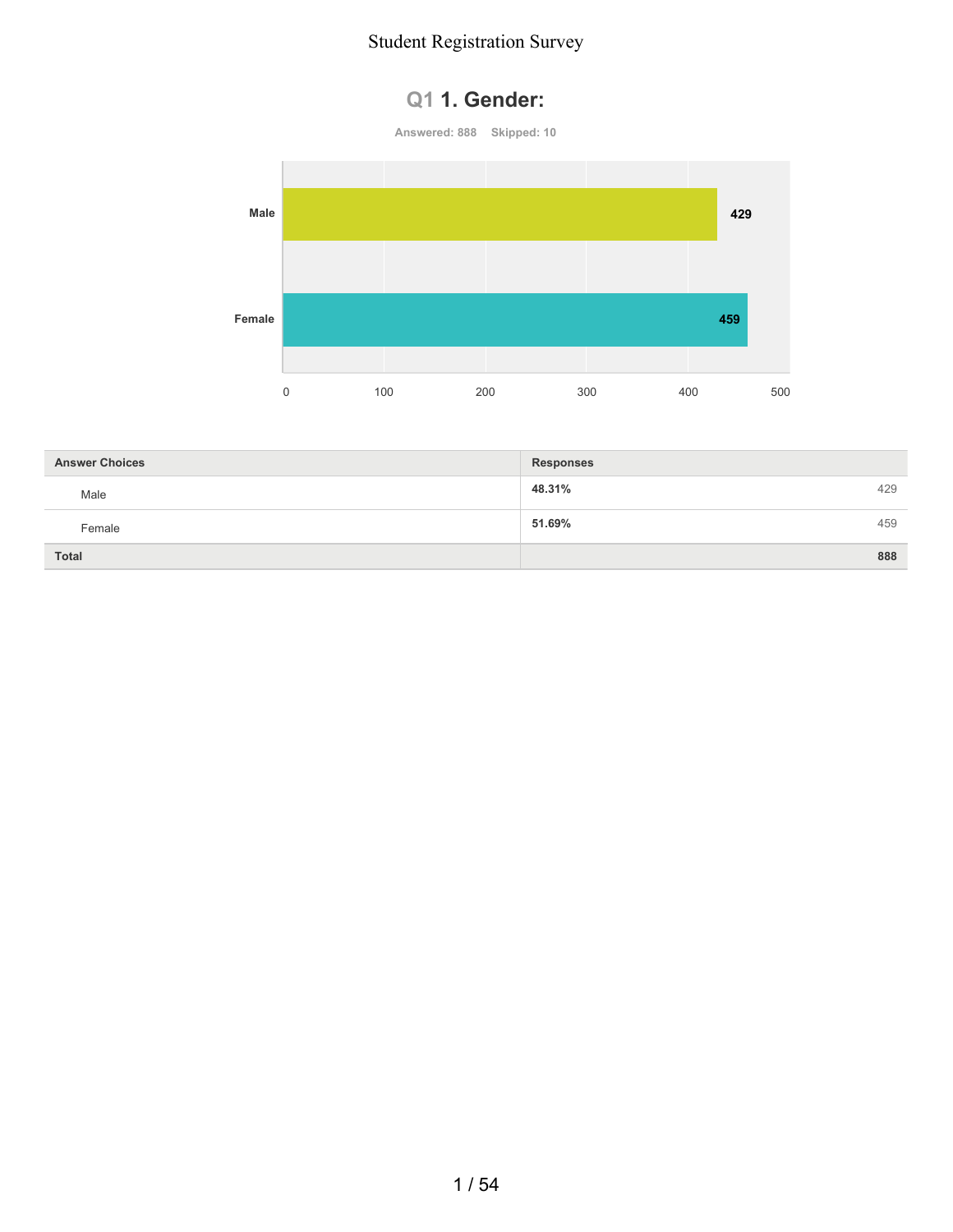# Student Registration Survey

## Q1 1. Gender:

Answered: 888 Skipped: 10

| Answer Choices | Responses | |
|---|---|---|
| Male | 48.31% | 429 |
| Female | 51.69% | 459 |
| **Total** | | **888** |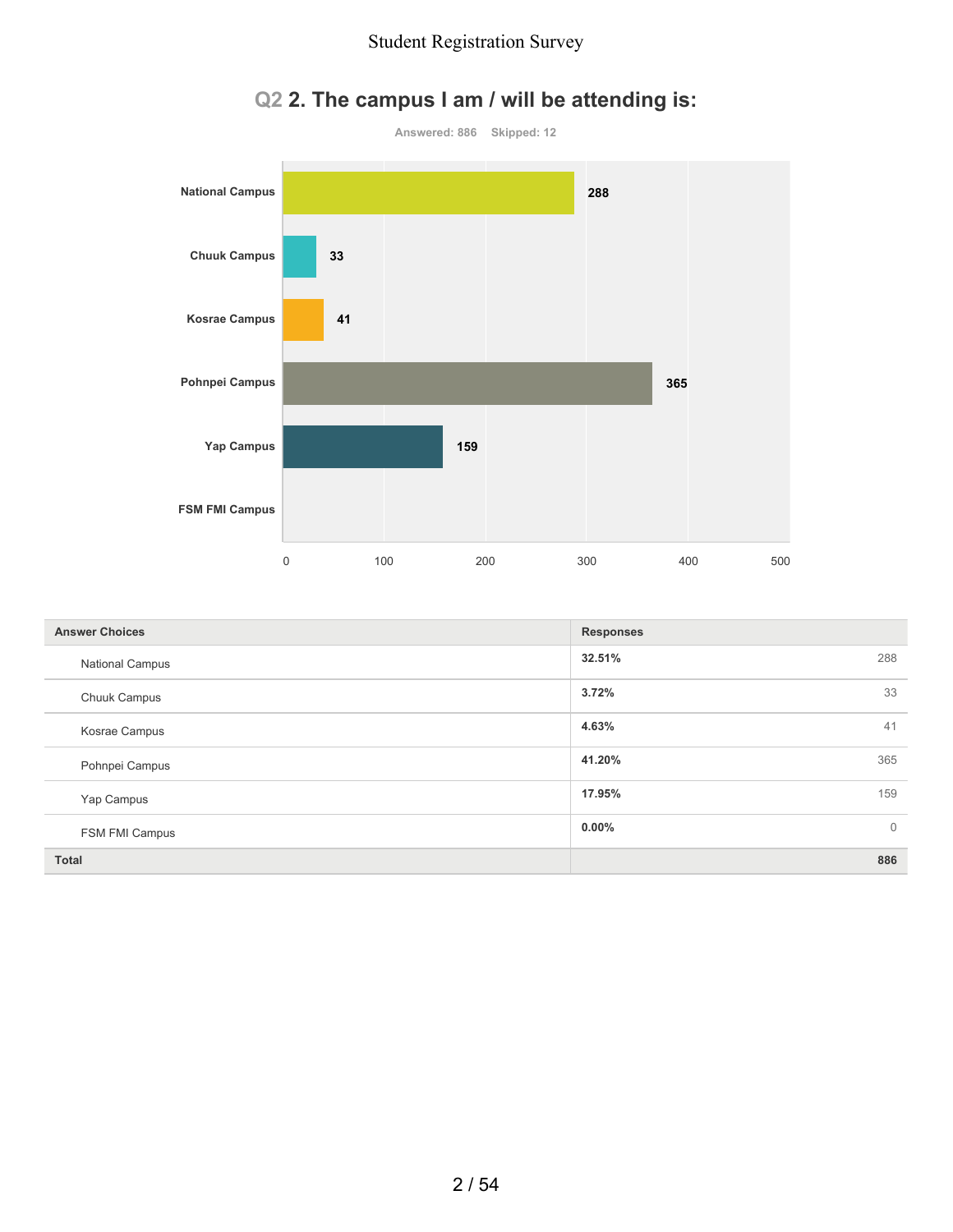## Q2 2. The campus I am / will be attending is:

Answered: 886 Skipped: 12

| Answer Choices | Responses | |
|---|---|---|
| National Campus | 32.51% | 288 |
| Chuuk Campus | 3.72% | 33 |
| Kosrae Campus | 4.63% | 41 |
| Pohnpei Campus | 41.20% | 365 |
| Yap Campus | 17.95% | 159 |
| FSM FMI Campus | 0.00% | 0 |
| **Total** | | **886** |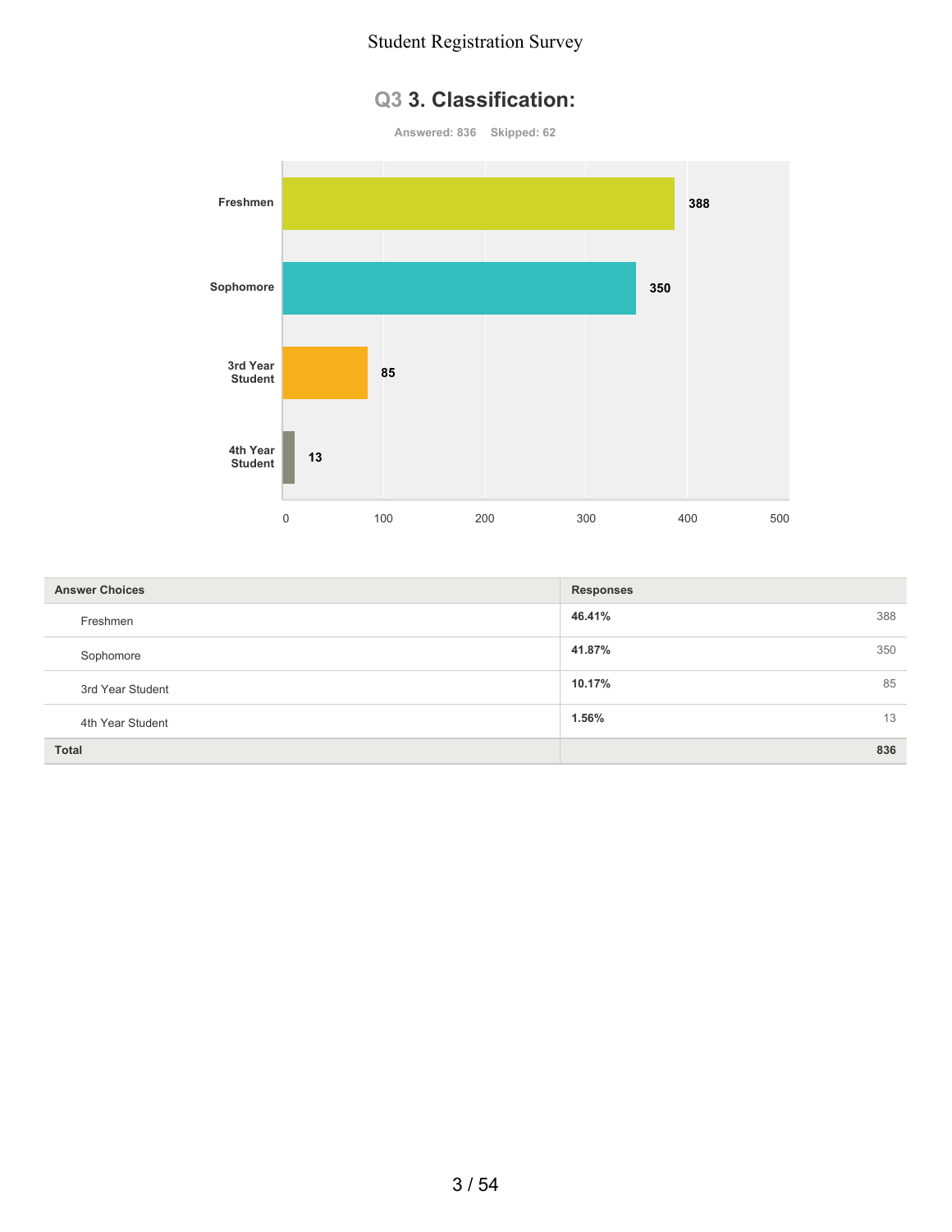## Q3 3. Classification:

Answered: 836 Skipped: 62

| Answer Choices | Responses | |
|---|---|---|
| Freshmen | 46.41% | 388 |
| Sophomore | 41.87% | 350 |
| 3rd Year Student | 10.17% | 85 |
| 4th Year Student | 1.56% | 13 |
| **Total** | | **836** |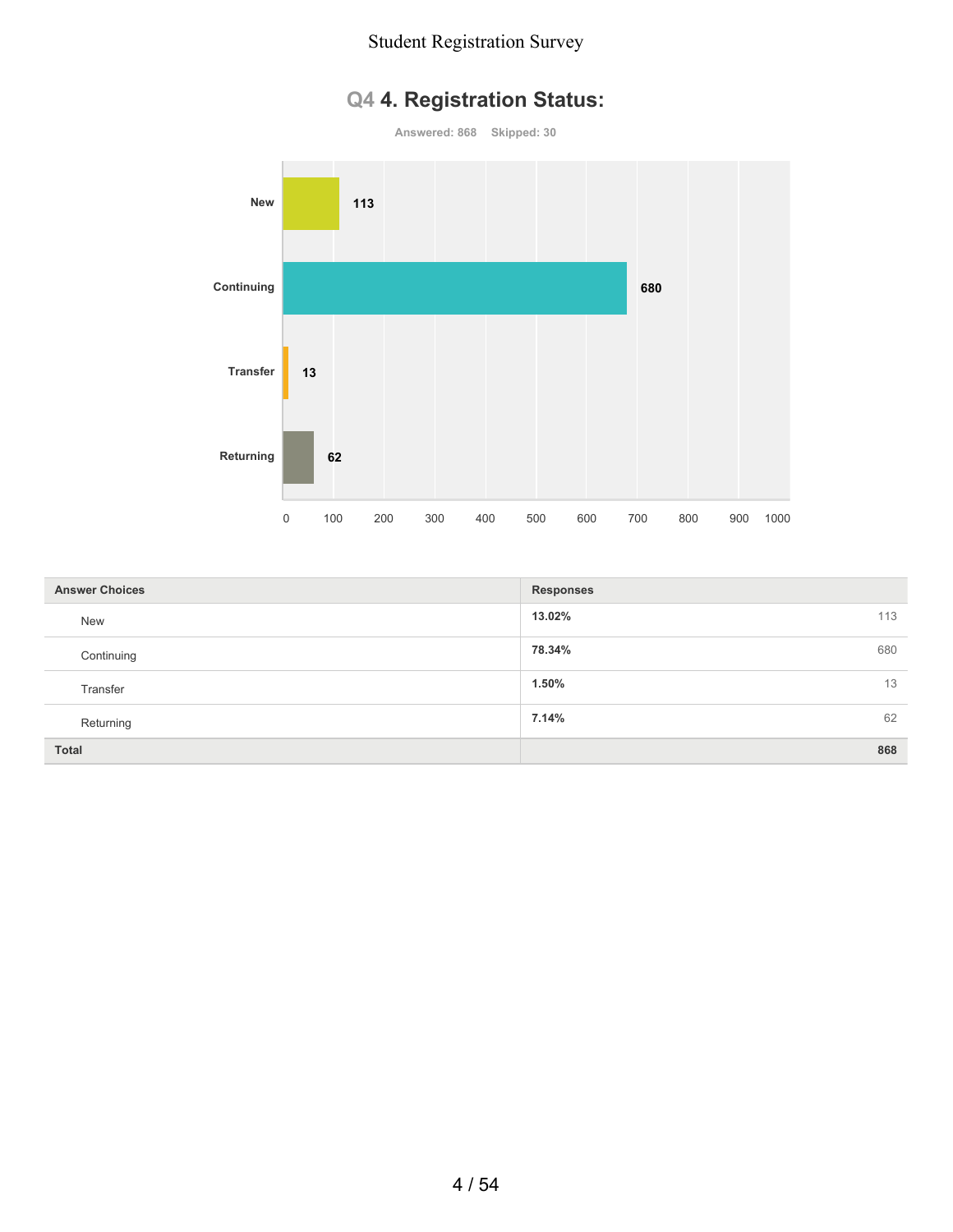## Q4 4. Registration Status:

**Answered: 868 Skipped: 30**

| Answer Choices | Responses | |
|---|---|---|
| New | 13.02% | 113 |
| Continuing | 78.34% | 680 |
| Transfer | 1.50% | 13 |
| Returning | 7.14% | 62 |
| **Total** | | **868** |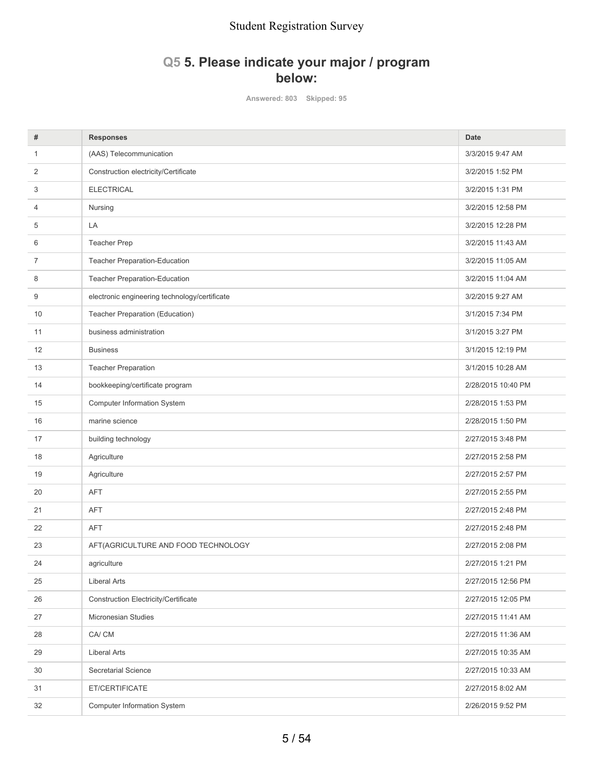## Q5 5. Please indicate your major / program below:

Answered: 803 Skipped: 95

| # | Responses | Date |
|---|---|---|
| 1 | (AAS) Telecommunication | 3/3/2015 9:47 AM |
| 2 | Construction electricity/Certificate | 3/2/2015 1:52 PM |
| 3 | ELECTRICAL | 3/2/2015 1:31 PM |
| 4 | Nursing | 3/2/2015 12:58 PM |
| 5 | LA | 3/2/2015 12:28 PM |
| 6 | Teacher Prep | 3/2/2015 11:43 AM |
| 7 | Teacher Preparation-Education | 3/2/2015 11:05 AM |
| 8 | Teacher Preparation-Education | 3/2/2015 11:04 AM |
| 9 | electronic engineering technology/certificate | 3/2/2015 9:27 AM |
| 10 | Teacher Preparation (Education) | 3/1/2015 7:34 PM |
| 11 | business administration | 3/1/2015 3:27 PM |
| 12 | Business | 3/1/2015 12:19 PM |
| 13 | Teacher Preparation | 3/1/2015 10:28 AM |
| 14 | bookkeeping/certificate program | 2/28/2015 10:40 PM |
| 15 | Computer Information System | 2/28/2015 1:53 PM |
| 16 | marine science | 2/28/2015 1:50 PM |
| 17 | building technology | 2/27/2015 3:48 PM |
| 18 | Agriculture | 2/27/2015 2:58 PM |
| 19 | Agriculture | 2/27/2015 2:57 PM |
| 20 | AFT | 2/27/2015 2:55 PM |
| 21 | AFT | 2/27/2015 2:48 PM |
| 22 | AFT | 2/27/2015 2:48 PM |
| 23 | AFT(AGRICULTURE AND FOOD TECHNOLOGY | 2/27/2015 2:08 PM |
| 24 | agriculture | 2/27/2015 1:21 PM |
| 25 | Liberal Arts | 2/27/2015 12:56 PM |
| 26 | Construction Electricity/Certificate | 2/27/2015 12:05 PM |
| 27 | Micronesian Studies | 2/27/2015 11:41 AM |
| 28 | CA/ CM | 2/27/2015 11:36 AM |
| 29 | Liberal Arts | 2/27/2015 10:35 AM |
| 30 | Secretarial Science | 2/27/2015 10:33 AM |
| 31 | ET/CERTIFICATE | 2/27/2015 8:02 AM |
| 32 | Computer Information System | 2/26/2015 9:52 PM |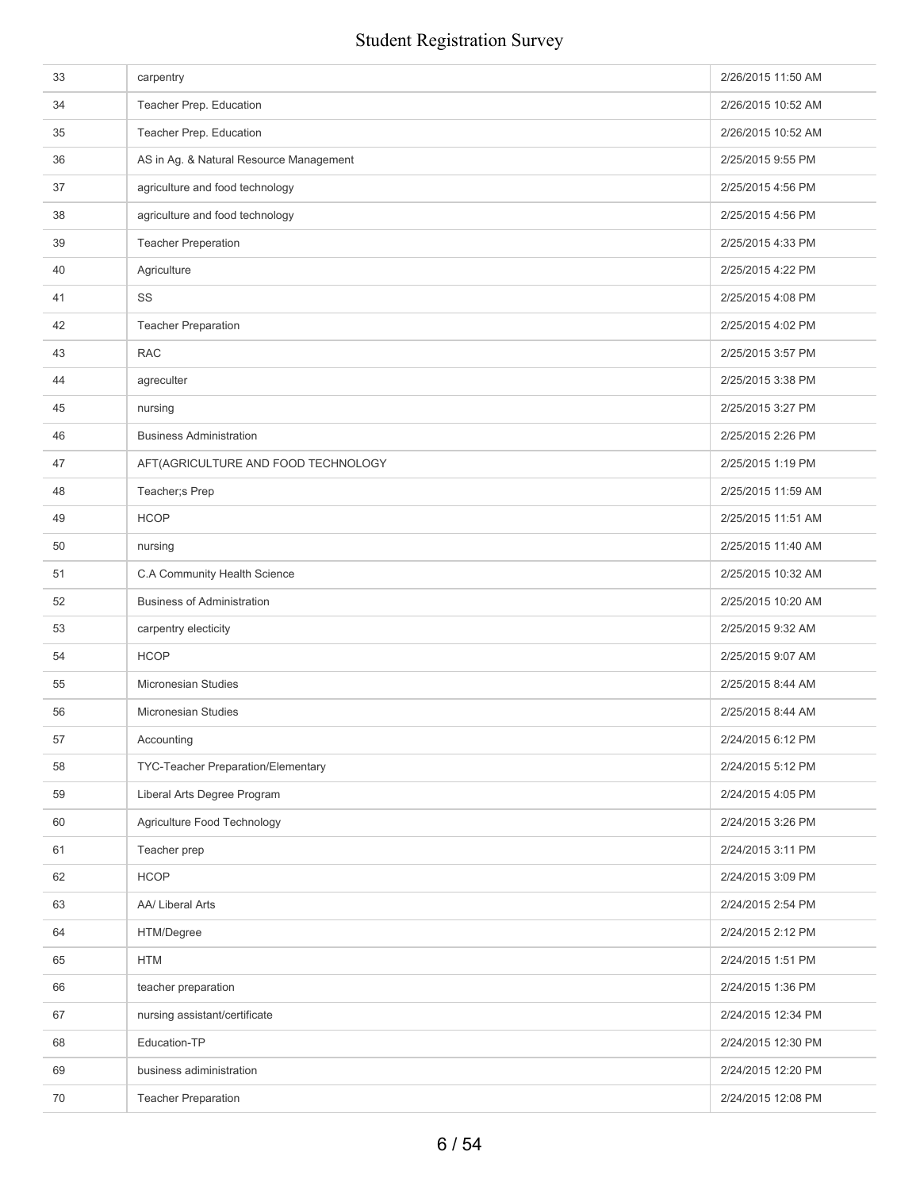| | | |
|---|---|---|
| 33 | carpentry | 2/26/2015 11:50 AM |
| 34 | Teacher Prep. Education | 2/26/2015 10:52 AM |
| 35 | Teacher Prep. Education | 2/26/2015 10:52 AM |
| 36 | AS in Ag. & Natural Resource Management | 2/25/2015 9:55 PM |
| 37 | agriculture and food technology | 2/25/2015 4:56 PM |
| 38 | agriculture and food technology | 2/25/2015 4:56 PM |
| 39 | Teacher Preperation | 2/25/2015 4:33 PM |
| 40 | Agriculture | 2/25/2015 4:22 PM |
| 41 | SS | 2/25/2015 4:08 PM |
| 42 | Teacher Preparation | 2/25/2015 4:02 PM |
| 43 | RAC | 2/25/2015 3:57 PM |
| 44 | agreculter | 2/25/2015 3:38 PM |
| 45 | nursing | 2/25/2015 3:27 PM |
| 46 | Business Administration | 2/25/2015 2:26 PM |
| 47 | AFT(AGRICULTURE AND FOOD TECHNOLOGY | 2/25/2015 1:19 PM |
| 48 | Teacher;s Prep | 2/25/2015 11:59 AM |
| 49 | HCOP | 2/25/2015 11:51 AM |
| 50 | nursing | 2/25/2015 11:40 AM |
| 51 | C.A Community Health Science | 2/25/2015 10:32 AM |
| 52 | Business of Administration | 2/25/2015 10:20 AM |
| 53 | carpentry electicity | 2/25/2015 9:32 AM |
| 54 | HCOP | 2/25/2015 9:07 AM |
| 55 | Micronesian Studies | 2/25/2015 8:44 AM |
| 56 | Micronesian Studies | 2/25/2015 8:44 AM |
| 57 | Accounting | 2/24/2015 6:12 PM |
| 58 | TYC-Teacher Preparation/Elementary | 2/24/2015 5:12 PM |
| 59 | Liberal Arts Degree Program | 2/24/2015 4:05 PM |
| 60 | Agriculture Food Technology | 2/24/2015 3:26 PM |
| 61 | Teacher prep | 2/24/2015 3:11 PM |
| 62 | HCOP | 2/24/2015 3:09 PM |
| 63 | AA/ Liberal Arts | 2/24/2015 2:54 PM |
| 64 | HTM/Degree | 2/24/2015 2:12 PM |
| 65 | HTM | 2/24/2015 1:51 PM |
| 66 | teacher preparation | 2/24/2015 1:36 PM |
| 67 | nursing assistant/certificate | 2/24/2015 12:34 PM |
| 68 | Education-TP | 2/24/2015 12:30 PM |
| 69 | business adiministration | 2/24/2015 12:20 PM |
| 70 | Teacher Preparation | 2/24/2015 12:08 PM |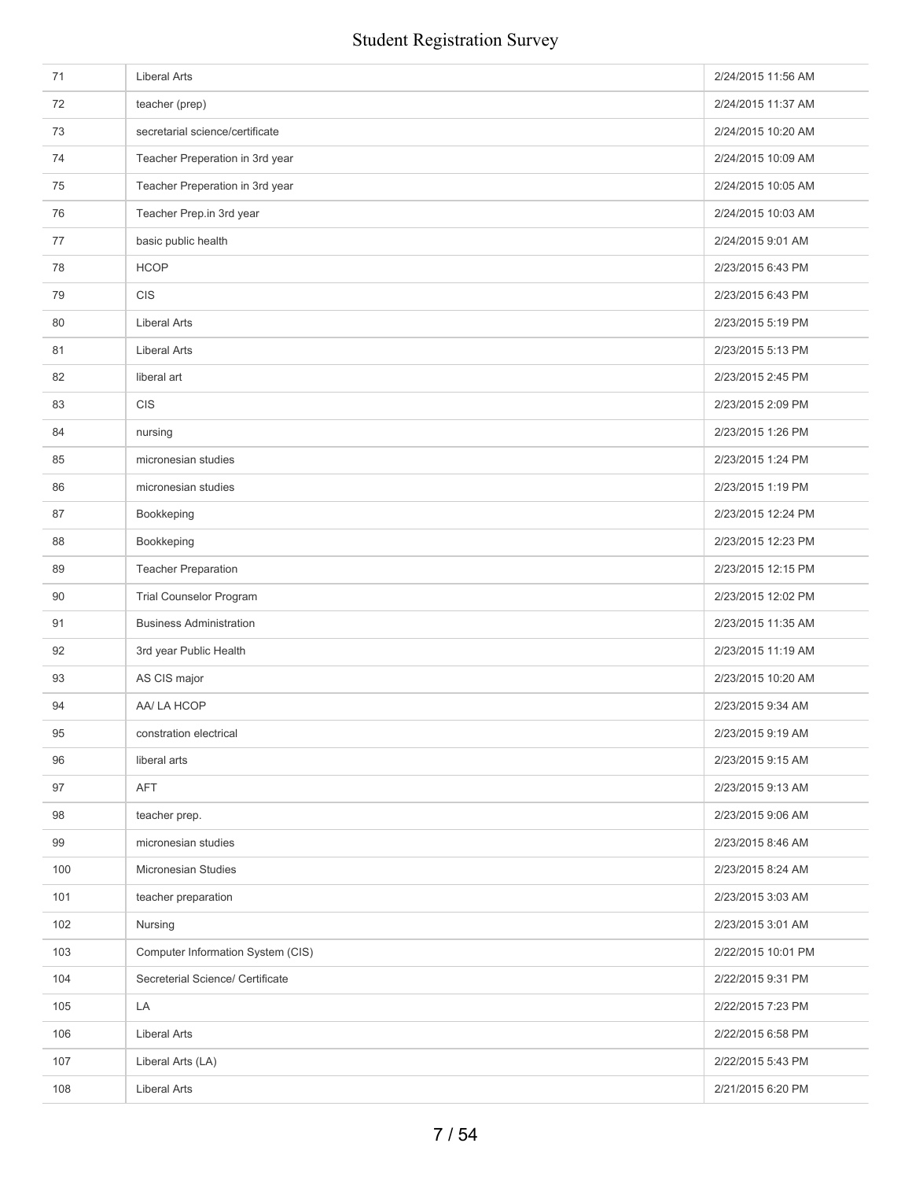| | | |
|---|---|---|
| 71 | Liberal Arts | 2/24/2015 11:56 AM |
| 72 | teacher (prep) | 2/24/2015 11:37 AM |
| 73 | secretarial science/certificate | 2/24/2015 10:20 AM |
| 74 | Teacher Preperation in 3rd year | 2/24/2015 10:09 AM |
| 75 | Teacher Preperation in 3rd year | 2/24/2015 10:05 AM |
| 76 | Teacher Prep.in 3rd year | 2/24/2015 10:03 AM |
| 77 | basic public health | 2/24/2015 9:01 AM |
| 78 | HCOP | 2/23/2015 6:43 PM |
| 79 | CIS | 2/23/2015 6:43 PM |
| 80 | Liberal Arts | 2/23/2015 5:19 PM |
| 81 | Liberal Arts | 2/23/2015 5:13 PM |
| 82 | liberal art | 2/23/2015 2:45 PM |
| 83 | CIS | 2/23/2015 2:09 PM |
| 84 | nursing | 2/23/2015 1:26 PM |
| 85 | micronesian studies | 2/23/2015 1:24 PM |
| 86 | micronesian studies | 2/23/2015 1:19 PM |
| 87 | Bookkeping | 2/23/2015 12:24 PM |
| 88 | Bookkeping | 2/23/2015 12:23 PM |
| 89 | Teacher Preparation | 2/23/2015 12:15 PM |
| 90 | Trial Counselor Program | 2/23/2015 12:02 PM |
| 91 | Business Administration | 2/23/2015 11:35 AM |
| 92 | 3rd year Public Health | 2/23/2015 11:19 AM |
| 93 | AS CIS major | 2/23/2015 10:20 AM |
| 94 | AA/ LA HCOP | 2/23/2015 9:34 AM |
| 95 | constration electrical | 2/23/2015 9:19 AM |
| 96 | liberal arts | 2/23/2015 9:15 AM |
| 97 | AFT | 2/23/2015 9:13 AM |
| 98 | teacher prep. | 2/23/2015 9:06 AM |
| 99 | micronesian studies | 2/23/2015 8:46 AM |
| 100 | Micronesian Studies | 2/23/2015 8:24 AM |
| 101 | teacher preparation | 2/23/2015 3:03 AM |
| 102 | Nursing | 2/23/2015 3:01 AM |
| 103 | Computer Information System (CIS) | 2/22/2015 10:01 PM |
| 104 | Secreterial Science/ Certificate | 2/22/2015 9:31 PM |
| 105 | LA | 2/22/2015 7:23 PM |
| 106 | Liberal Arts | 2/22/2015 6:58 PM |
| 107 | Liberal Arts (LA) | 2/22/2015 5:43 PM |
| 108 | Liberal Arts | 2/21/2015 6:20 PM |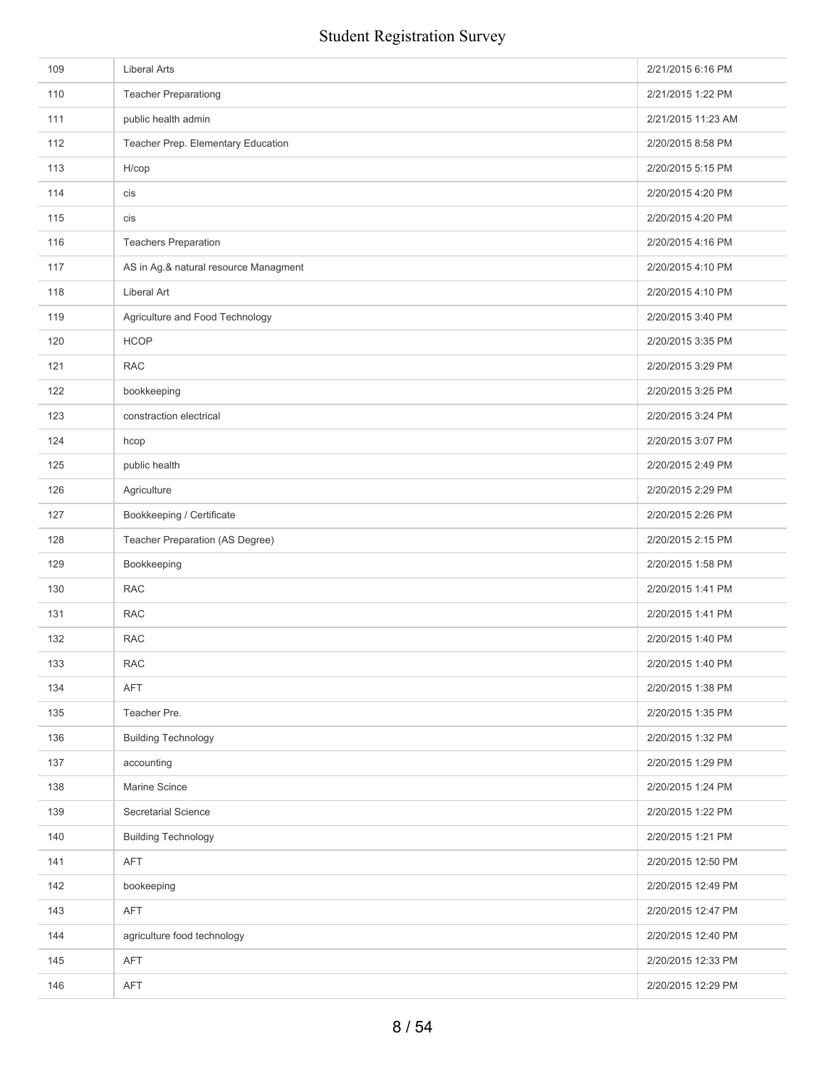| | | |
|---|---|---|
| 109 | Liberal Arts | 2/21/2015 6:16 PM |
| 110 | Teacher Preparationg | 2/21/2015 1:22 PM |
| 111 | public health admin | 2/21/2015 11:23 AM |
| 112 | Teacher Prep. Elementary Education | 2/20/2015 8:58 PM |
| 113 | H/cop | 2/20/2015 5:15 PM |
| 114 | cis | 2/20/2015 4:20 PM |
| 115 | cis | 2/20/2015 4:20 PM |
| 116 | Teachers Preparation | 2/20/2015 4:16 PM |
| 117 | AS in Ag.& natural resource Managment | 2/20/2015 4:10 PM |
| 118 | Liberal Art | 2/20/2015 4:10 PM |
| 119 | Agriculture and Food Technology | 2/20/2015 3:40 PM |
| 120 | HCOP | 2/20/2015 3:35 PM |
| 121 | RAC | 2/20/2015 3:29 PM |
| 122 | bookkeeping | 2/20/2015 3:25 PM |
| 123 | constraction electrical | 2/20/2015 3:24 PM |
| 124 | hcop | 2/20/2015 3:07 PM |
| 125 | public health | 2/20/2015 2:49 PM |
| 126 | Agriculture | 2/20/2015 2:29 PM |
| 127 | Bookkeeping / Certificate | 2/20/2015 2:26 PM |
| 128 | Teacher Preparation (AS Degree) | 2/20/2015 2:15 PM |
| 129 | Bookkeeping | 2/20/2015 1:58 PM |
| 130 | RAC | 2/20/2015 1:41 PM |
| 131 | RAC | 2/20/2015 1:41 PM |
| 132 | RAC | 2/20/2015 1:40 PM |
| 133 | RAC | 2/20/2015 1:40 PM |
| 134 | AFT | 2/20/2015 1:38 PM |
| 135 | Teacher Pre. | 2/20/2015 1:35 PM |
| 136 | Building Technology | 2/20/2015 1:32 PM |
| 137 | accounting | 2/20/2015 1:29 PM |
| 138 | Marine Scince | 2/20/2015 1:24 PM |
| 139 | Secretarial Science | 2/20/2015 1:22 PM |
| 140 | Building Technology | 2/20/2015 1:21 PM |
| 141 | AFT | 2/20/2015 12:50 PM |
| 142 | bookeeping | 2/20/2015 12:49 PM |
| 143 | AFT | 2/20/2015 12:47 PM |
| 144 | agriculture food technology | 2/20/2015 12:40 PM |
| 145 | AFT | 2/20/2015 12:33 PM |
| 146 | AFT | 2/20/2015 12:29 PM |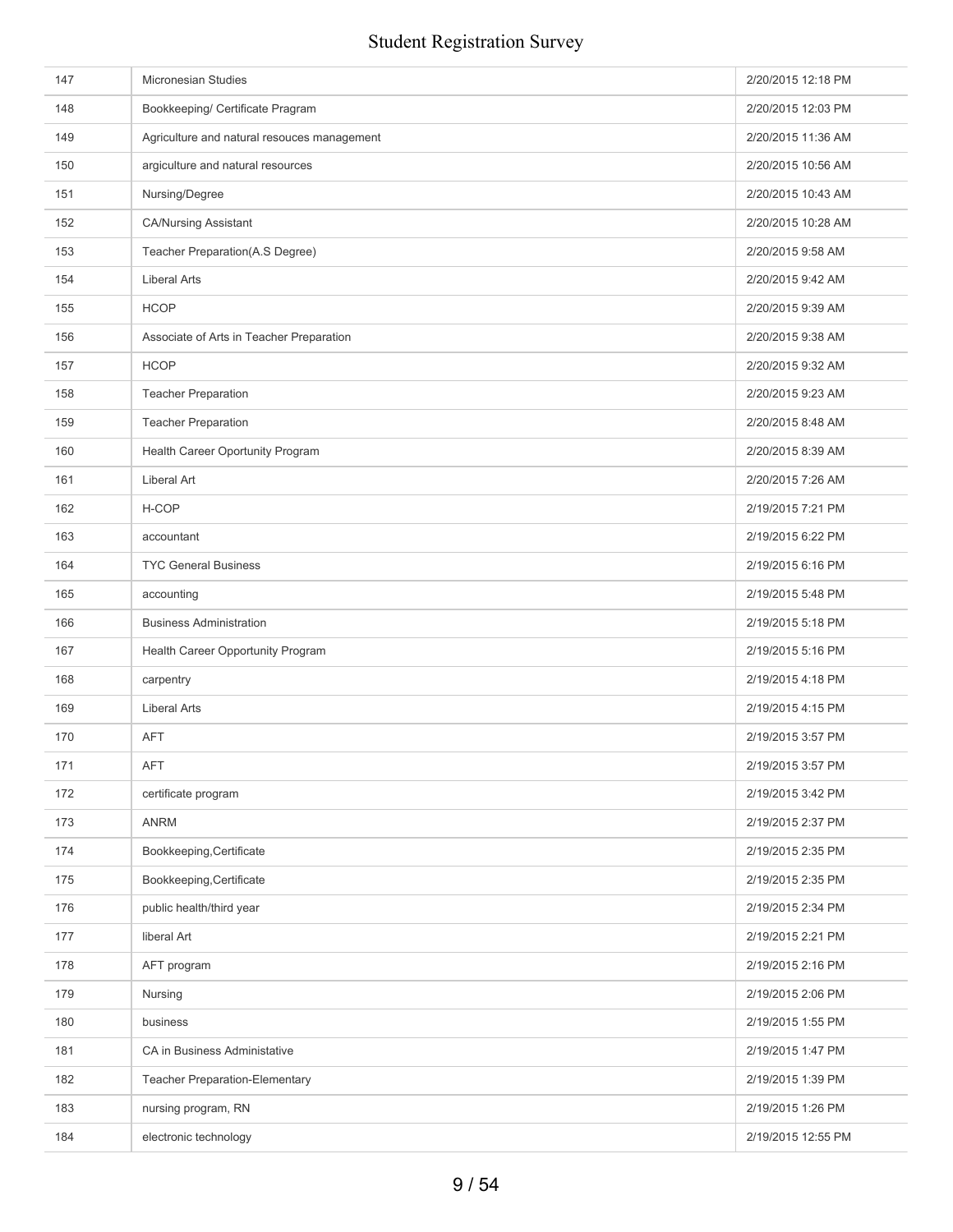| | | |
|---|---|---|
| 147 | Micronesian Studies | 2/20/2015 12:18 PM |
| 148 | Bookkeeping/ Certificate Pragram | 2/20/2015 12:03 PM |
| 149 | Agriculture and natural resouces management | 2/20/2015 11:36 AM |
| 150 | argiculture and natural resources | 2/20/2015 10:56 AM |
| 151 | Nursing/Degree | 2/20/2015 10:43 AM |
| 152 | CA/Nursing Assistant | 2/20/2015 10:28 AM |
| 153 | Teacher Preparation(A.S Degree) | 2/20/2015 9:58 AM |
| 154 | Liberal Arts | 2/20/2015 9:42 AM |
| 155 | HCOP | 2/20/2015 9:39 AM |
| 156 | Associate of Arts in Teacher Preparation | 2/20/2015 9:38 AM |
| 157 | HCOP | 2/20/2015 9:32 AM |
| 158 | Teacher Preparation | 2/20/2015 9:23 AM |
| 159 | Teacher Preparation | 2/20/2015 8:48 AM |
| 160 | Health Career Oportunity Program | 2/20/2015 8:39 AM |
| 161 | Liberal Art | 2/20/2015 7:26 AM |
| 162 | H-COP | 2/19/2015 7:21 PM |
| 163 | accountant | 2/19/2015 6:22 PM |
| 164 | TYC General Business | 2/19/2015 6:16 PM |
| 165 | accounting | 2/19/2015 5:48 PM |
| 166 | Business Administration | 2/19/2015 5:18 PM |
| 167 | Health Career Opportunity Program | 2/19/2015 5:16 PM |
| 168 | carpentry | 2/19/2015 4:18 PM |
| 169 | Liberal Arts | 2/19/2015 4:15 PM |
| 170 | AFT | 2/19/2015 3:57 PM |
| 171 | AFT | 2/19/2015 3:57 PM |
| 172 | certificate program | 2/19/2015 3:42 PM |
| 173 | ANRM | 2/19/2015 2:37 PM |
| 174 | Bookkeeping,Certificate | 2/19/2015 2:35 PM |
| 175 | Bookkeeping,Certificate | 2/19/2015 2:35 PM |
| 176 | public health/third year | 2/19/2015 2:34 PM |
| 177 | liberal Art | 2/19/2015 2:21 PM |
| 178 | AFT program | 2/19/2015 2:16 PM |
| 179 | Nursing | 2/19/2015 2:06 PM |
| 180 | business | 2/19/2015 1:55 PM |
| 181 | CA in Business Administative | 2/19/2015 1:47 PM |
| 182 | Teacher Preparation-Elementary | 2/19/2015 1:39 PM |
| 183 | nursing program, RN | 2/19/2015 1:26 PM |
| 184 | electronic technology | 2/19/2015 12:55 PM |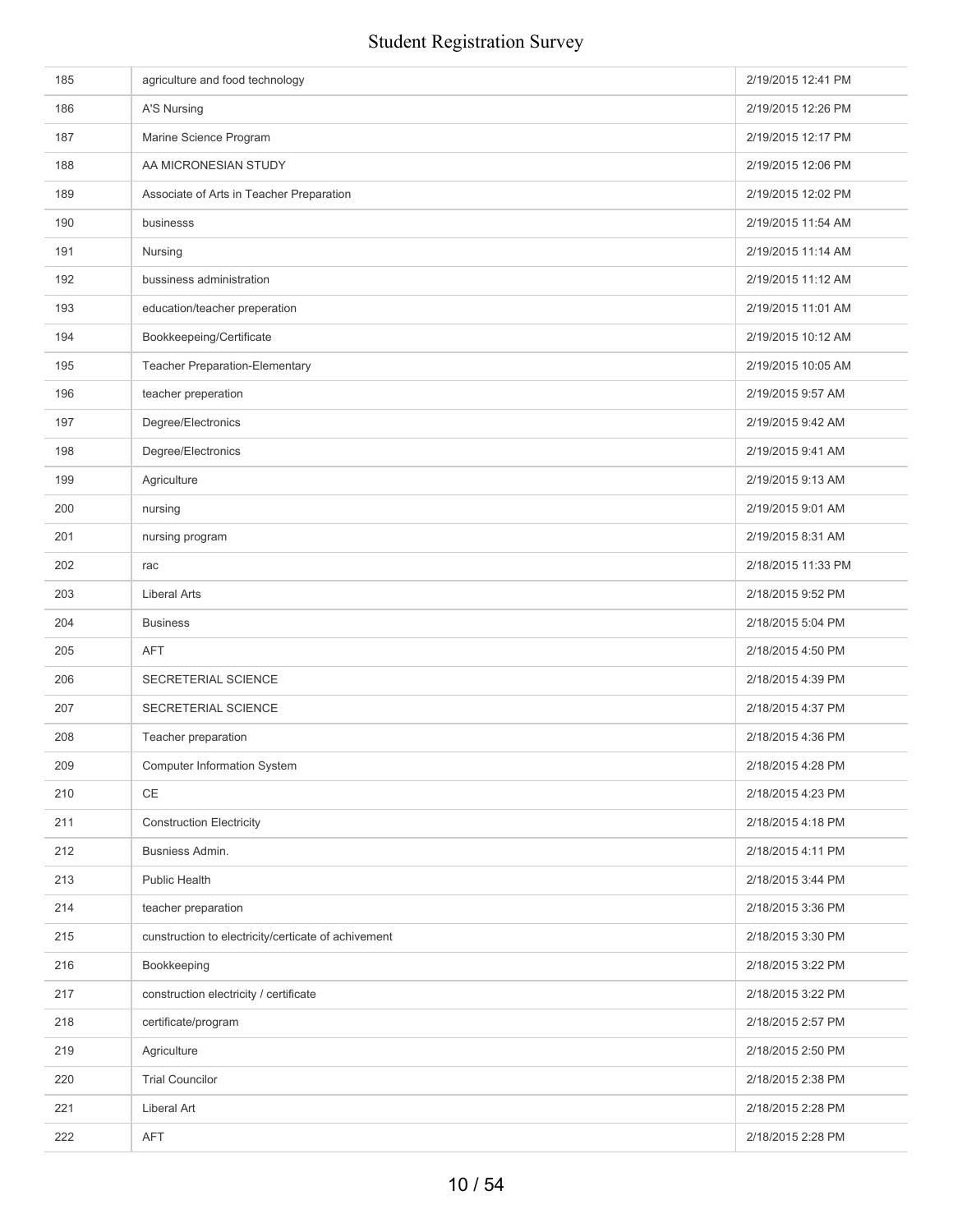| | | |
|---|---|---|
| 185 | agriculture and food technology | 2/19/2015 12:41 PM |
| 186 | A'S Nursing | 2/19/2015 12:26 PM |
| 187 | Marine Science Program | 2/19/2015 12:17 PM |
| 188 | AA MICRONESIAN STUDY | 2/19/2015 12:06 PM |
| 189 | Associate of Arts in Teacher Preparation | 2/19/2015 12:02 PM |
| 190 | businesss | 2/19/2015 11:54 AM |
| 191 | Nursing | 2/19/2015 11:14 AM |
| 192 | bussiness administration | 2/19/2015 11:12 AM |
| 193 | education/teacher preperation | 2/19/2015 11:01 AM |
| 194 | Bookkeepeing/Certificate | 2/19/2015 10:12 AM |
| 195 | Teacher Preparation-Elementary | 2/19/2015 10:05 AM |
| 196 | teacher preperation | 2/19/2015 9:57 AM |
| 197 | Degree/Electronics | 2/19/2015 9:42 AM |
| 198 | Degree/Electronics | 2/19/2015 9:41 AM |
| 199 | Agriculture | 2/19/2015 9:13 AM |
| 200 | nursing | 2/19/2015 9:01 AM |
| 201 | nursing program | 2/19/2015 8:31 AM |
| 202 | rac | 2/18/2015 11:33 PM |
| 203 | Liberal Arts | 2/18/2015 9:52 PM |
| 204 | Business | 2/18/2015 5:04 PM |
| 205 | AFT | 2/18/2015 4:50 PM |
| 206 | SECRETERIAL SCIENCE | 2/18/2015 4:39 PM |
| 207 | SECRETERIAL SCIENCE | 2/18/2015 4:37 PM |
| 208 | Teacher preparation | 2/18/2015 4:36 PM |
| 209 | Computer Information System | 2/18/2015 4:28 PM |
| 210 | CE | 2/18/2015 4:23 PM |
| 211 | Construction Electricity | 2/18/2015 4:18 PM |
| 212 | Busniess Admin. | 2/18/2015 4:11 PM |
| 213 | Public Health | 2/18/2015 3:44 PM |
| 214 | teacher preparation | 2/18/2015 3:36 PM |
| 215 | cunstruction to electricity/certicate of achivement | 2/18/2015 3:30 PM |
| 216 | Bookkeeping | 2/18/2015 3:22 PM |
| 217 | construction electricity / certificate | 2/18/2015 3:22 PM |
| 218 | certificate/program | 2/18/2015 2:57 PM |
| 219 | Agriculture | 2/18/2015 2:50 PM |
| 220 | Trial Councilor | 2/18/2015 2:38 PM |
| 221 | Liberal Art | 2/18/2015 2:28 PM |
| 222 | AFT | 2/18/2015 2:28 PM |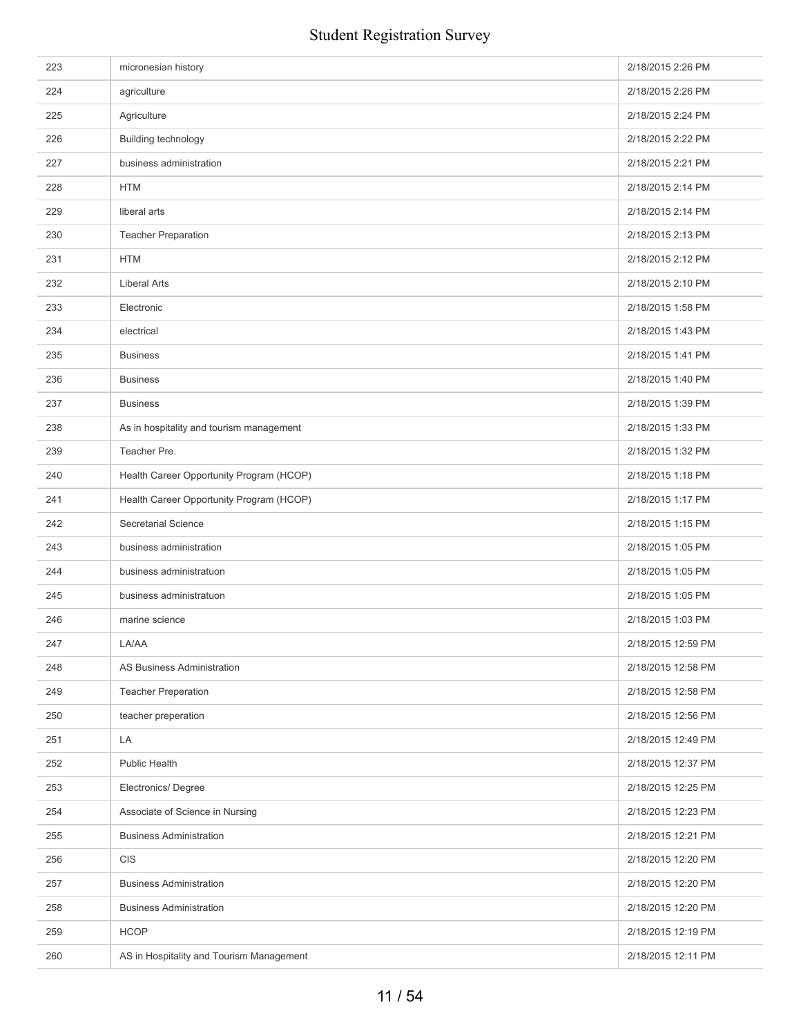| 223 | micronesian history | 2/18/2015 2:26 PM |
|---|---|---|
| 224 | agriculture | 2/18/2015 2:26 PM |
| 225 | Agriculture | 2/18/2015 2:24 PM |
| 226 | Building technology | 2/18/2015 2:22 PM |
| 227 | business administration | 2/18/2015 2:21 PM |
| 228 | HTM | 2/18/2015 2:14 PM |
| 229 | liberal arts | 2/18/2015 2:14 PM |
| 230 | Teacher Preparation | 2/18/2015 2:13 PM |
| 231 | HTM | 2/18/2015 2:12 PM |
| 232 | Liberal Arts | 2/18/2015 2:10 PM |
| 233 | Electronic | 2/18/2015 1:58 PM |
| 234 | electrical | 2/18/2015 1:43 PM |
| 235 | Business | 2/18/2015 1:41 PM |
| 236 | Business | 2/18/2015 1:40 PM |
| 237 | Business | 2/18/2015 1:39 PM |
| 238 | As in hospitality and tourism management | 2/18/2015 1:33 PM |
| 239 | Teacher Pre. | 2/18/2015 1:32 PM |
| 240 | Health Career Opportunity Program (HCOP) | 2/18/2015 1:18 PM |
| 241 | Health Career Opportunity Program (HCOP) | 2/18/2015 1:17 PM |
| 242 | Secretarial Science | 2/18/2015 1:15 PM |
| 243 | business administration | 2/18/2015 1:05 PM |
| 244 | business administratuon | 2/18/2015 1:05 PM |
| 245 | business administratuon | 2/18/2015 1:05 PM |
| 246 | marine science | 2/18/2015 1:03 PM |
| 247 | LA/AA | 2/18/2015 12:59 PM |
| 248 | AS Business Administration | 2/18/2015 12:58 PM |
| 249 | Teacher Preperation | 2/18/2015 12:58 PM |
| 250 | teacher preperation | 2/18/2015 12:56 PM |
| 251 | LA | 2/18/2015 12:49 PM |
| 252 | Public Health | 2/18/2015 12:37 PM |
| 253 | Electronics/ Degree | 2/18/2015 12:25 PM |
| 254 | Associate of Science in Nursing | 2/18/2015 12:23 PM |
| 255 | Business Administration | 2/18/2015 12:21 PM |
| 256 | CIS | 2/18/2015 12:20 PM |
| 257 | Business Administration | 2/18/2015 12:20 PM |
| 258 | Business Administration | 2/18/2015 12:20 PM |
| 259 | HCOP | 2/18/2015 12:19 PM |
| 260 | AS in Hospitality and Tourism Management | 2/18/2015 12:11 PM |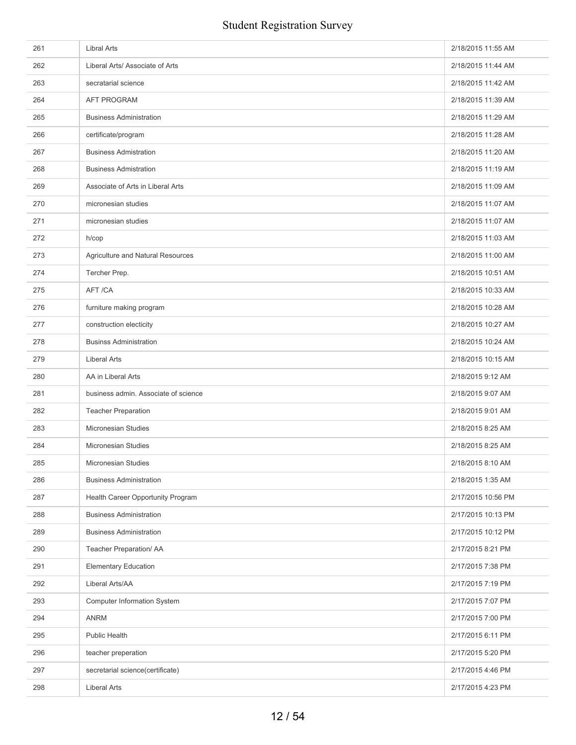| | | |
|---|---|---|
| 261 | Libral Arts | 2/18/2015 11:55 AM |
| 262 | Liberal Arts/ Associate of Arts | 2/18/2015 11:44 AM |
| 263 | secratarial science | 2/18/2015 11:42 AM |
| 264 | AFT PROGRAM | 2/18/2015 11:39 AM |
| 265 | Business Administration | 2/18/2015 11:29 AM |
| 266 | certificate/program | 2/18/2015 11:28 AM |
| 267 | Business Admistration | 2/18/2015 11:20 AM |
| 268 | Business Admistration | 2/18/2015 11:19 AM |
| 269 | Associate of Arts in Liberal Arts | 2/18/2015 11:09 AM |
| 270 | micronesian studies | 2/18/2015 11:07 AM |
| 271 | micronesian studies | 2/18/2015 11:07 AM |
| 272 | h/cop | 2/18/2015 11:03 AM |
| 273 | Agriculture and Natural Resources | 2/18/2015 11:00 AM |
| 274 | Tercher Prep. | 2/18/2015 10:51 AM |
| 275 | AFT /CA | 2/18/2015 10:33 AM |
| 276 | furniture making program | 2/18/2015 10:28 AM |
| 277 | construction electicity | 2/18/2015 10:27 AM |
| 278 | Businss Administration | 2/18/2015 10:24 AM |
| 279 | Liberal Arts | 2/18/2015 10:15 AM |
| 280 | AA in Liberal Arts | 2/18/2015 9:12 AM |
| 281 | business admin. Associate of science | 2/18/2015 9:07 AM |
| 282 | Teacher Preparation | 2/18/2015 9:01 AM |
| 283 | Micronesian Studies | 2/18/2015 8:25 AM |
| 284 | Micronesian Studies | 2/18/2015 8:25 AM |
| 285 | Micronesian Studies | 2/18/2015 8:10 AM |
| 286 | Business Administration | 2/18/2015 1:35 AM |
| 287 | Health Career Opportunity Program | 2/17/2015 10:56 PM |
| 288 | Business Administration | 2/17/2015 10:13 PM |
| 289 | Business Administration | 2/17/2015 10:12 PM |
| 290 | Teacher Preparation/ AA | 2/17/2015 8:21 PM |
| 291 | Elementary Education | 2/17/2015 7:38 PM |
| 292 | Liberal Arts/AA | 2/17/2015 7:19 PM |
| 293 | Computer Information System | 2/17/2015 7:07 PM |
| 294 | ANRM | 2/17/2015 7:00 PM |
| 295 | Public Health | 2/17/2015 6:11 PM |
| 296 | teacher preperation | 2/17/2015 5:20 PM |
| 297 | secretarial science(certificate) | 2/17/2015 4:46 PM |
| 298 | Liberal Arts | 2/17/2015 4:23 PM |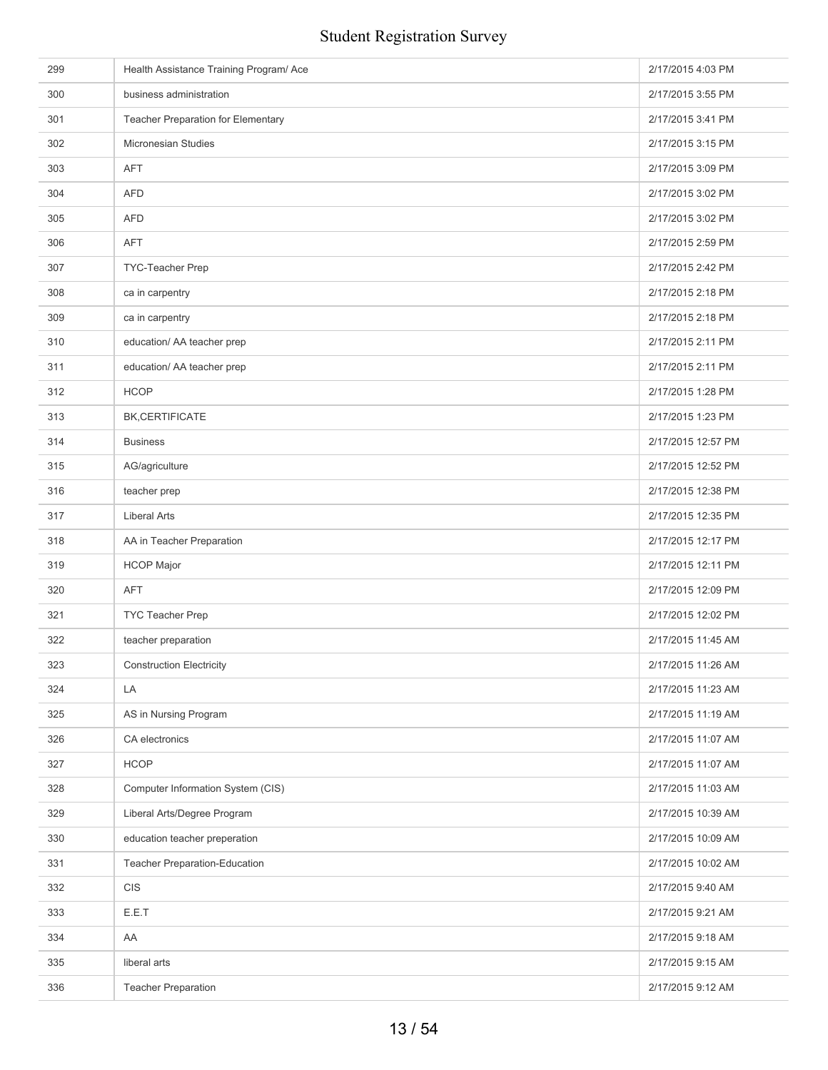| | | |
|---|---|---|
| 299 | Health Assistance Training Program/ Ace | 2/17/2015 4:03 PM |
| 300 | business administration | 2/17/2015 3:55 PM |
| 301 | Teacher Preparation for Elementary | 2/17/2015 3:41 PM |
| 302 | Micronesian Studies | 2/17/2015 3:15 PM |
| 303 | AFT | 2/17/2015 3:09 PM |
| 304 | AFD | 2/17/2015 3:02 PM |
| 305 | AFD | 2/17/2015 3:02 PM |
| 306 | AFT | 2/17/2015 2:59 PM |
| 307 | TYC-Teacher Prep | 2/17/2015 2:42 PM |
| 308 | ca in carpentry | 2/17/2015 2:18 PM |
| 309 | ca in carpentry | 2/17/2015 2:18 PM |
| 310 | education/ AA teacher prep | 2/17/2015 2:11 PM |
| 311 | education/ AA teacher prep | 2/17/2015 2:11 PM |
| 312 | HCOP | 2/17/2015 1:28 PM |
| 313 | BK,CERTIFICATE | 2/17/2015 1:23 PM |
| 314 | Business | 2/17/2015 12:57 PM |
| 315 | AG/agriculture | 2/17/2015 12:52 PM |
| 316 | teacher prep | 2/17/2015 12:38 PM |
| 317 | Liberal Arts | 2/17/2015 12:35 PM |
| 318 | AA in Teacher Preparation | 2/17/2015 12:17 PM |
| 319 | HCOP Major | 2/17/2015 12:11 PM |
| 320 | AFT | 2/17/2015 12:09 PM |
| 321 | TYC Teacher Prep | 2/17/2015 12:02 PM |
| 322 | teacher preparation | 2/17/2015 11:45 AM |
| 323 | Construction Electricity | 2/17/2015 11:26 AM |
| 324 | LA | 2/17/2015 11:23 AM |
| 325 | AS in Nursing Program | 2/17/2015 11:19 AM |
| 326 | CA electronics | 2/17/2015 11:07 AM |
| 327 | HCOP | 2/17/2015 11:07 AM |
| 328 | Computer Information System (CIS) | 2/17/2015 11:03 AM |
| 329 | Liberal Arts/Degree Program | 2/17/2015 10:39 AM |
| 330 | education teacher preperation | 2/17/2015 10:09 AM |
| 331 | Teacher Preparation-Education | 2/17/2015 10:02 AM |
| 332 | CIS | 2/17/2015 9:40 AM |
| 333 | E.E.T | 2/17/2015 9:21 AM |
| 334 | AA | 2/17/2015 9:18 AM |
| 335 | liberal arts | 2/17/2015 9:15 AM |
| 336 | Teacher Preparation | 2/17/2015 9:12 AM |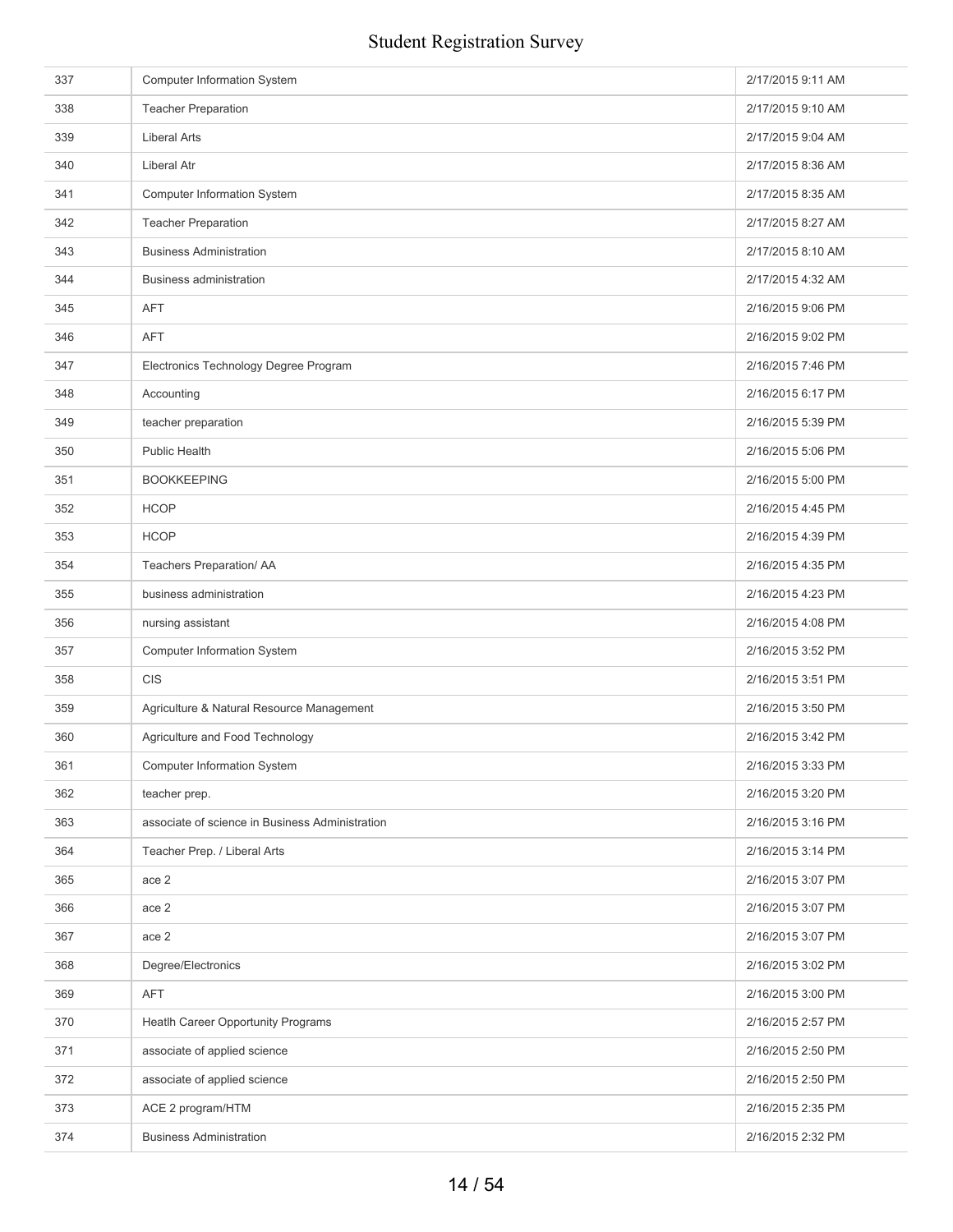| 337 | Computer Information System | 2/17/2015 9:11 AM |
|---|---|---|
| 338 | Teacher Preparation | 2/17/2015 9:10 AM |
| 339 | Liberal Arts | 2/17/2015 9:04 AM |
| 340 | Liberal Atr | 2/17/2015 8:36 AM |
| 341 | Computer Information System | 2/17/2015 8:35 AM |
| 342 | Teacher Preparation | 2/17/2015 8:27 AM |
| 343 | Business Administration | 2/17/2015 8:10 AM |
| 344 | Business administration | 2/17/2015 4:32 AM |
| 345 | AFT | 2/16/2015 9:06 PM |
| 346 | AFT | 2/16/2015 9:02 PM |
| 347 | Electronics Technology Degree Program | 2/16/2015 7:46 PM |
| 348 | Accounting | 2/16/2015 6:17 PM |
| 349 | teacher preparation | 2/16/2015 5:39 PM |
| 350 | Public Health | 2/16/2015 5:06 PM |
| 351 | BOOKKEEPING | 2/16/2015 5:00 PM |
| 352 | HCOP | 2/16/2015 4:45 PM |
| 353 | HCOP | 2/16/2015 4:39 PM |
| 354 | Teachers Preparation/ AA | 2/16/2015 4:35 PM |
| 355 | business administration | 2/16/2015 4:23 PM |
| 356 | nursing assistant | 2/16/2015 4:08 PM |
| 357 | Computer Information System | 2/16/2015 3:52 PM |
| 358 | CIS | 2/16/2015 3:51 PM |
| 359 | Agriculture & Natural Resource Management | 2/16/2015 3:50 PM |
| 360 | Agriculture and Food Technology | 2/16/2015 3:42 PM |
| 361 | Computer Information System | 2/16/2015 3:33 PM |
| 362 | teacher prep. | 2/16/2015 3:20 PM |
| 363 | associate of science in Business Administration | 2/16/2015 3:16 PM |
| 364 | Teacher Prep. / Liberal Arts | 2/16/2015 3:14 PM |
| 365 | ace 2 | 2/16/2015 3:07 PM |
| 366 | ace 2 | 2/16/2015 3:07 PM |
| 367 | ace 2 | 2/16/2015 3:07 PM |
| 368 | Degree/Electronics | 2/16/2015 3:02 PM |
| 369 | AFT | 2/16/2015 3:00 PM |
| 370 | Heatlh Career Opportunity Programs | 2/16/2015 2:57 PM |
| 371 | associate of applied science | 2/16/2015 2:50 PM |
| 372 | associate of applied science | 2/16/2015 2:50 PM |
| 373 | ACE 2 program/HTM | 2/16/2015 2:35 PM |
| 374 | Business Administration | 2/16/2015 2:32 PM |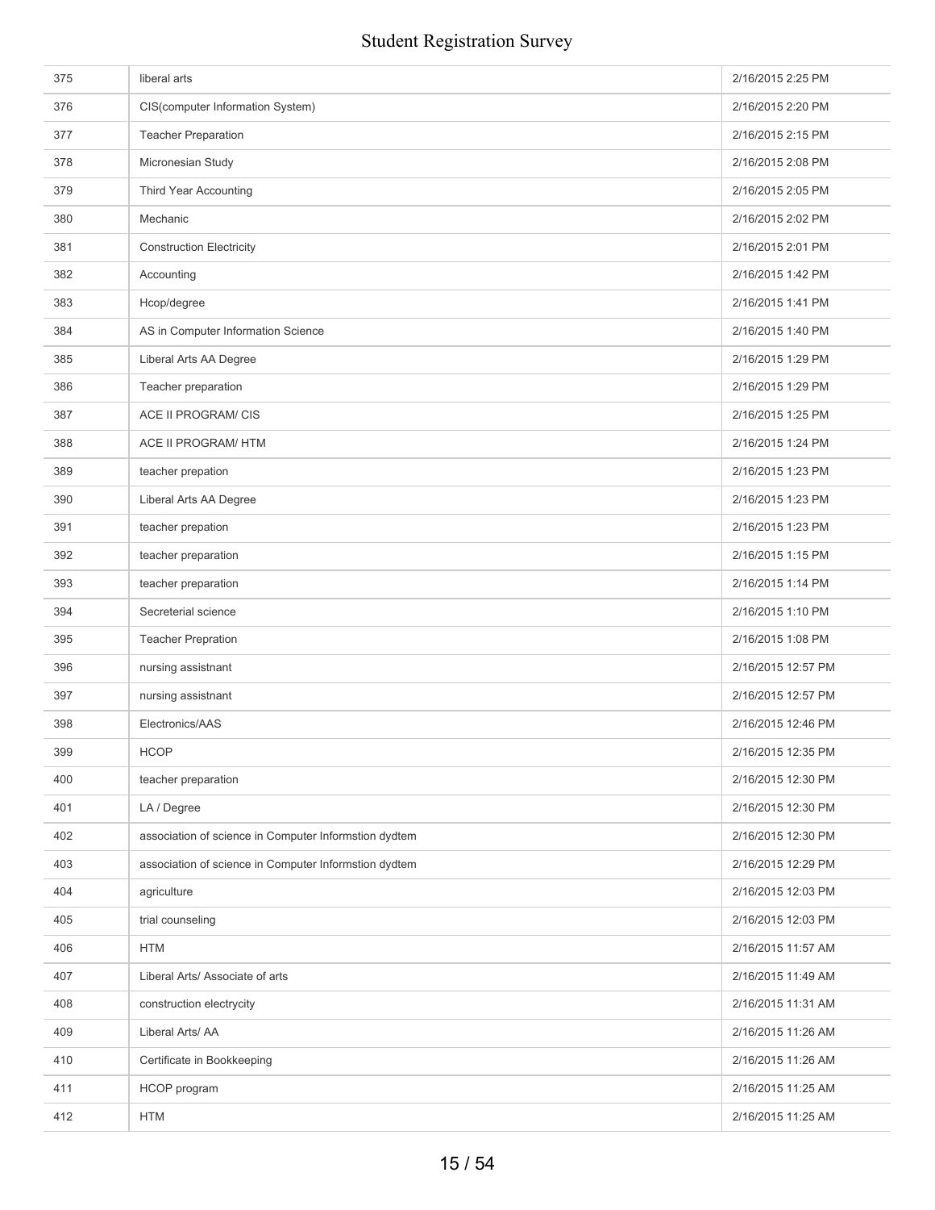| | | |
|---|---|---|
| 375 | liberal arts | 2/16/2015 2:25 PM |
| 376 | CIS(computer Information System) | 2/16/2015 2:20 PM |
| 377 | Teacher Preparation | 2/16/2015 2:15 PM |
| 378 | Micronesian Study | 2/16/2015 2:08 PM |
| 379 | Third Year Accounting | 2/16/2015 2:05 PM |
| 380 | Mechanic | 2/16/2015 2:02 PM |
| 381 | Construction Electricity | 2/16/2015 2:01 PM |
| 382 | Accounting | 2/16/2015 1:42 PM |
| 383 | Hcop/degree | 2/16/2015 1:41 PM |
| 384 | AS in Computer Information Science | 2/16/2015 1:40 PM |
| 385 | Liberal Arts AA Degree | 2/16/2015 1:29 PM |
| 386 | Teacher preparation | 2/16/2015 1:29 PM |
| 387 | ACE II PROGRAM/ CIS | 2/16/2015 1:25 PM |
| 388 | ACE II PROGRAM/ HTM | 2/16/2015 1:24 PM |
| 389 | teacher prepation | 2/16/2015 1:23 PM |
| 390 | Liberal Arts AA Degree | 2/16/2015 1:23 PM |
| 391 | teacher prepation | 2/16/2015 1:23 PM |
| 392 | teacher preparation | 2/16/2015 1:15 PM |
| 393 | teacher preparation | 2/16/2015 1:14 PM |
| 394 | Secreterial science | 2/16/2015 1:10 PM |
| 395 | Teacher Prepration | 2/16/2015 1:08 PM |
| 396 | nursing assistnant | 2/16/2015 12:57 PM |
| 397 | nursing assistnant | 2/16/2015 12:57 PM |
| 398 | Electronics/AAS | 2/16/2015 12:46 PM |
| 399 | HCOP | 2/16/2015 12:35 PM |
| 400 | teacher preparation | 2/16/2015 12:30 PM |
| 401 | LA / Degree | 2/16/2015 12:30 PM |
| 402 | association of science in Computer Informstion dydtem | 2/16/2015 12:30 PM |
| 403 | association of science in Computer Informstion dydtem | 2/16/2015 12:29 PM |
| 404 | agriculture | 2/16/2015 12:03 PM |
| 405 | trial counseling | 2/16/2015 12:03 PM |
| 406 | HTM | 2/16/2015 11:57 AM |
| 407 | Liberal Arts/ Associate of arts | 2/16/2015 11:49 AM |
| 408 | construction electrycity | 2/16/2015 11:31 AM |
| 409 | Liberal Arts/ AA | 2/16/2015 11:26 AM |
| 410 | Certificate in Bookkeeping | 2/16/2015 11:26 AM |
| 411 | HCOP program | 2/16/2015 11:25 AM |
| 412 | HTM | 2/16/2015 11:25 AM |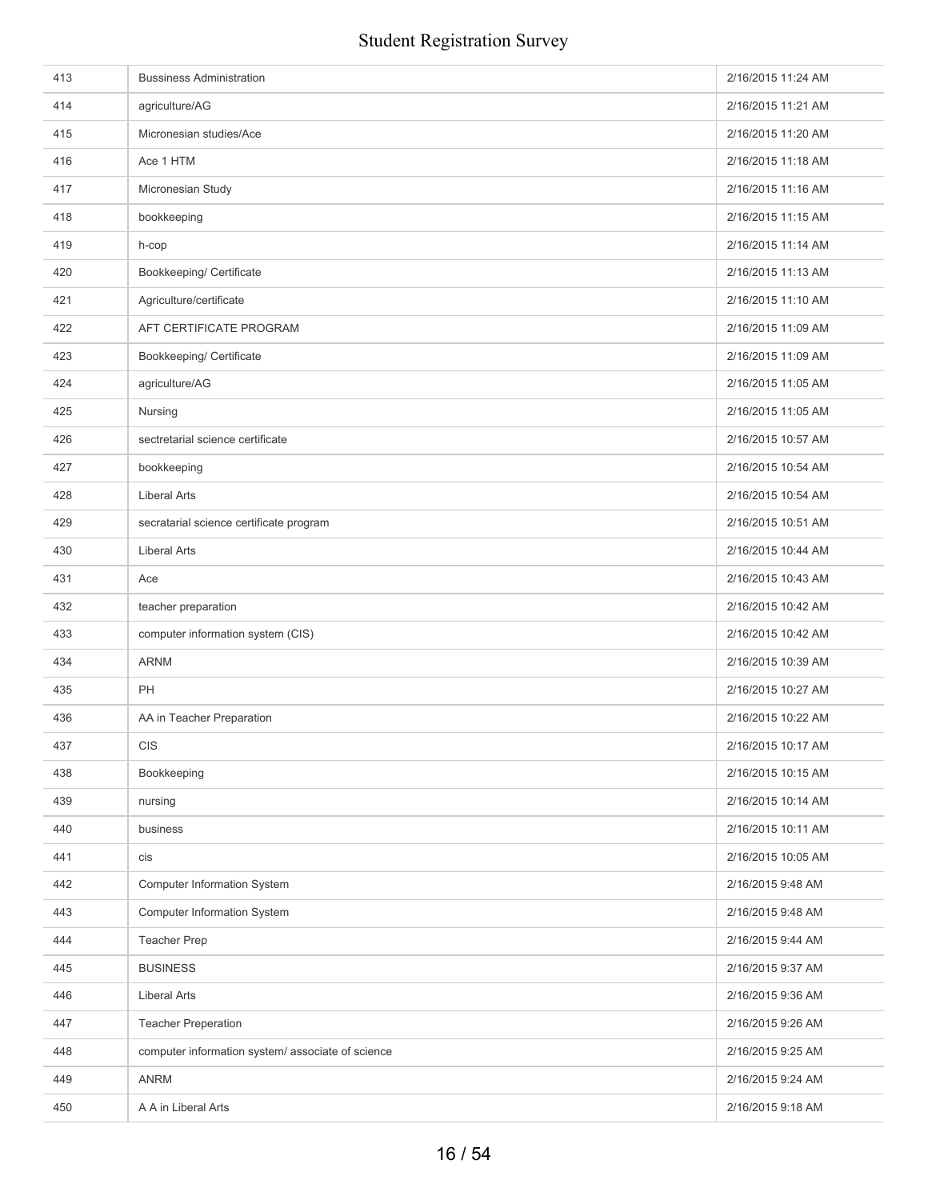| | | |
|---|---|---|
| 413 | Bussiness Administration | 2/16/2015 11:24 AM |
| 414 | agriculture/AG | 2/16/2015 11:21 AM |
| 415 | Micronesian studies/Ace | 2/16/2015 11:20 AM |
| 416 | Ace 1 HTM | 2/16/2015 11:18 AM |
| 417 | Micronesian Study | 2/16/2015 11:16 AM |
| 418 | bookkeeping | 2/16/2015 11:15 AM |
| 419 | h-cop | 2/16/2015 11:14 AM |
| 420 | Bookkeeping/ Certificate | 2/16/2015 11:13 AM |
| 421 | Agriculture/certificate | 2/16/2015 11:10 AM |
| 422 | AFT CERTIFICATE PROGRAM | 2/16/2015 11:09 AM |
| 423 | Bookkeeping/ Certificate | 2/16/2015 11:09 AM |
| 424 | agriculture/AG | 2/16/2015 11:05 AM |
| 425 | Nursing | 2/16/2015 11:05 AM |
| 426 | sectretarial science certificate | 2/16/2015 10:57 AM |
| 427 | bookkeeping | 2/16/2015 10:54 AM |
| 428 | Liberal Arts | 2/16/2015 10:54 AM |
| 429 | secratarial science certificate program | 2/16/2015 10:51 AM |
| 430 | Liberal Arts | 2/16/2015 10:44 AM |
| 431 | Ace | 2/16/2015 10:43 AM |
| 432 | teacher preparation | 2/16/2015 10:42 AM |
| 433 | computer information system (CIS) | 2/16/2015 10:42 AM |
| 434 | ARNM | 2/16/2015 10:39 AM |
| 435 | PH | 2/16/2015 10:27 AM |
| 436 | AA in Teacher Preparation | 2/16/2015 10:22 AM |
| 437 | CIS | 2/16/2015 10:17 AM |
| 438 | Bookkeeping | 2/16/2015 10:15 AM |
| 439 | nursing | 2/16/2015 10:14 AM |
| 440 | business | 2/16/2015 10:11 AM |
| 441 | cis | 2/16/2015 10:05 AM |
| 442 | Computer Information System | 2/16/2015 9:48 AM |
| 443 | Computer Information System | 2/16/2015 9:48 AM |
| 444 | Teacher Prep | 2/16/2015 9:44 AM |
| 445 | BUSINESS | 2/16/2015 9:37 AM |
| 446 | Liberal Arts | 2/16/2015 9:36 AM |
| 447 | Teacher Preperation | 2/16/2015 9:26 AM |
| 448 | computer information system/ associate of science | 2/16/2015 9:25 AM |
| 449 | ANRM | 2/16/2015 9:24 AM |
| 450 | A A in Liberal Arts | 2/16/2015 9:18 AM |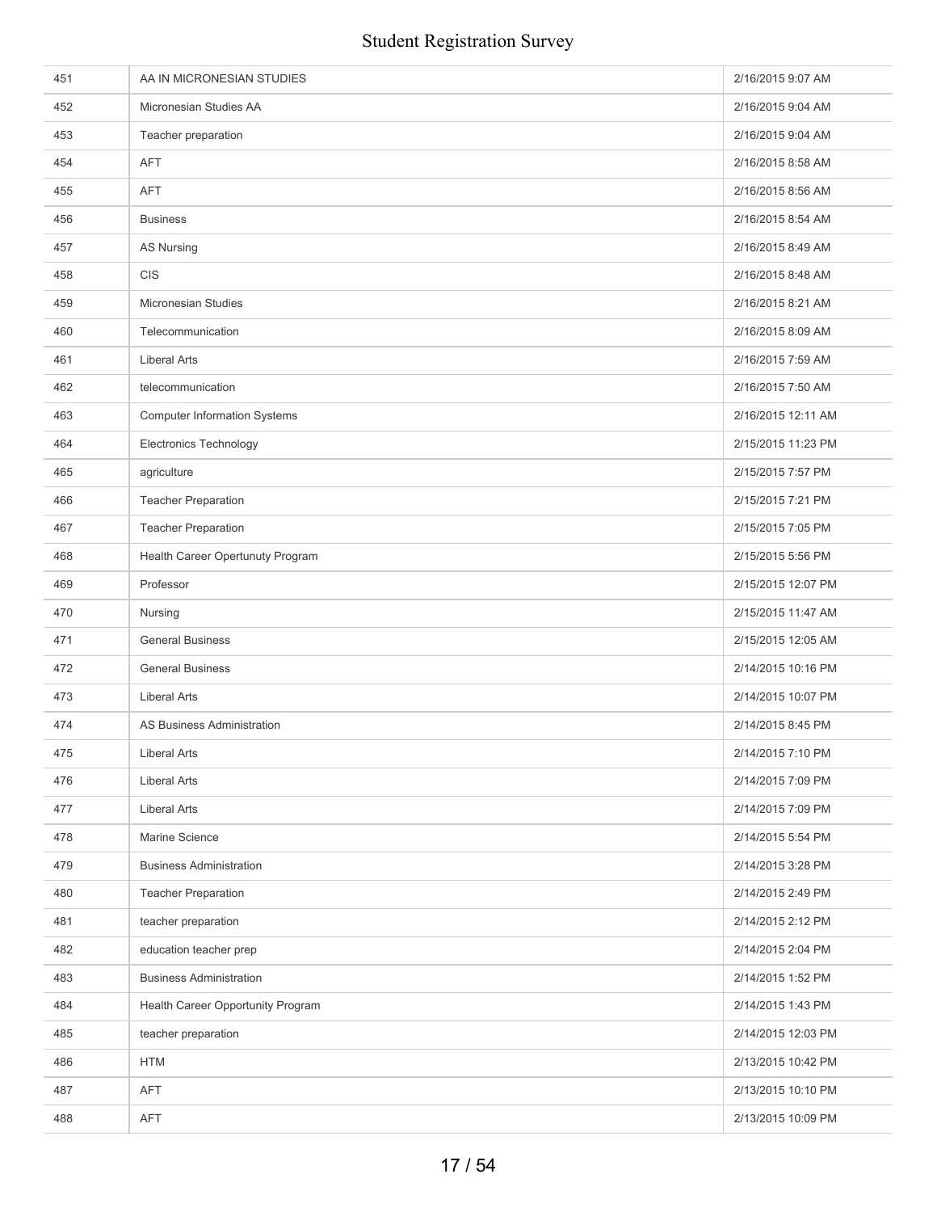| | | |
|---|---|---|
| 451 | AA IN MICRONESIAN STUDIES | 2/16/2015 9:07 AM |
| 452 | Micronesian Studies AA | 2/16/2015 9:04 AM |
| 453 | Teacher preparation | 2/16/2015 9:04 AM |
| 454 | AFT | 2/16/2015 8:58 AM |
| 455 | AFT | 2/16/2015 8:56 AM |
| 456 | Business | 2/16/2015 8:54 AM |
| 457 | AS Nursing | 2/16/2015 8:49 AM |
| 458 | CIS | 2/16/2015 8:48 AM |
| 459 | Micronesian Studies | 2/16/2015 8:21 AM |
| 460 | Telecommunication | 2/16/2015 8:09 AM |
| 461 | Liberal Arts | 2/16/2015 7:59 AM |
| 462 | telecommunication | 2/16/2015 7:50 AM |
| 463 | Computer Information Systems | 2/16/2015 12:11 AM |
| 464 | Electronics Technology | 2/15/2015 11:23 PM |
| 465 | agriculture | 2/15/2015 7:57 PM |
| 466 | Teacher Preparation | 2/15/2015 7:21 PM |
| 467 | Teacher Preparation | 2/15/2015 7:05 PM |
| 468 | Health Career Opertunuty Program | 2/15/2015 5:56 PM |
| 469 | Professor | 2/15/2015 12:07 PM |
| 470 | Nursing | 2/15/2015 11:47 AM |
| 471 | General Business | 2/15/2015 12:05 AM |
| 472 | General Business | 2/14/2015 10:16 PM |
| 473 | Liberal Arts | 2/14/2015 10:07 PM |
| 474 | AS Business Administration | 2/14/2015 8:45 PM |
| 475 | Liberal Arts | 2/14/2015 7:10 PM |
| 476 | Liberal Arts | 2/14/2015 7:09 PM |
| 477 | Liberal Arts | 2/14/2015 7:09 PM |
| 478 | Marine Science | 2/14/2015 5:54 PM |
| 479 | Business Administration | 2/14/2015 3:28 PM |
| 480 | Teacher Preparation | 2/14/2015 2:49 PM |
| 481 | teacher preparation | 2/14/2015 2:12 PM |
| 482 | education teacher prep | 2/14/2015 2:04 PM |
| 483 | Business Administration | 2/14/2015 1:52 PM |
| 484 | Health Career Opportunity Program | 2/14/2015 1:43 PM |
| 485 | teacher preparation | 2/14/2015 12:03 PM |
| 486 | HTM | 2/13/2015 10:42 PM |
| 487 | AFT | 2/13/2015 10:10 PM |
| 488 | AFT | 2/13/2015 10:09 PM |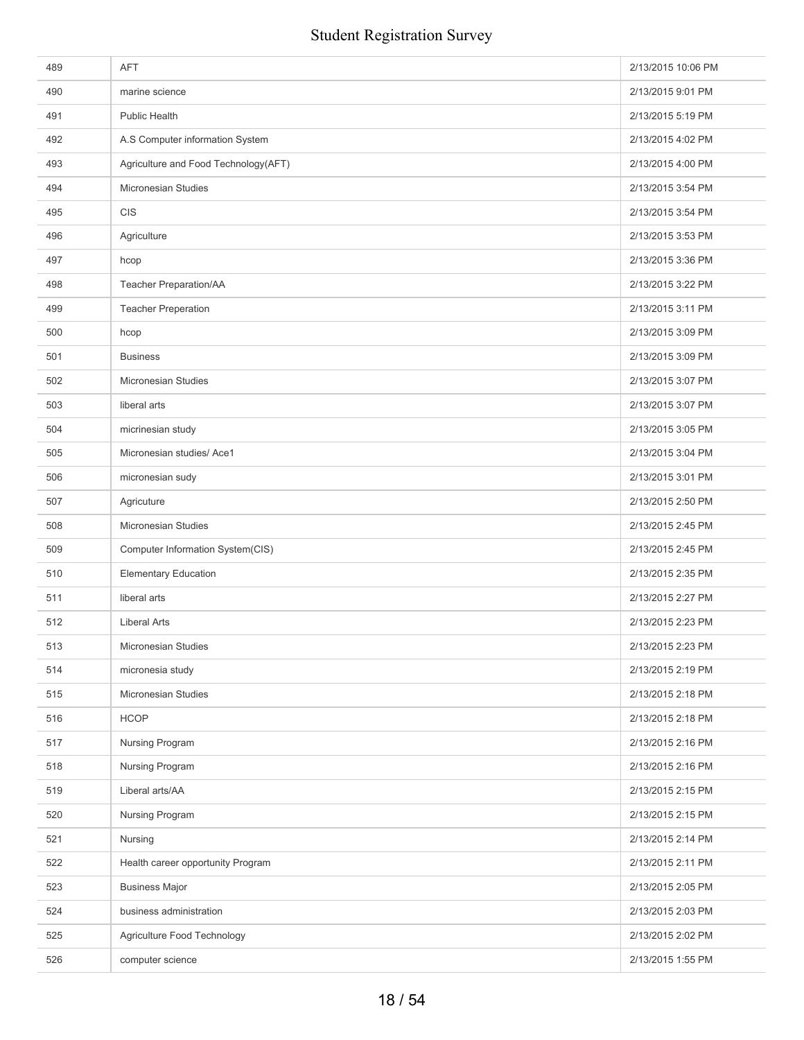| | | |
|---|---|---|
| 489 | AFT | 2/13/2015 10:06 PM |
| 490 | marine science | 2/13/2015 9:01 PM |
| 491 | Public Health | 2/13/2015 5:19 PM |
| 492 | A.S Computer information System | 2/13/2015 4:02 PM |
| 493 | Agriculture and Food Technology(AFT) | 2/13/2015 4:00 PM |
| 494 | Micronesian Studies | 2/13/2015 3:54 PM |
| 495 | CIS | 2/13/2015 3:54 PM |
| 496 | Agriculture | 2/13/2015 3:53 PM |
| 497 | hcop | 2/13/2015 3:36 PM |
| 498 | Teacher Preparation/AA | 2/13/2015 3:22 PM |
| 499 | Teacher Preperation | 2/13/2015 3:11 PM |
| 500 | hcop | 2/13/2015 3:09 PM |
| 501 | Business | 2/13/2015 3:09 PM |
| 502 | Micronesian Studies | 2/13/2015 3:07 PM |
| 503 | liberal arts | 2/13/2015 3:07 PM |
| 504 | micrinesian study | 2/13/2015 3:05 PM |
| 505 | Micronesian studies/ Ace1 | 2/13/2015 3:04 PM |
| 506 | micronesian sudy | 2/13/2015 3:01 PM |
| 507 | Agricuture | 2/13/2015 2:50 PM |
| 508 | Micronesian Studies | 2/13/2015 2:45 PM |
| 509 | Computer Information System(CIS) | 2/13/2015 2:45 PM |
| 510 | Elementary Education | 2/13/2015 2:35 PM |
| 511 | liberal arts | 2/13/2015 2:27 PM |
| 512 | Liberal Arts | 2/13/2015 2:23 PM |
| 513 | Micronesian Studies | 2/13/2015 2:23 PM |
| 514 | micronesia study | 2/13/2015 2:19 PM |
| 515 | Micronesian Studies | 2/13/2015 2:18 PM |
| 516 | HCOP | 2/13/2015 2:18 PM |
| 517 | Nursing Program | 2/13/2015 2:16 PM |
| 518 | Nursing Program | 2/13/2015 2:16 PM |
| 519 | Liberal arts/AA | 2/13/2015 2:15 PM |
| 520 | Nursing Program | 2/13/2015 2:15 PM |
| 521 | Nursing | 2/13/2015 2:14 PM |
| 522 | Health career opportunity Program | 2/13/2015 2:11 PM |
| 523 | Business Major | 2/13/2015 2:05 PM |
| 524 | business administration | 2/13/2015 2:03 PM |
| 525 | Agriculture Food Technology | 2/13/2015 2:02 PM |
| 526 | computer science | 2/13/2015 1:55 PM |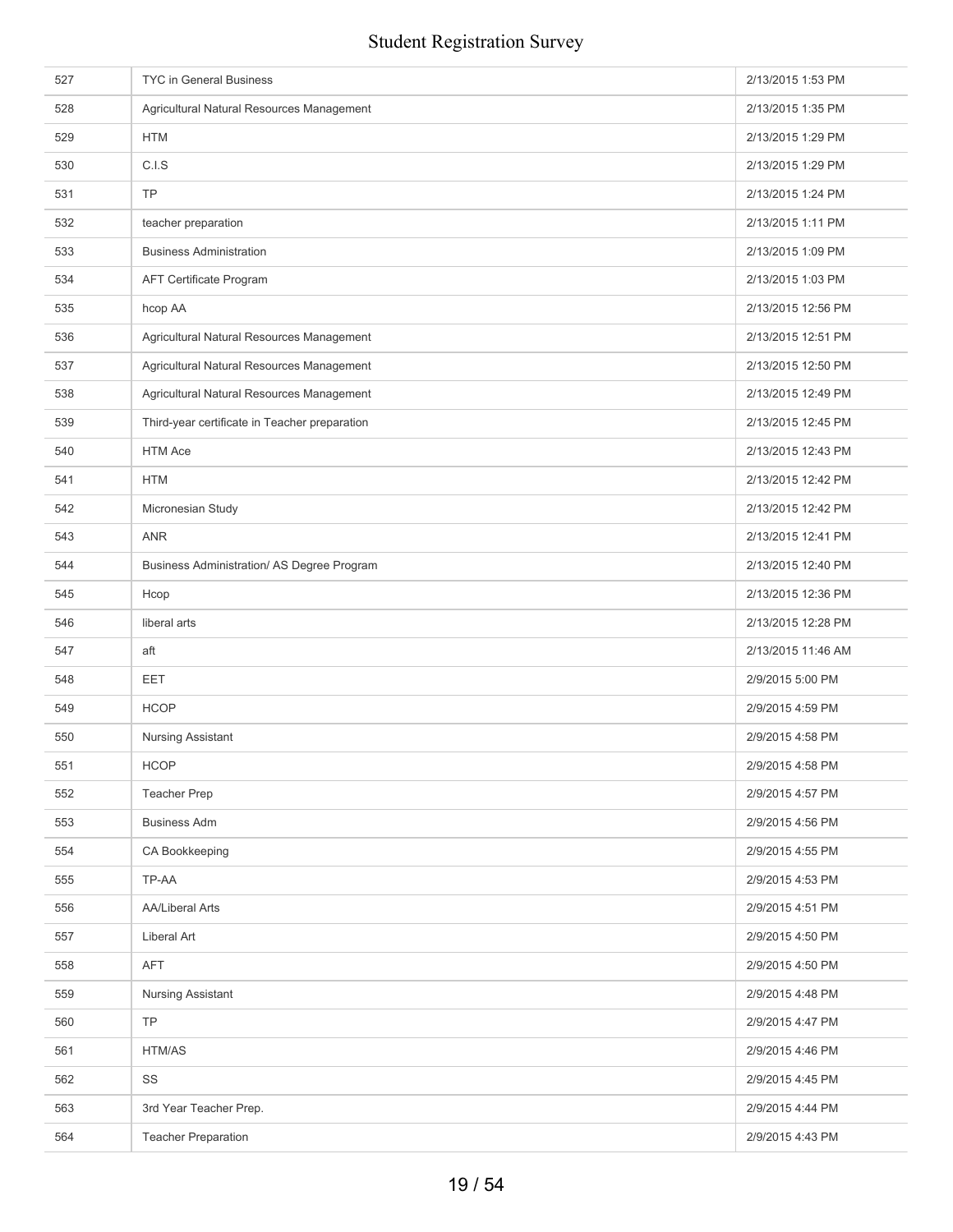| | | |
|---|---|---|
| 527 | TYC in General Business | 2/13/2015 1:53 PM |
| 528 | Agricultural Natural Resources Management | 2/13/2015 1:35 PM |
| 529 | HTM | 2/13/2015 1:29 PM |
| 530 | C.I.S | 2/13/2015 1:29 PM |
| 531 | TP | 2/13/2015 1:24 PM |
| 532 | teacher preparation | 2/13/2015 1:11 PM |
| 533 | Business Administration | 2/13/2015 1:09 PM |
| 534 | AFT Certificate Program | 2/13/2015 1:03 PM |
| 535 | hcop AA | 2/13/2015 12:56 PM |
| 536 | Agricultural Natural Resources Management | 2/13/2015 12:51 PM |
| 537 | Agricultural Natural Resources Management | 2/13/2015 12:50 PM |
| 538 | Agricultural Natural Resources Management | 2/13/2015 12:49 PM |
| 539 | Third-year certificate in Teacher preparation | 2/13/2015 12:45 PM |
| 540 | HTM Ace | 2/13/2015 12:43 PM |
| 541 | HTM | 2/13/2015 12:42 PM |
| 542 | Micronesian Study | 2/13/2015 12:42 PM |
| 543 | ANR | 2/13/2015 12:41 PM |
| 544 | Business Administration/ AS Degree Program | 2/13/2015 12:40 PM |
| 545 | Hcop | 2/13/2015 12:36 PM |
| 546 | liberal arts | 2/13/2015 12:28 PM |
| 547 | aft | 2/13/2015 11:46 AM |
| 548 | EET | 2/9/2015 5:00 PM |
| 549 | HCOP | 2/9/2015 4:59 PM |
| 550 | Nursing Assistant | 2/9/2015 4:58 PM |
| 551 | HCOP | 2/9/2015 4:58 PM |
| 552 | Teacher Prep | 2/9/2015 4:57 PM |
| 553 | Business Adm | 2/9/2015 4:56 PM |
| 554 | CA Bookkeeping | 2/9/2015 4:55 PM |
| 555 | TP-AA | 2/9/2015 4:53 PM |
| 556 | AA/Liberal Arts | 2/9/2015 4:51 PM |
| 557 | Liberal Art | 2/9/2015 4:50 PM |
| 558 | AFT | 2/9/2015 4:50 PM |
| 559 | Nursing Assistant | 2/9/2015 4:48 PM |
| 560 | TP | 2/9/2015 4:47 PM |
| 561 | HTM/AS | 2/9/2015 4:46 PM |
| 562 | SS | 2/9/2015 4:45 PM |
| 563 | 3rd Year Teacher Prep. | 2/9/2015 4:44 PM |
| 564 | Teacher Preparation | 2/9/2015 4:43 PM |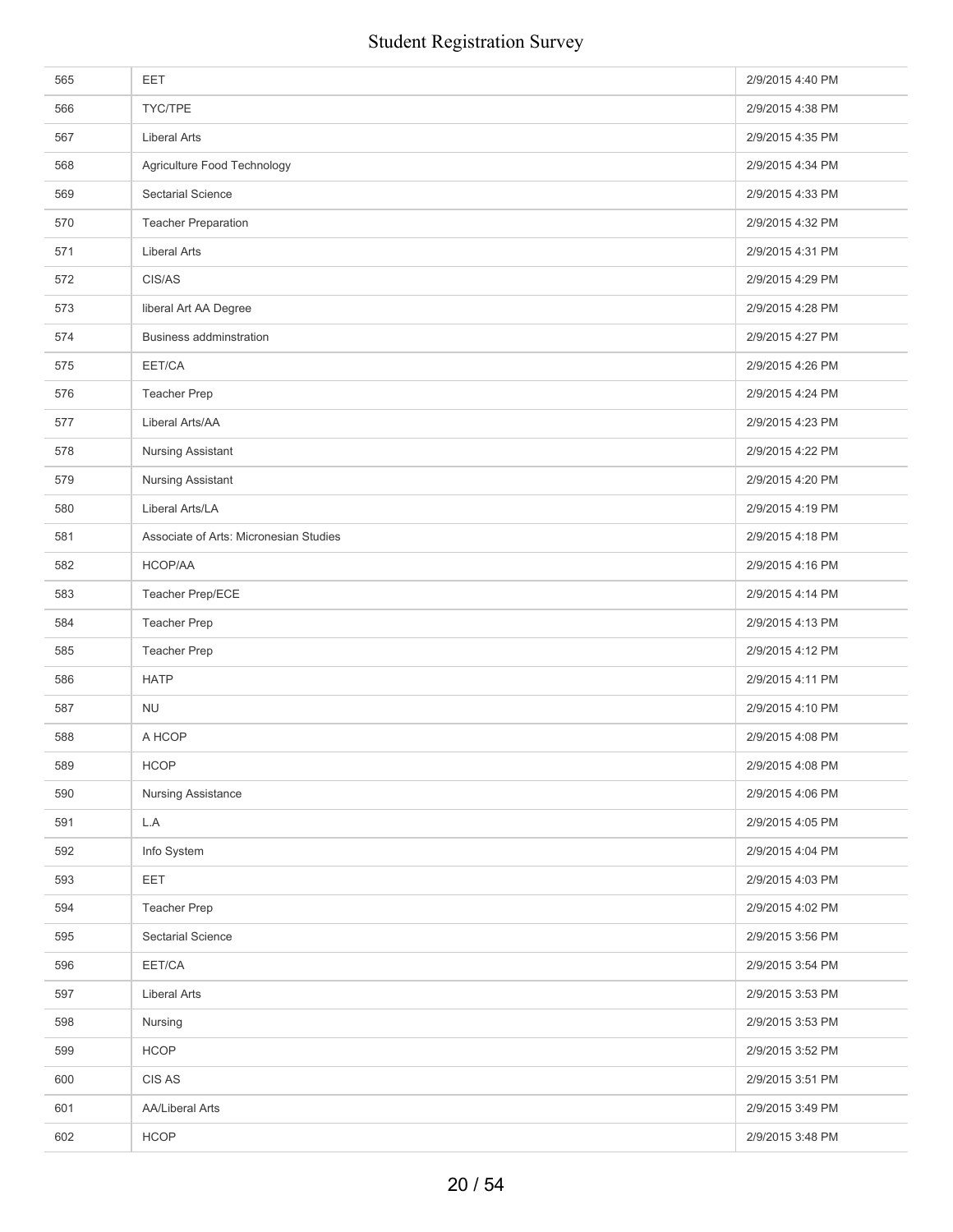| 565 | EET | 2/9/2015 4:40 PM |
|---|---|---|
| 566 | TYC/TPE | 2/9/2015 4:38 PM |
| 567 | Liberal Arts | 2/9/2015 4:35 PM |
| 568 | Agriculture Food Technology | 2/9/2015 4:34 PM |
| 569 | Sectarial Science | 2/9/2015 4:33 PM |
| 570 | Teacher Preparation | 2/9/2015 4:32 PM |
| 571 | Liberal Arts | 2/9/2015 4:31 PM |
| 572 | CIS/AS | 2/9/2015 4:29 PM |
| 573 | liberal Art AA Degree | 2/9/2015 4:28 PM |
| 574 | Business addminstration | 2/9/2015 4:27 PM |
| 575 | EET/CA | 2/9/2015 4:26 PM |
| 576 | Teacher Prep | 2/9/2015 4:24 PM |
| 577 | Liberal Arts/AA | 2/9/2015 4:23 PM |
| 578 | Nursing Assistant | 2/9/2015 4:22 PM |
| 579 | Nursing Assistant | 2/9/2015 4:20 PM |
| 580 | Liberal Arts/LA | 2/9/2015 4:19 PM |
| 581 | Associate of Arts: Micronesian Studies | 2/9/2015 4:18 PM |
| 582 | HCOP/AA | 2/9/2015 4:16 PM |
| 583 | Teacher Prep/ECE | 2/9/2015 4:14 PM |
| 584 | Teacher Prep | 2/9/2015 4:13 PM |
| 585 | Teacher Prep | 2/9/2015 4:12 PM |
| 586 | HATP | 2/9/2015 4:11 PM |
| 587 | NU | 2/9/2015 4:10 PM |
| 588 | A HCOP | 2/9/2015 4:08 PM |
| 589 | HCOP | 2/9/2015 4:08 PM |
| 590 | Nursing Assistance | 2/9/2015 4:06 PM |
| 591 | L.A | 2/9/2015 4:05 PM |
| 592 | Info System | 2/9/2015 4:04 PM |
| 593 | EET | 2/9/2015 4:03 PM |
| 594 | Teacher Prep | 2/9/2015 4:02 PM |
| 595 | Sectarial Science | 2/9/2015 3:56 PM |
| 596 | EET/CA | 2/9/2015 3:54 PM |
| 597 | Liberal Arts | 2/9/2015 3:53 PM |
| 598 | Nursing | 2/9/2015 3:53 PM |
| 599 | HCOP | 2/9/2015 3:52 PM |
| 600 | CIS AS | 2/9/2015 3:51 PM |
| 601 | AA/Liberal Arts | 2/9/2015 3:49 PM |
| 602 | HCOP | 2/9/2015 3:48 PM |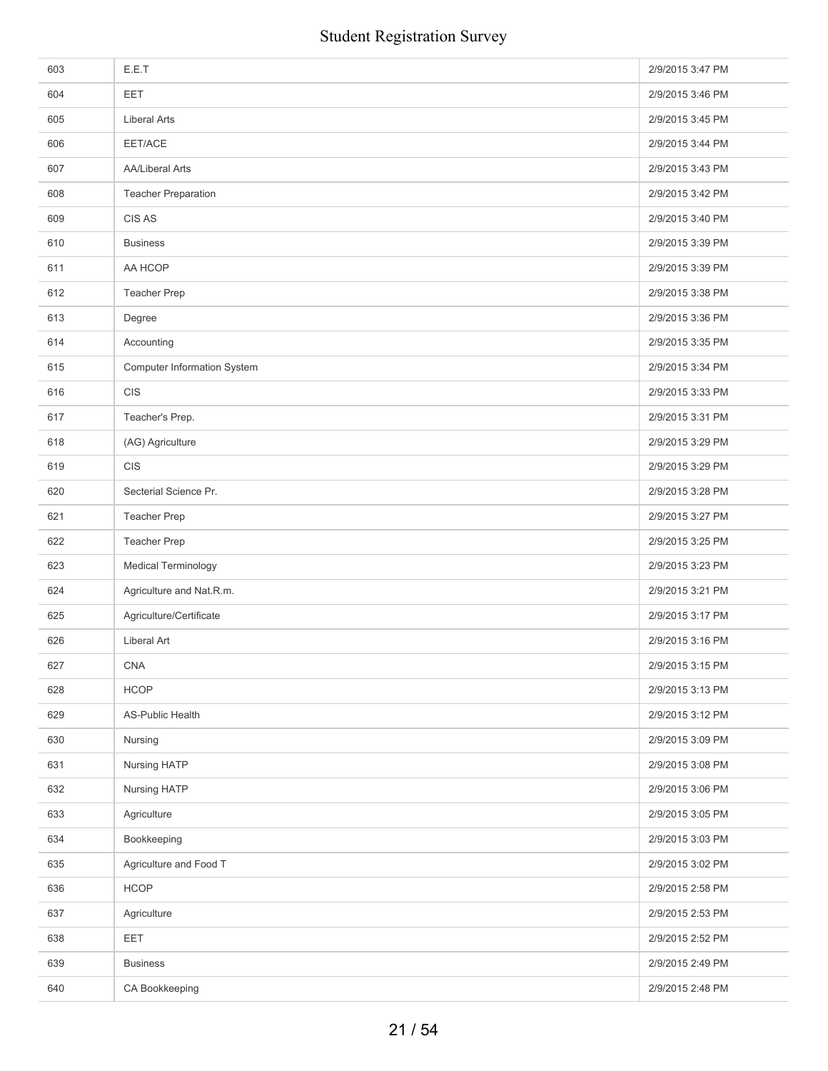| | | |
|---|---|---|
| 603 | E.E.T | 2/9/2015 3:47 PM |
| 604 | EET | 2/9/2015 3:46 PM |
| 605 | Liberal Arts | 2/9/2015 3:45 PM |
| 606 | EET/ACE | 2/9/2015 3:44 PM |
| 607 | AA/Liberal Arts | 2/9/2015 3:43 PM |
| 608 | Teacher Preparation | 2/9/2015 3:42 PM |
| 609 | CIS AS | 2/9/2015 3:40 PM |
| 610 | Business | 2/9/2015 3:39 PM |
| 611 | AA HCOP | 2/9/2015 3:39 PM |
| 612 | Teacher Prep | 2/9/2015 3:38 PM |
| 613 | Degree | 2/9/2015 3:36 PM |
| 614 | Accounting | 2/9/2015 3:35 PM |
| 615 | Computer Information System | 2/9/2015 3:34 PM |
| 616 | CIS | 2/9/2015 3:33 PM |
| 617 | Teacher's Prep. | 2/9/2015 3:31 PM |
| 618 | (AG) Agriculture | 2/9/2015 3:29 PM |
| 619 | CIS | 2/9/2015 3:29 PM |
| 620 | Secterial Science Pr. | 2/9/2015 3:28 PM |
| 621 | Teacher Prep | 2/9/2015 3:27 PM |
| 622 | Teacher Prep | 2/9/2015 3:25 PM |
| 623 | Medical Terminology | 2/9/2015 3:23 PM |
| 624 | Agriculture and Nat.R.m. | 2/9/2015 3:21 PM |
| 625 | Agriculture/Certificate | 2/9/2015 3:17 PM |
| 626 | Liberal Art | 2/9/2015 3:16 PM |
| 627 | CNA | 2/9/2015 3:15 PM |
| 628 | HCOP | 2/9/2015 3:13 PM |
| 629 | AS-Public Health | 2/9/2015 3:12 PM |
| 630 | Nursing | 2/9/2015 3:09 PM |
| 631 | Nursing HATP | 2/9/2015 3:08 PM |
| 632 | Nursing HATP | 2/9/2015 3:06 PM |
| 633 | Agriculture | 2/9/2015 3:05 PM |
| 634 | Bookkeeping | 2/9/2015 3:03 PM |
| 635 | Agriculture and Food T | 2/9/2015 3:02 PM |
| 636 | HCOP | 2/9/2015 2:58 PM |
| 637 | Agriculture | 2/9/2015 2:53 PM |
| 638 | EET | 2/9/2015 2:52 PM |
| 639 | Business | 2/9/2015 2:49 PM |
| 640 | CA Bookkeeping | 2/9/2015 2:48 PM |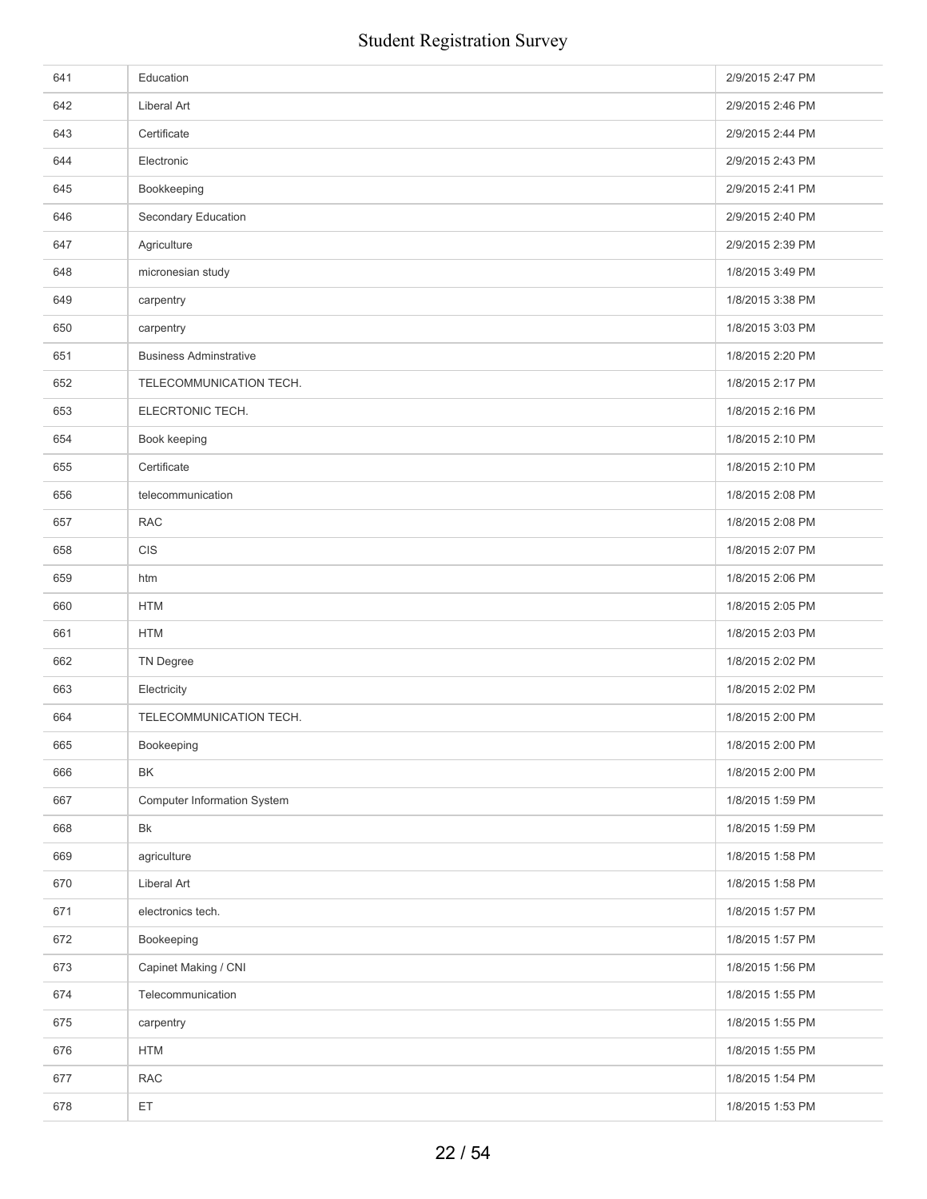| | | |
|---|---|---|
| 641 | Education | 2/9/2015 2:47 PM |
| 642 | Liberal Art | 2/9/2015 2:46 PM |
| 643 | Certificate | 2/9/2015 2:44 PM |
| 644 | Electronic | 2/9/2015 2:43 PM |
| 645 | Bookkeeping | 2/9/2015 2:41 PM |
| 646 | Secondary Education | 2/9/2015 2:40 PM |
| 647 | Agriculture | 2/9/2015 2:39 PM |
| 648 | micronesian study | 1/8/2015 3:49 PM |
| 649 | carpentry | 1/8/2015 3:38 PM |
| 650 | carpentry | 1/8/2015 3:03 PM |
| 651 | Business Adminstrative | 1/8/2015 2:20 PM |
| 652 | TELECOMMUNICATION TECH. | 1/8/2015 2:17 PM |
| 653 | ELECRTONIC TECH. | 1/8/2015 2:16 PM |
| 654 | Book keeping | 1/8/2015 2:10 PM |
| 655 | Certificate | 1/8/2015 2:10 PM |
| 656 | telecommunication | 1/8/2015 2:08 PM |
| 657 | RAC | 1/8/2015 2:08 PM |
| 658 | CIS | 1/8/2015 2:07 PM |
| 659 | htm | 1/8/2015 2:06 PM |
| 660 | HTM | 1/8/2015 2:05 PM |
| 661 | HTM | 1/8/2015 2:03 PM |
| 662 | TN Degree | 1/8/2015 2:02 PM |
| 663 | Electricity | 1/8/2015 2:02 PM |
| 664 | TELECOMMUNICATION TECH. | 1/8/2015 2:00 PM |
| 665 | Bookeeping | 1/8/2015 2:00 PM |
| 666 | BK | 1/8/2015 2:00 PM |
| 667 | Computer Information System | 1/8/2015 1:59 PM |
| 668 | Bk | 1/8/2015 1:59 PM |
| 669 | agriculture | 1/8/2015 1:58 PM |
| 670 | Liberal Art | 1/8/2015 1:58 PM |
| 671 | electronics tech. | 1/8/2015 1:57 PM |
| 672 | Bookeeping | 1/8/2015 1:57 PM |
| 673 | Capinet Making / CNI | 1/8/2015 1:56 PM |
| 674 | Telecommunication | 1/8/2015 1:55 PM |
| 675 | carpentry | 1/8/2015 1:55 PM |
| 676 | HTM | 1/8/2015 1:55 PM |
| 677 | RAC | 1/8/2015 1:54 PM |
| 678 | ET | 1/8/2015 1:53 PM |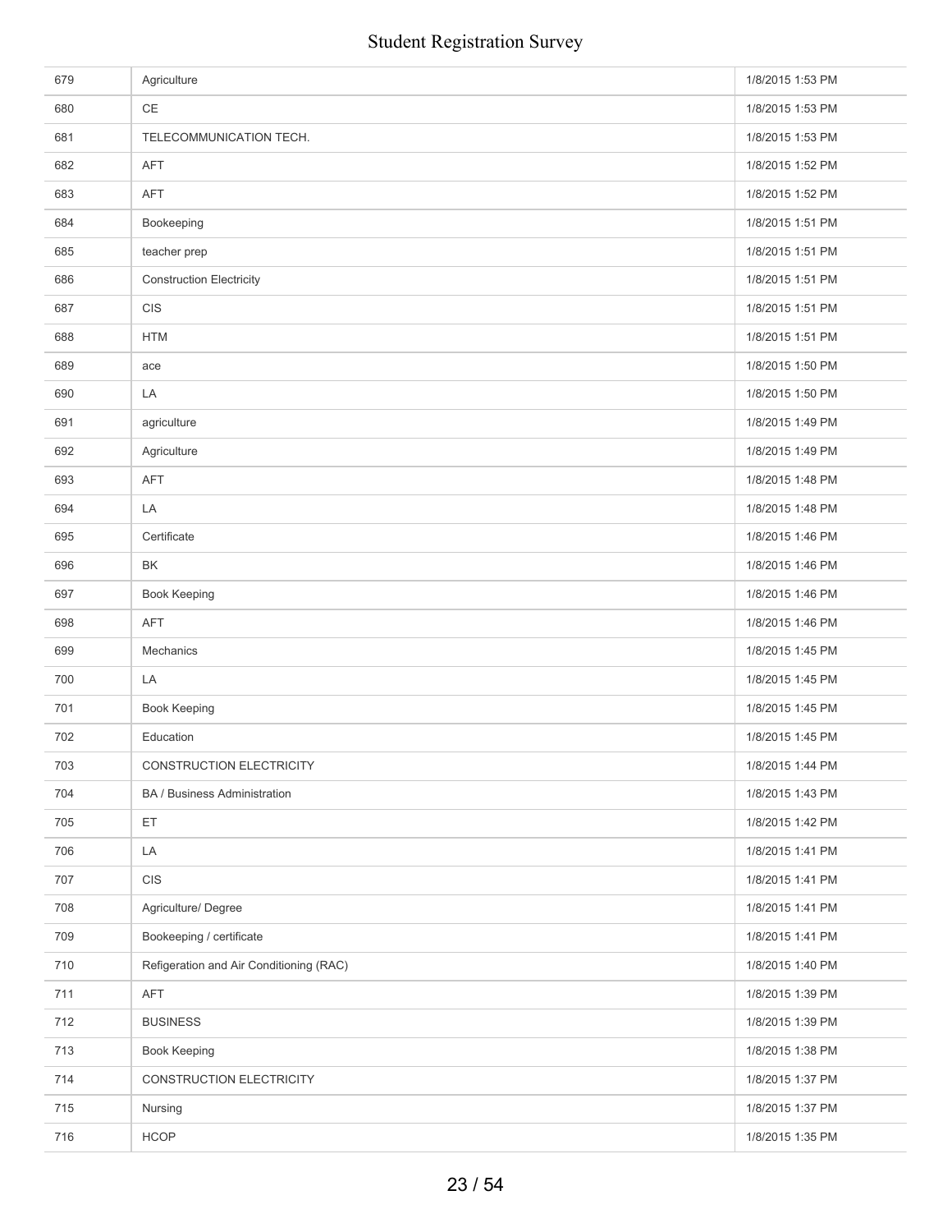| | | |
|---|---|---|
| 679 | Agriculture | 1/8/2015 1:53 PM |
| 680 | CE | 1/8/2015 1:53 PM |
| 681 | TELECOMMUNICATION TECH. | 1/8/2015 1:53 PM |
| 682 | AFT | 1/8/2015 1:52 PM |
| 683 | AFT | 1/8/2015 1:52 PM |
| 684 | Bookeeping | 1/8/2015 1:51 PM |
| 685 | teacher prep | 1/8/2015 1:51 PM |
| 686 | Construction Electricity | 1/8/2015 1:51 PM |
| 687 | CIS | 1/8/2015 1:51 PM |
| 688 | HTM | 1/8/2015 1:51 PM |
| 689 | ace | 1/8/2015 1:50 PM |
| 690 | LA | 1/8/2015 1:50 PM |
| 691 | agriculture | 1/8/2015 1:49 PM |
| 692 | Agriculture | 1/8/2015 1:49 PM |
| 693 | AFT | 1/8/2015 1:48 PM |
| 694 | LA | 1/8/2015 1:48 PM |
| 695 | Certificate | 1/8/2015 1:46 PM |
| 696 | BK | 1/8/2015 1:46 PM |
| 697 | Book Keeping | 1/8/2015 1:46 PM |
| 698 | AFT | 1/8/2015 1:46 PM |
| 699 | Mechanics | 1/8/2015 1:45 PM |
| 700 | LA | 1/8/2015 1:45 PM |
| 701 | Book Keeping | 1/8/2015 1:45 PM |
| 702 | Education | 1/8/2015 1:45 PM |
| 703 | CONSTRUCTION ELECTRICITY | 1/8/2015 1:44 PM |
| 704 | BA / Business Administration | 1/8/2015 1:43 PM |
| 705 | ET | 1/8/2015 1:42 PM |
| 706 | LA | 1/8/2015 1:41 PM |
| 707 | CIS | 1/8/2015 1:41 PM |
| 708 | Agriculture/ Degree | 1/8/2015 1:41 PM |
| 709 | Bookeeping / certificate | 1/8/2015 1:41 PM |
| 710 | Refigeration and Air Conditioning (RAC) | 1/8/2015 1:40 PM |
| 711 | AFT | 1/8/2015 1:39 PM |
| 712 | BUSINESS | 1/8/2015 1:39 PM |
| 713 | Book Keeping | 1/8/2015 1:38 PM |
| 714 | CONSTRUCTION ELECTRICITY | 1/8/2015 1:37 PM |
| 715 | Nursing | 1/8/2015 1:37 PM |
| 716 | HCOP | 1/8/2015 1:35 PM |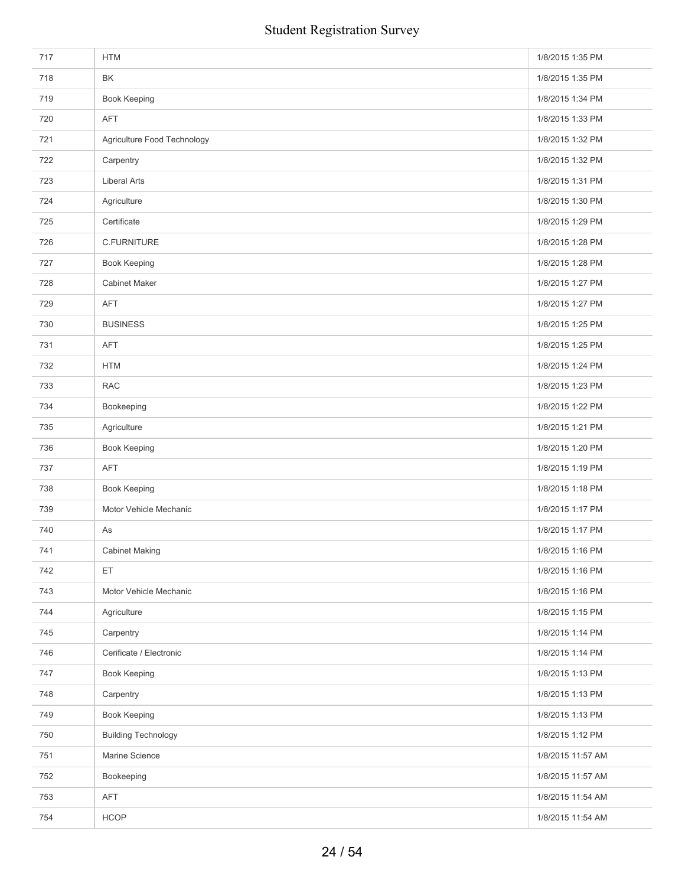| | | |
|---|---|---|
| 717 | HTM | 1/8/2015 1:35 PM |
| 718 | BK | 1/8/2015 1:35 PM |
| 719 | Book Keeping | 1/8/2015 1:34 PM |
| 720 | AFT | 1/8/2015 1:33 PM |
| 721 | Agriculture Food Technology | 1/8/2015 1:32 PM |
| 722 | Carpentry | 1/8/2015 1:32 PM |
| 723 | Liberal Arts | 1/8/2015 1:31 PM |
| 724 | Agriculture | 1/8/2015 1:30 PM |
| 725 | Certificate | 1/8/2015 1:29 PM |
| 726 | C.FURNITURE | 1/8/2015 1:28 PM |
| 727 | Book Keeping | 1/8/2015 1:28 PM |
| 728 | Cabinet Maker | 1/8/2015 1:27 PM |
| 729 | AFT | 1/8/2015 1:27 PM |
| 730 | BUSINESS | 1/8/2015 1:25 PM |
| 731 | AFT | 1/8/2015 1:25 PM |
| 732 | HTM | 1/8/2015 1:24 PM |
| 733 | RAC | 1/8/2015 1:23 PM |
| 734 | Bookeeping | 1/8/2015 1:22 PM |
| 735 | Agriculture | 1/8/2015 1:21 PM |
| 736 | Book Keeping | 1/8/2015 1:20 PM |
| 737 | AFT | 1/8/2015 1:19 PM |
| 738 | Book Keeping | 1/8/2015 1:18 PM |
| 739 | Motor Vehicle Mechanic | 1/8/2015 1:17 PM |
| 740 | As | 1/8/2015 1:17 PM |
| 741 | Cabinet Making | 1/8/2015 1:16 PM |
| 742 | ET | 1/8/2015 1:16 PM |
| 743 | Motor Vehicle Mechanic | 1/8/2015 1:16 PM |
| 744 | Agriculture | 1/8/2015 1:15 PM |
| 745 | Carpentry | 1/8/2015 1:14 PM |
| 746 | Cerificate / Electronic | 1/8/2015 1:14 PM |
| 747 | Book Keeping | 1/8/2015 1:13 PM |
| 748 | Carpentry | 1/8/2015 1:13 PM |
| 749 | Book Keeping | 1/8/2015 1:13 PM |
| 750 | Building Technology | 1/8/2015 1:12 PM |
| 751 | Marine Science | 1/8/2015 11:57 AM |
| 752 | Bookkeeping | 1/8/2015 11:57 AM |
| 753 | AFT | 1/8/2015 11:54 AM |
| 754 | HCOP | 1/8/2015 11:54 AM |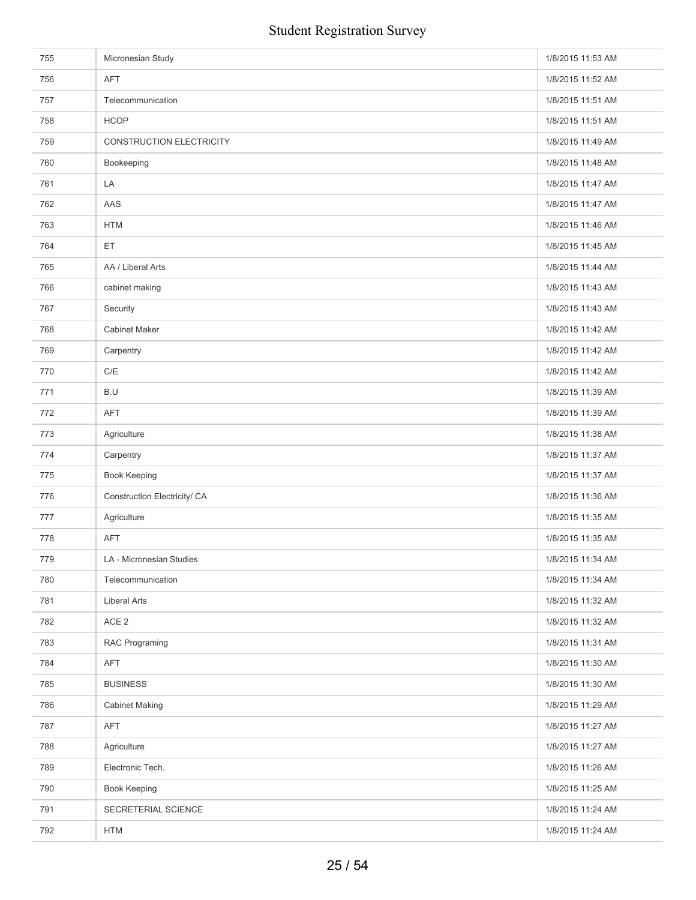| | | |
|---|---|---|
| 755 | Micronesian Study | 1/8/2015 11:53 AM |
| 756 | AFT | 1/8/2015 11:52 AM |
| 757 | Telecommunication | 1/8/2015 11:51 AM |
| 758 | HCOP | 1/8/2015 11:51 AM |
| 759 | CONSTRUCTION ELECTRICITY | 1/8/2015 11:49 AM |
| 760 | Bookeeping | 1/8/2015 11:48 AM |
| 761 | LA | 1/8/2015 11:47 AM |
| 762 | AAS | 1/8/2015 11:47 AM |
| 763 | HTM | 1/8/2015 11:46 AM |
| 764 | ET | 1/8/2015 11:45 AM |
| 765 | AA / Liberal Arts | 1/8/2015 11:44 AM |
| 766 | cabinet making | 1/8/2015 11:43 AM |
| 767 | Security | 1/8/2015 11:43 AM |
| 768 | Cabinet Maker | 1/8/2015 11:42 AM |
| 769 | Carpentry | 1/8/2015 11:42 AM |
| 770 | C/E | 1/8/2015 11:42 AM |
| 771 | B.U | 1/8/2015 11:39 AM |
| 772 | AFT | 1/8/2015 11:39 AM |
| 773 | Agriculture | 1/8/2015 11:38 AM |
| 774 | Carpentry | 1/8/2015 11:37 AM |
| 775 | Book Keeping | 1/8/2015 11:37 AM |
| 776 | Construction Electricity/ CA | 1/8/2015 11:36 AM |
| 777 | Agriculture | 1/8/2015 11:35 AM |
| 778 | AFT | 1/8/2015 11:35 AM |
| 779 | LA - Micronesian Studies | 1/8/2015 11:34 AM |
| 780 | Telecommunication | 1/8/2015 11:34 AM |
| 781 | Liberal Arts | 1/8/2015 11:32 AM |
| 782 | ACE 2 | 1/8/2015 11:32 AM |
| 783 | RAC Programing | 1/8/2015 11:31 AM |
| 784 | AFT | 1/8/2015 11:30 AM |
| 785 | BUSINESS | 1/8/2015 11:30 AM |
| 786 | Cabinet Making | 1/8/2015 11:29 AM |
| 787 | AFT | 1/8/2015 11:27 AM |
| 788 | Agriculture | 1/8/2015 11:27 AM |
| 789 | Electronic Tech. | 1/8/2015 11:26 AM |
| 790 | Book Keeping | 1/8/2015 11:25 AM |
| 791 | SECRETERIAL SCIENCE | 1/8/2015 11:24 AM |
| 792 | HTM | 1/8/2015 11:24 AM |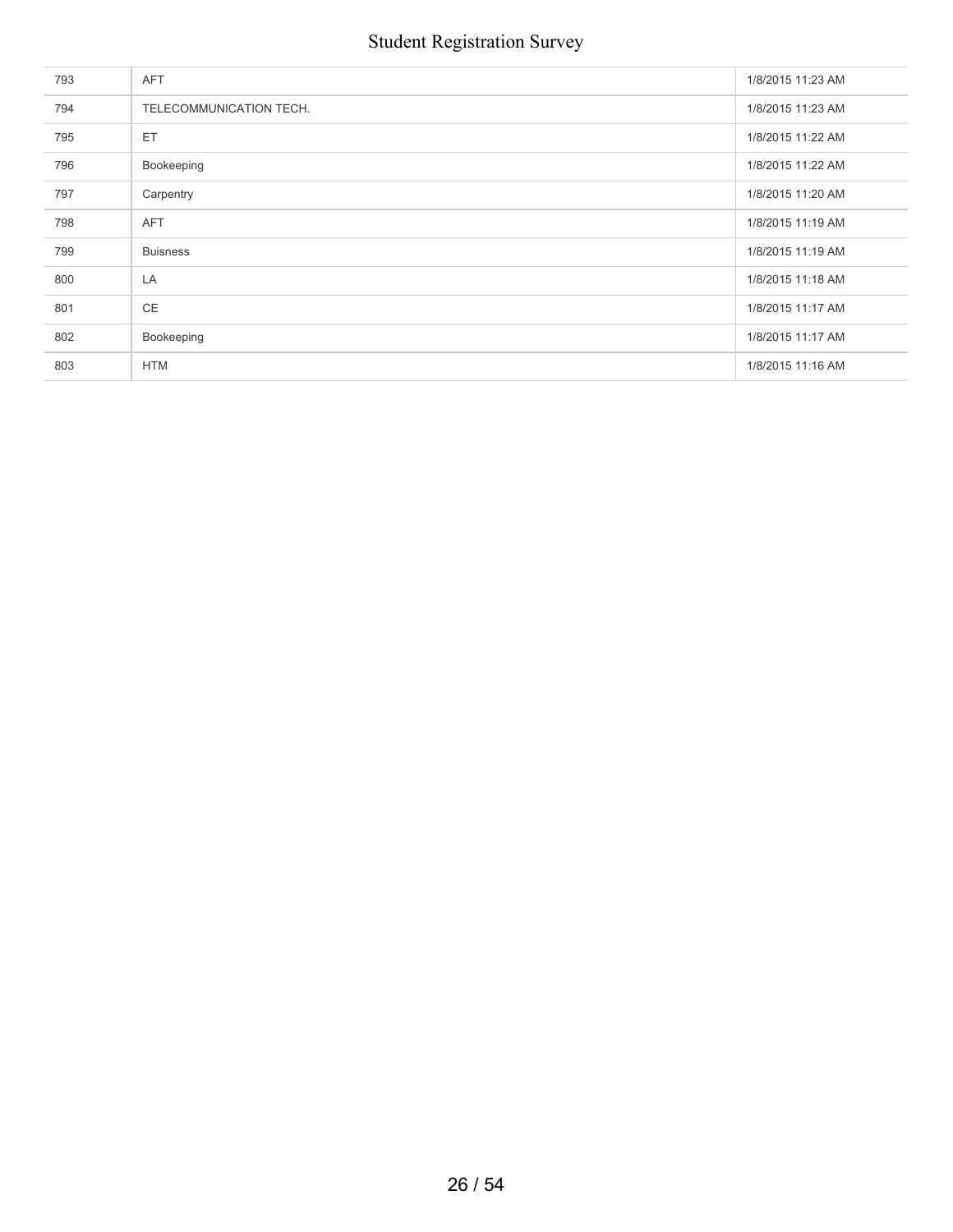| | | |
|---|---|---|
| 793 | AFT | 1/8/2015 11:23 AM |
| 794 | TELECOMMUNICATION TECH. | 1/8/2015 11:23 AM |
| 795 | ET | 1/8/2015 11:22 AM |
| 796 | Bookeeping | 1/8/2015 11:22 AM |
| 797 | Carpentry | 1/8/2015 11:20 AM |
| 798 | AFT | 1/8/2015 11:19 AM |
| 799 | Buisness | 1/8/2015 11:19 AM |
| 800 | LA | 1/8/2015 11:18 AM |
| 801 | CE | 1/8/2015 11:17 AM |
| 802 | Bookeeping | 1/8/2015 11:17 AM |
| 803 | HTM | 1/8/2015 11:16 AM |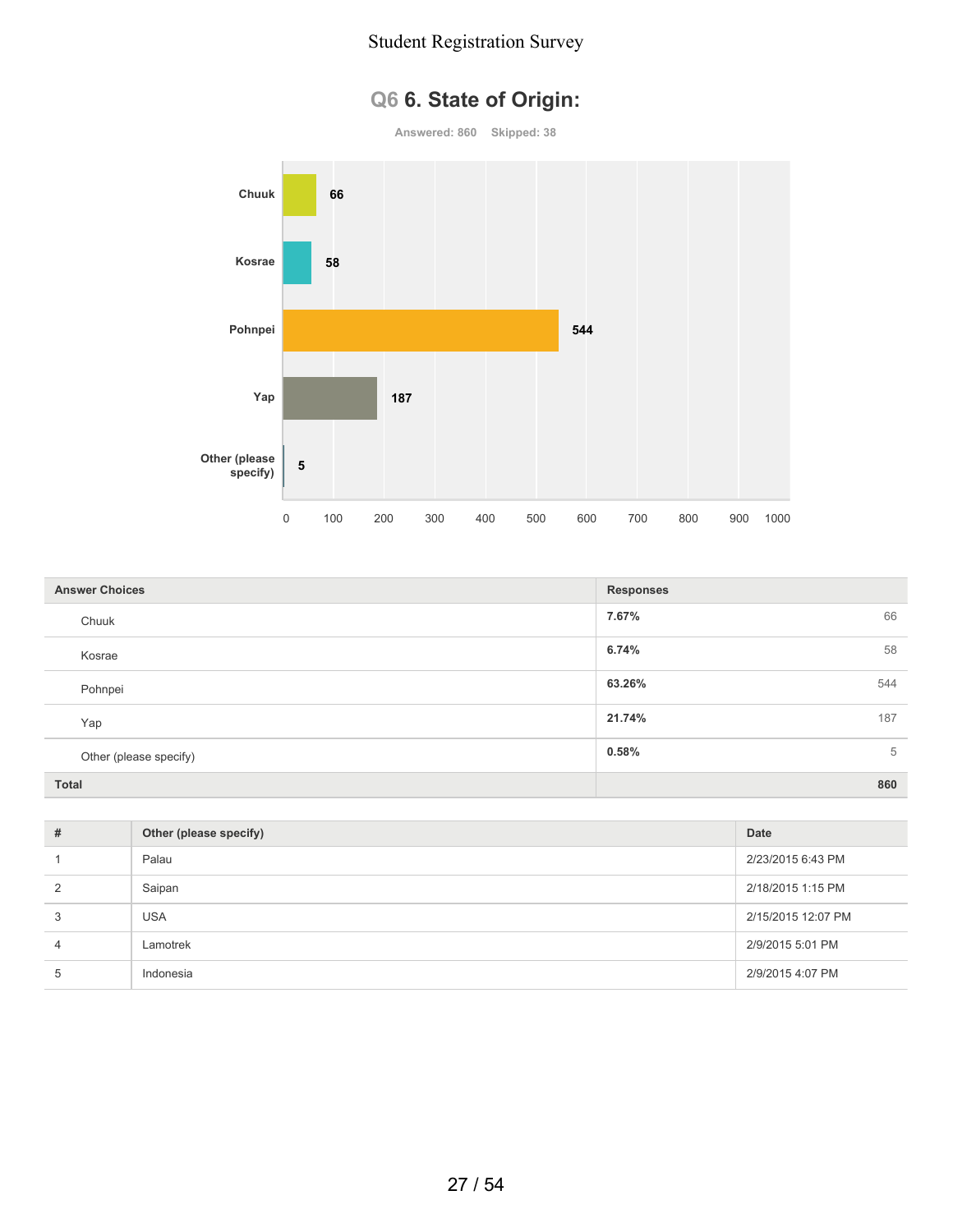# Q6 6. State of Origin:

Answered: 860 Skipped: 38

| Answer Choices | Responses | |
|---|---|---|
| Chuuk | 7.67% | 66 |
| Kosrae | 6.74% | 58 |
| Pohnpei | 63.26% | 544 |
| Yap | 21.74% | 187 |
| Other (please specify) | 0.58% | 5 |
| **Total** | | **860** |

| # | Other (please specify) | Date |
|---|---|---|
| 1 | Palau | 2/23/2015 6:43 PM |
| 2 | Saipan | 2/18/2015 1:15 PM |
| 3 | USA | 2/15/2015 12:07 PM |
| 4 | Lamotrek | 2/9/2015 5:01 PM |
| 5 | Indonesia | 2/9/2015 4:07 PM |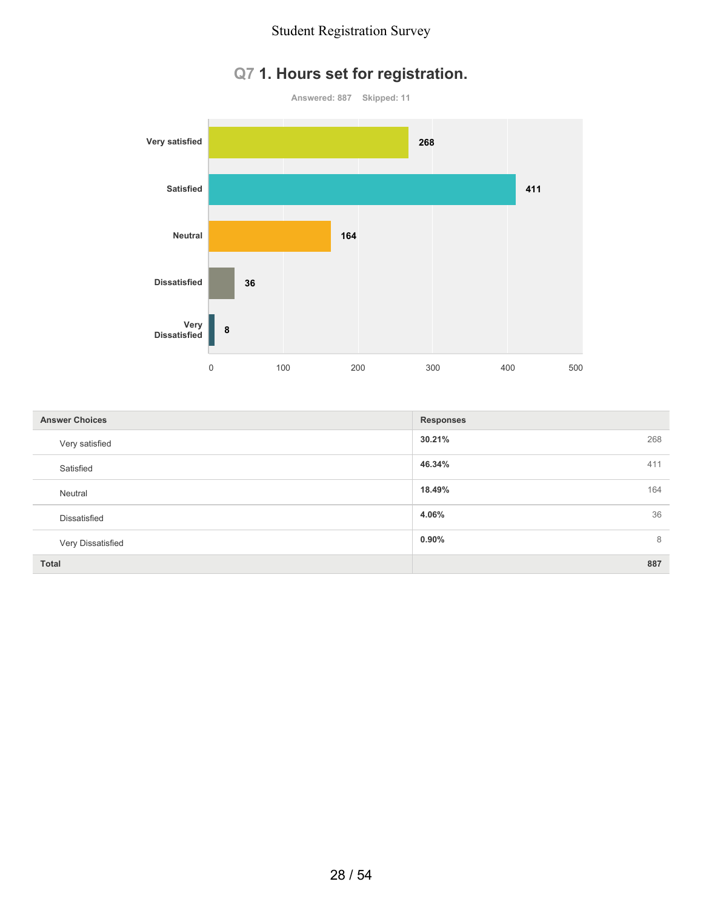## Q7 1. Hours set for registration.

Answered: 887 Skipped: 11

| Answer Choices | Responses | |
|---|---|---|
| Very satisfied | 30.21% | 268 |
| Satisfied | 46.34% | 411 |
| Neutral | 18.49% | 164 |
| Dissatisfied | 4.06% | 36 |
| Very Dissatisfied | 0.90% | 8 |
| **Total** | | **887** |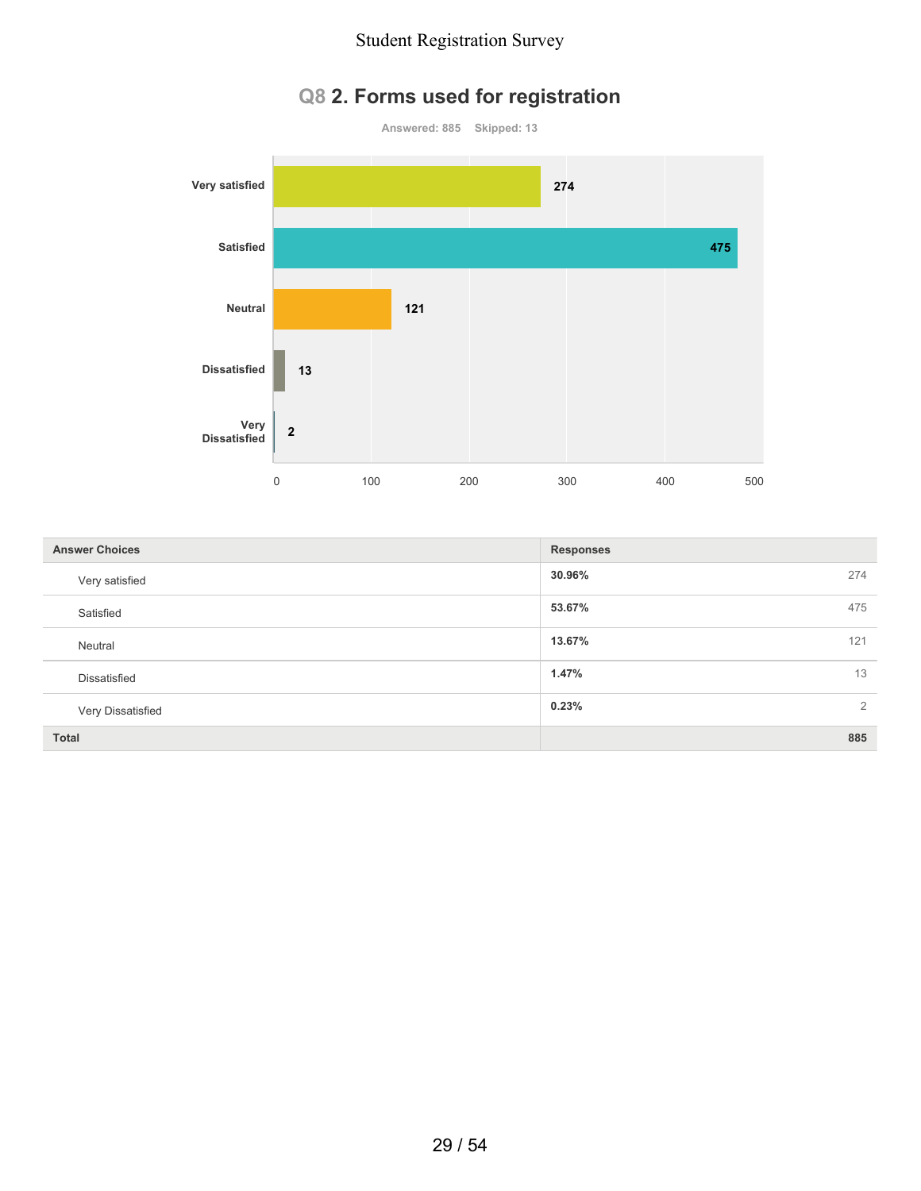## Q8 2. Forms used for registration

Answered: 885 Skipped: 13

| Answer Choices | Responses | |
|---|---|---|
| Very satisfied | 30.96% | 274 |
| Satisfied | 53.67% | 475 |
| Neutral | 13.67% | 121 |
| Dissatisfied | 1.47% | 13 |
| Very Dissatisfied | 0.23% | 2 |
| **Total** | | **885** |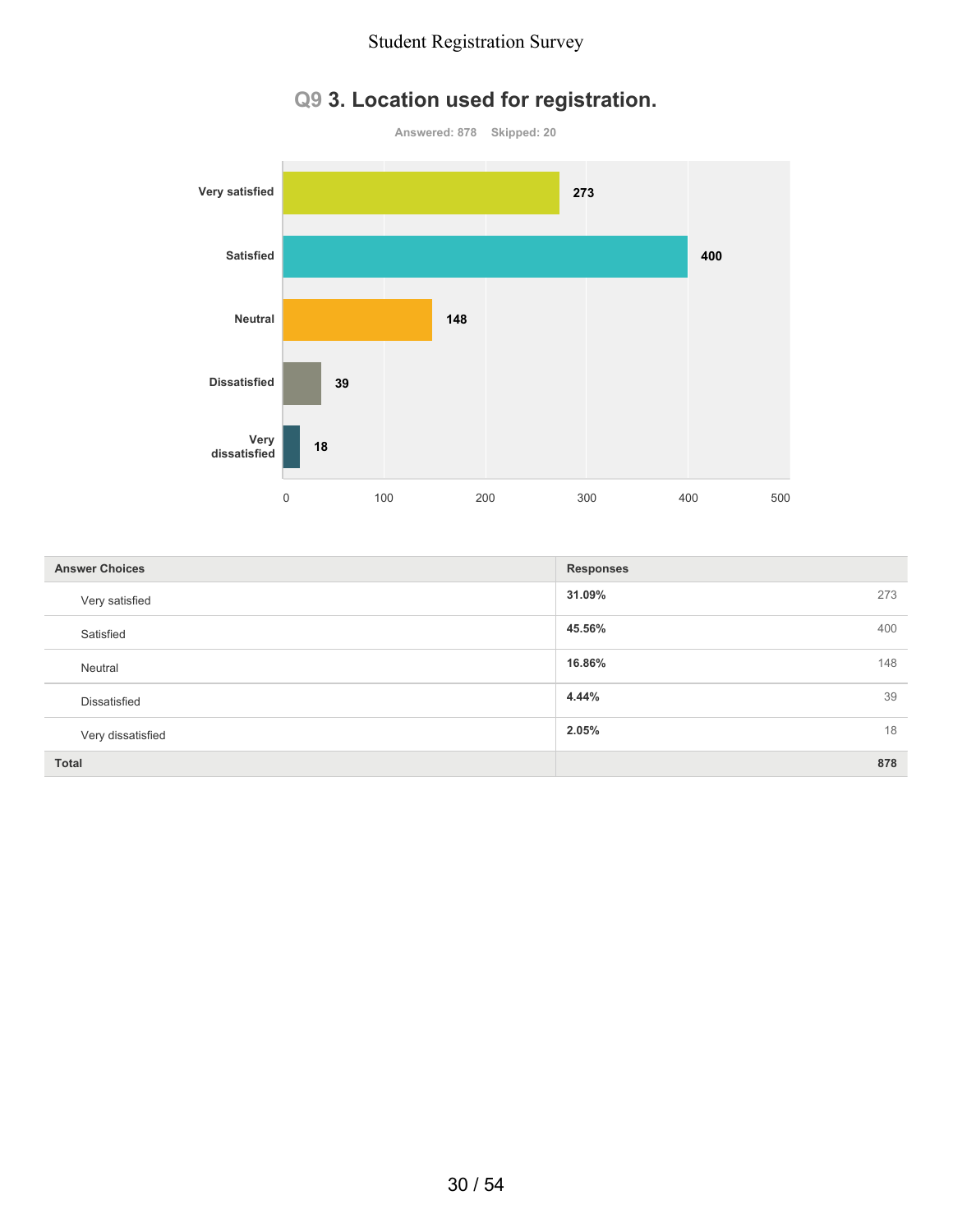## Q9 3. Location used for registration.

Answered: 878 Skipped: 20

| Answer Choices | Responses | |
|---|---|---|
| Very satisfied | 31.09% | 273 |
| Satisfied | 45.56% | 400 |
| Neutral | 16.86% | 148 |
| Dissatisfied | 4.44% | 39 |
| Very dissatisfied | 2.05% | 18 |
| **Total** | | **878** |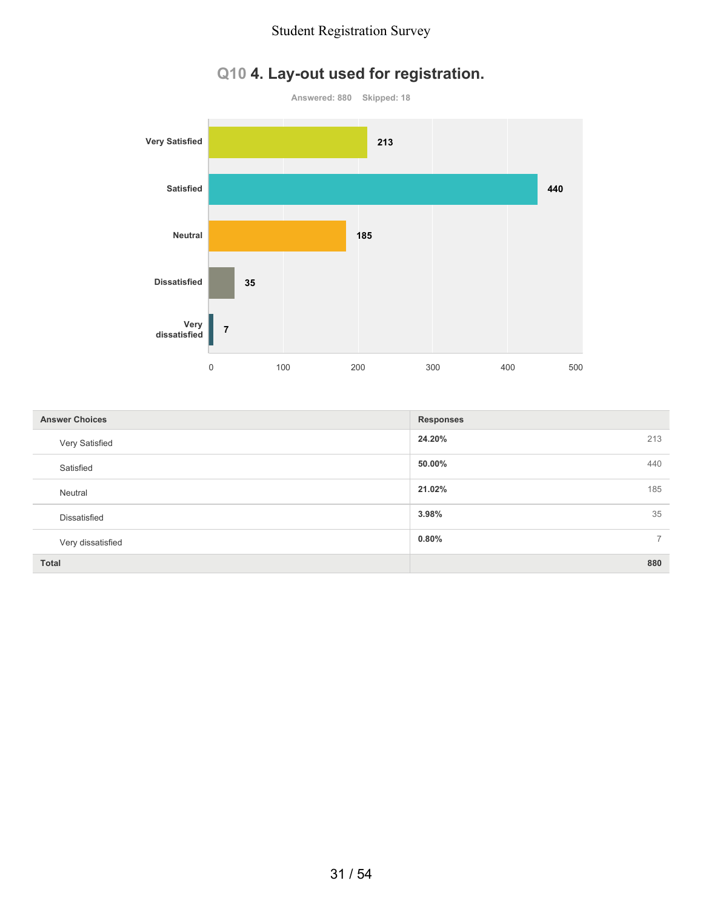## Q10 4. Lay-out used for registration.

Answered: 880 Skipped: 18

| Answer Choices | Responses | |
|---|---|---|
| Very Satisfied | 24.20% | 213 |
| Satisfied | 50.00% | 440 |
| Neutral | 21.02% | 185 |
| Dissatisfied | 3.98% | 35 |
| Very dissatisfied | 0.80% | 7 |
| **Total** | | **880** |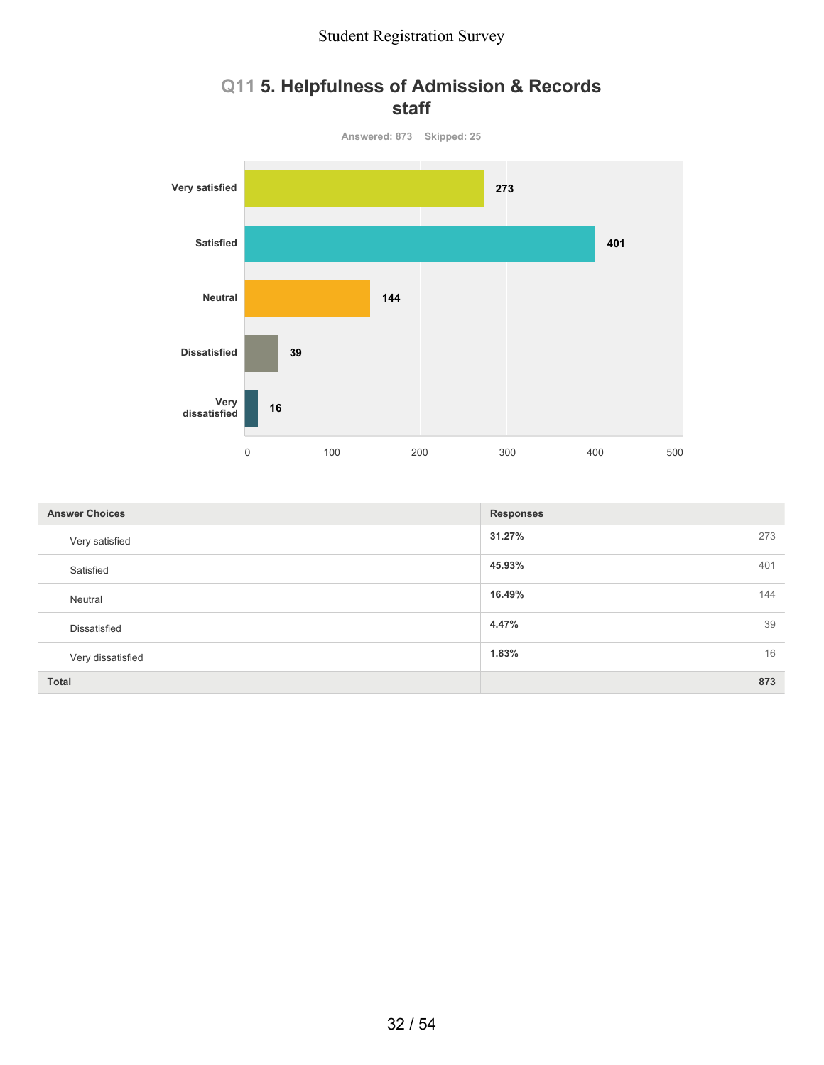## Q11 5. Helpfulness of Admission & Records staff

Answered: 873 Skipped: 25

| Answer Choices | Responses | |
|---|---|---|
| Very satisfied | 31.27% | 273 |
| Satisfied | 45.93% | 401 |
| Neutral | 16.49% | 144 |
| Dissatisfied | 4.47% | 39 |
| Very dissatisfied | 1.83% | 16 |
| **Total** | | **873** |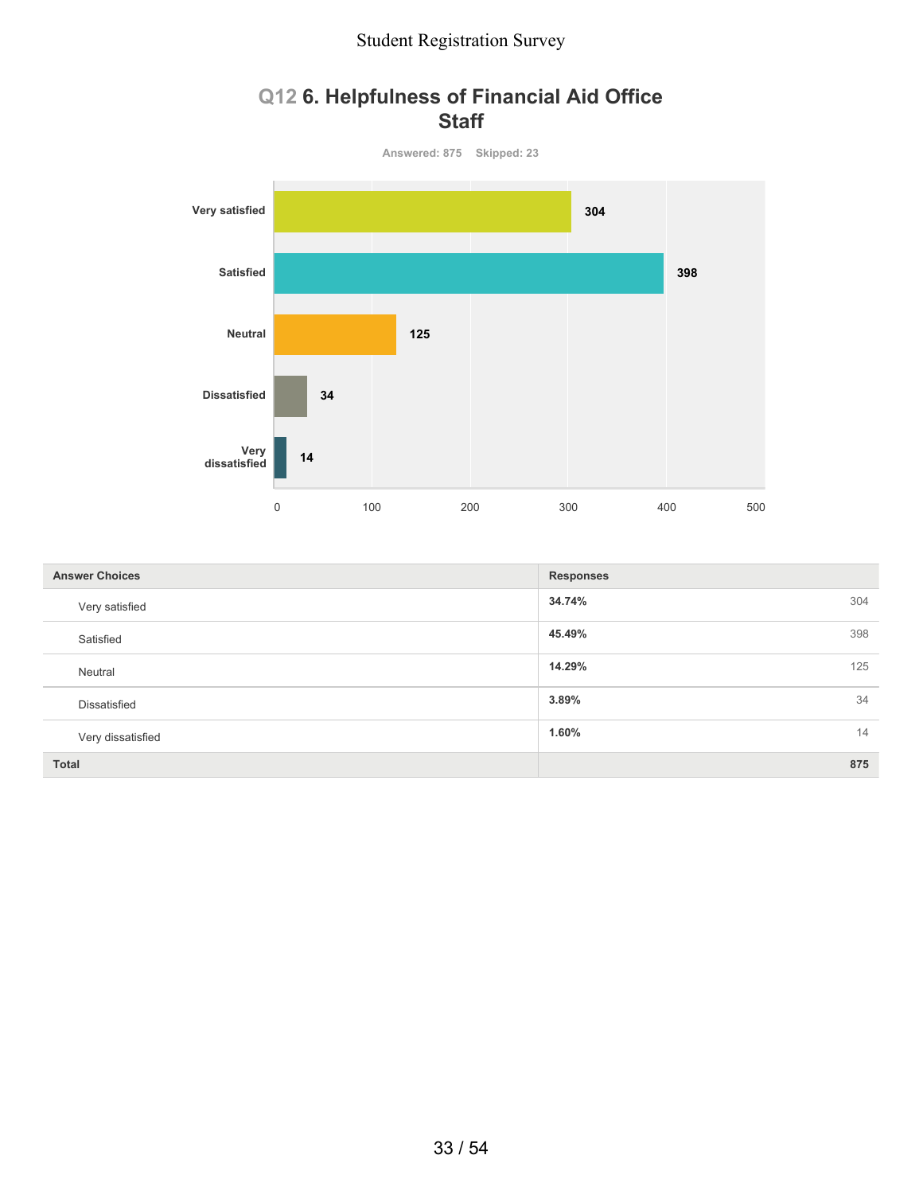## Q12 6. Helpfulness of Financial Aid Office Staff

Answered: 875 Skipped: 23

| Answer Choices | Responses | |
|---|---|---|
| Very satisfied | 34.74% | 304 |
| Satisfied | 45.49% | 398 |
| Neutral | 14.29% | 125 |
| Dissatisfied | 3.89% | 34 |
| Very dissatisfied | 1.60% | 14 |
| **Total** | | **875** |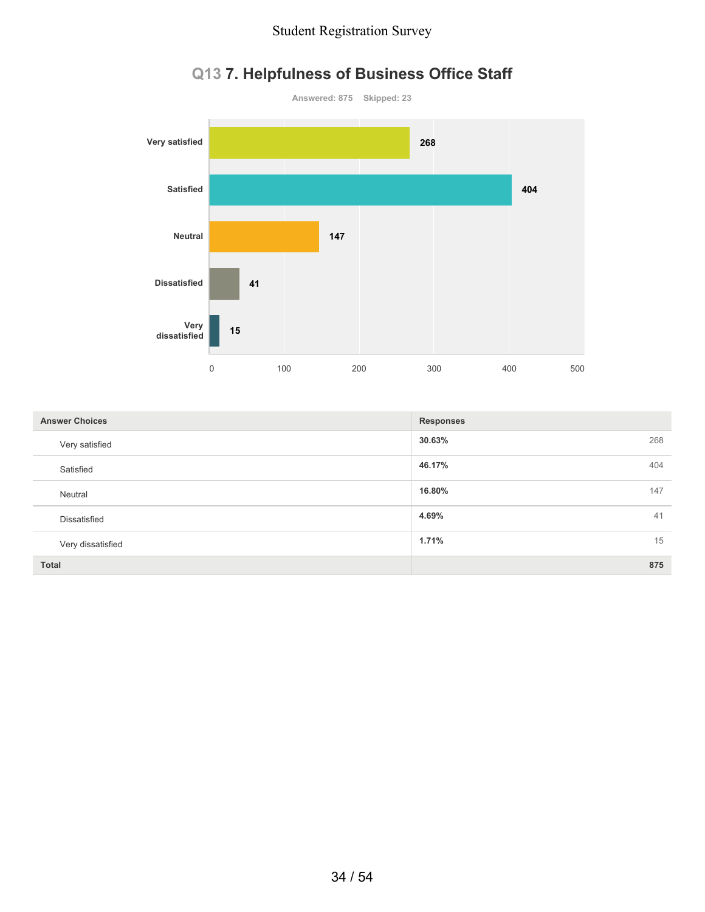## Q13 7. Helpfulness of Business Office Staff

Answered: 875 Skipped: 23

| Answer Choices | Responses | |
|---|---|---|
| Very satisfied | 30.63% | 268 |
| Satisfied | 46.17% | 404 |
| Neutral | 16.80% | 147 |
| Dissatisfied | 4.69% | 41 |
| Very dissatisfied | 1.71% | 15 |
| **Total** | | **875** |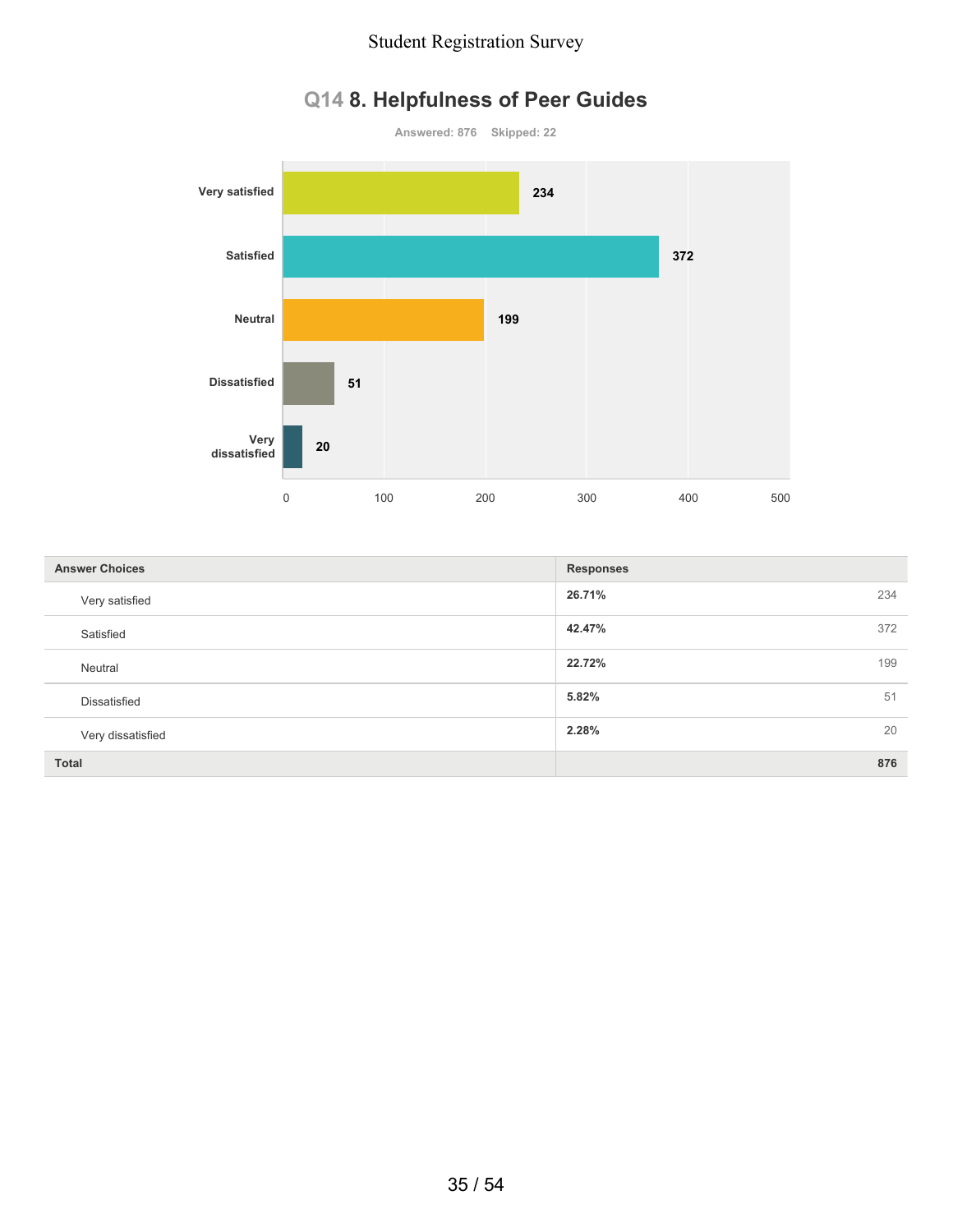# Q14 8. Helpfulness of Peer Guides

Answered: 876    Skipped: 22

| Answer Choices | Responses | |
|---|---|---|
| Very satisfied | 26.71% | 234 |
| Satisfied | 42.47% | 372 |
| Neutral | 22.72% | 199 |
| Dissatisfied | 5.82% | 51 |
| Very dissatisfied | 2.28% | 20 |
| **Total** | | **876** |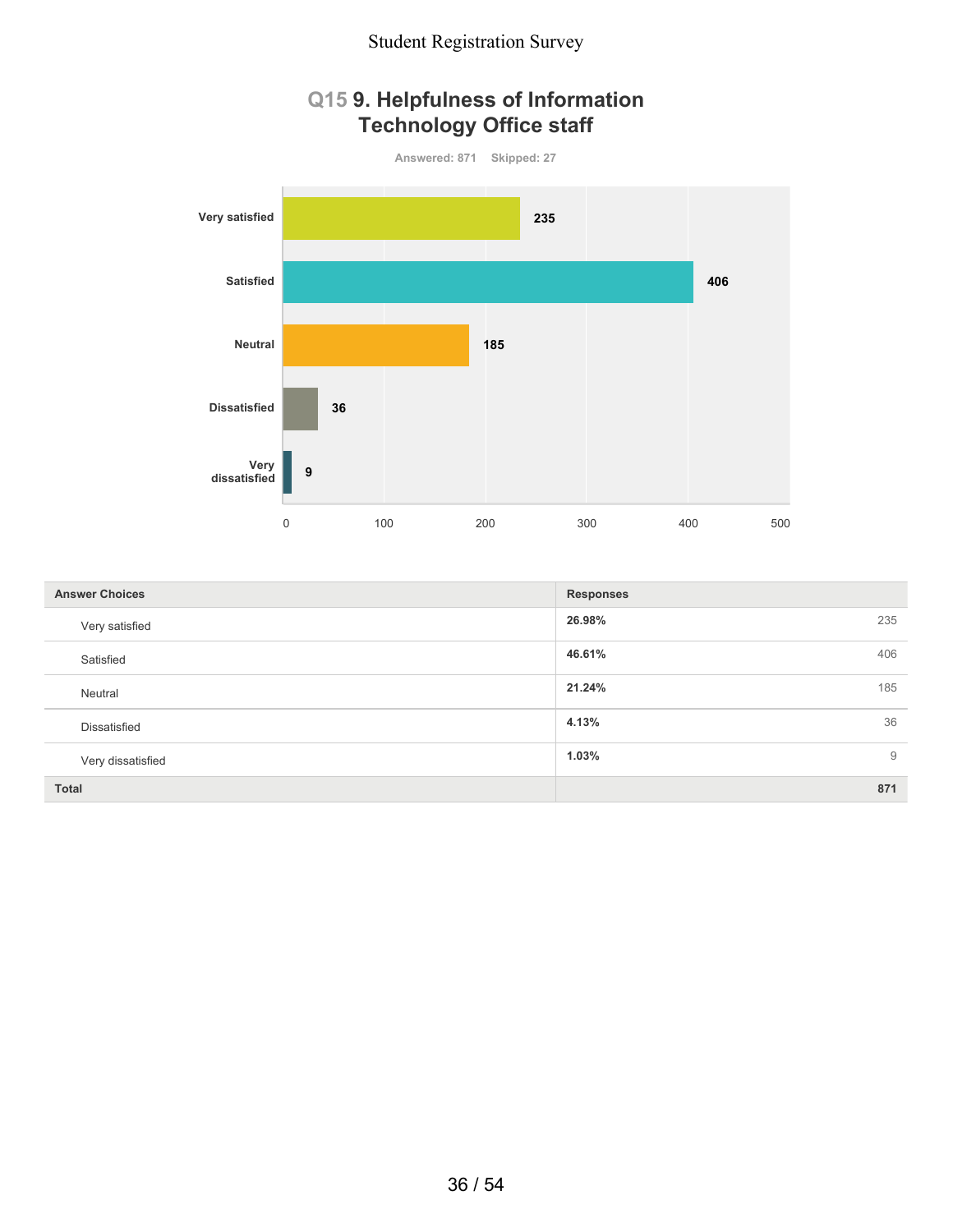## Q15 9. Helpfulness of Information Technology Office staff

Answered: 871 Skipped: 27

| Answer Choices | Responses | |
|---|---|---|
| Very satisfied | 26.98% | 235 |
| Satisfied | 46.61% | 406 |
| Neutral | 21.24% | 185 |
| Dissatisfied | 4.13% | 36 |
| Very dissatisfied | 1.03% | 9 |
| **Total** | | **871** |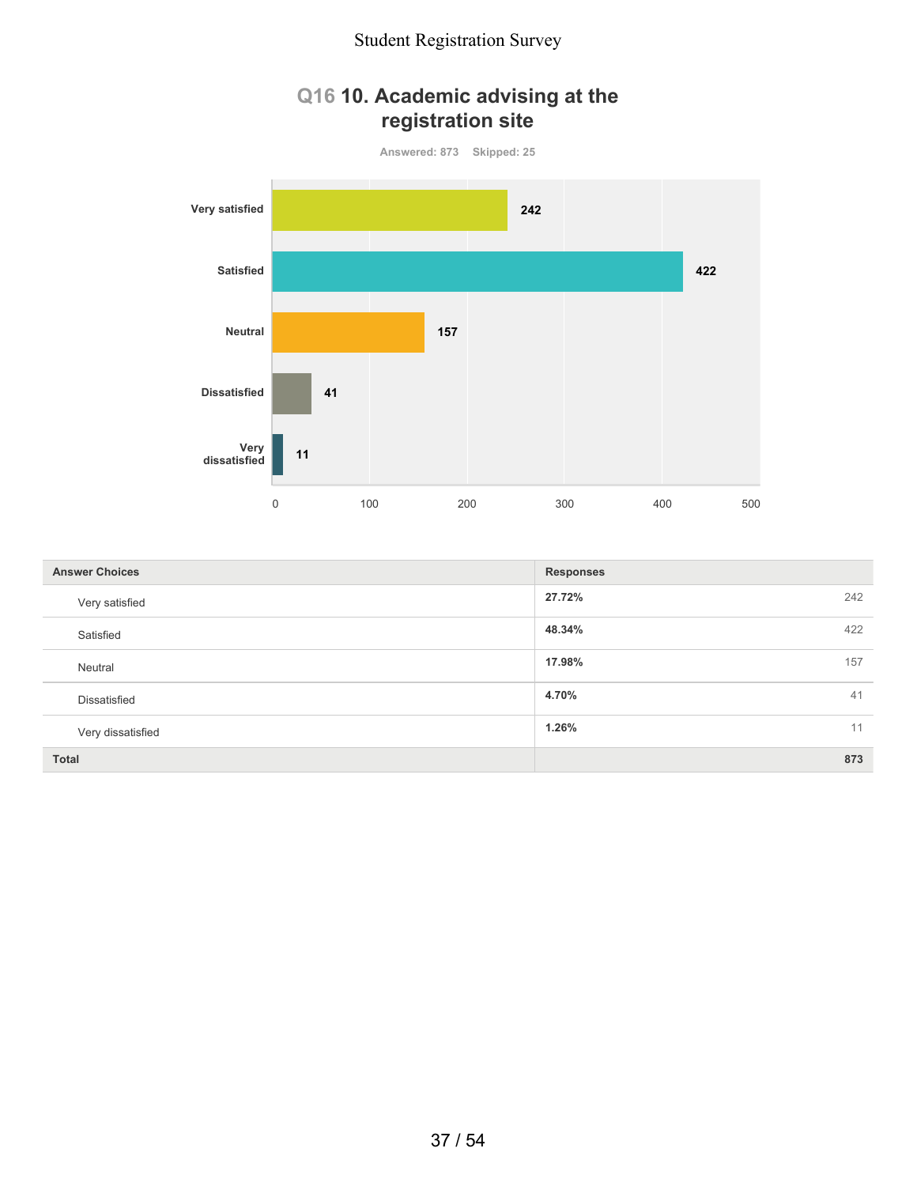## Q16 10. Academic advising at the registration site

Answered: 873 Skipped: 25

| Answer Choices | Responses | |
|---|---|---|
| Very satisfied | 27.72% | 242 |
| Satisfied | 48.34% | 422 |
| Neutral | 17.98% | 157 |
| Dissatisfied | 4.70% | 41 |
| Very dissatisfied | 1.26% | 11 |
| **Total** | | **873** |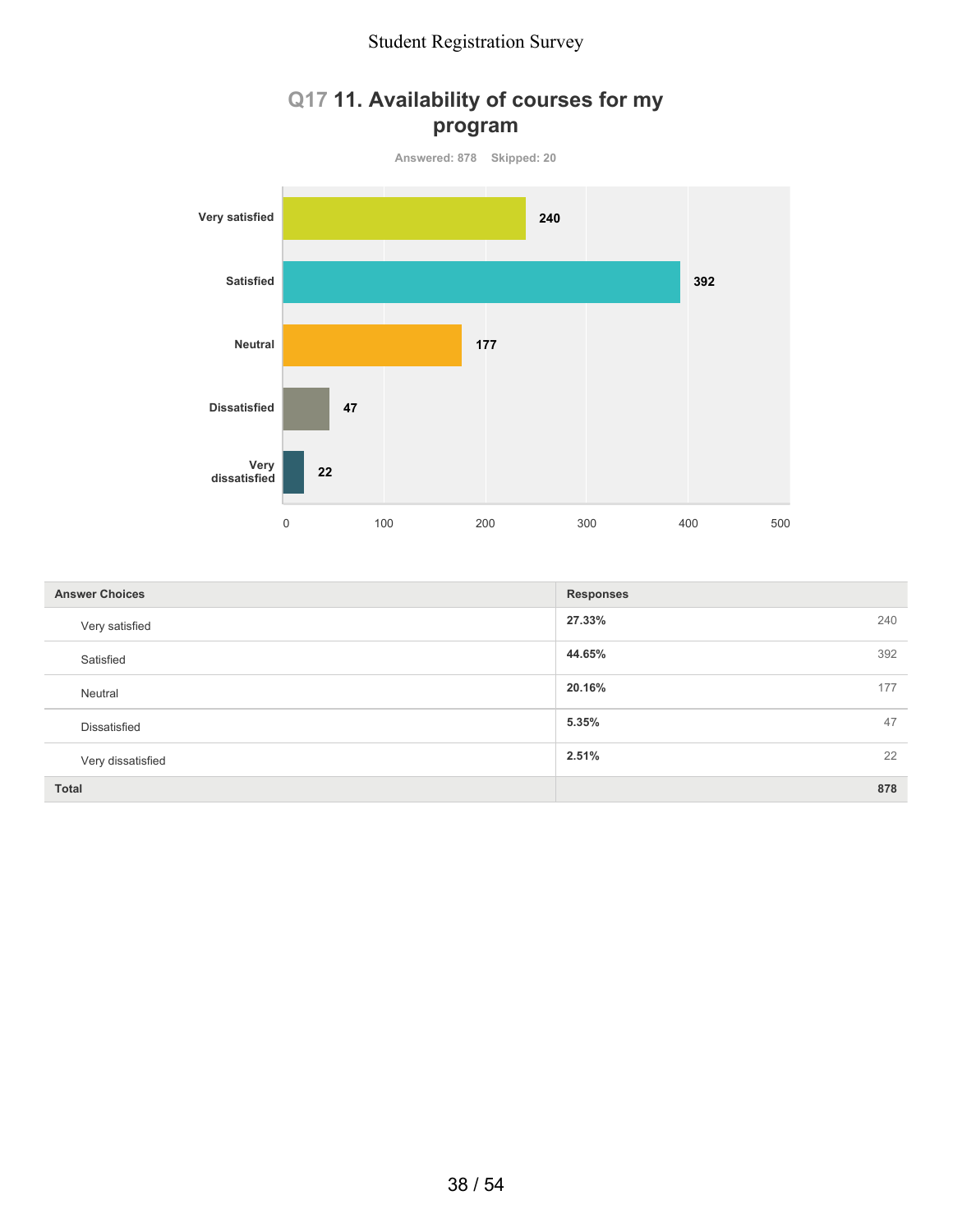## Q17 11. Availability of courses for my program

Answered: 878 Skipped: 20

| Answer Choices | Responses | |
|---|---|---|
| Very satisfied | 27.33% | 240 |
| Satisfied | 44.65% | 392 |
| Neutral | 20.16% | 177 |
| Dissatisfied | 5.35% | 47 |
| Very dissatisfied | 2.51% | 22 |
| **Total** | | **878** |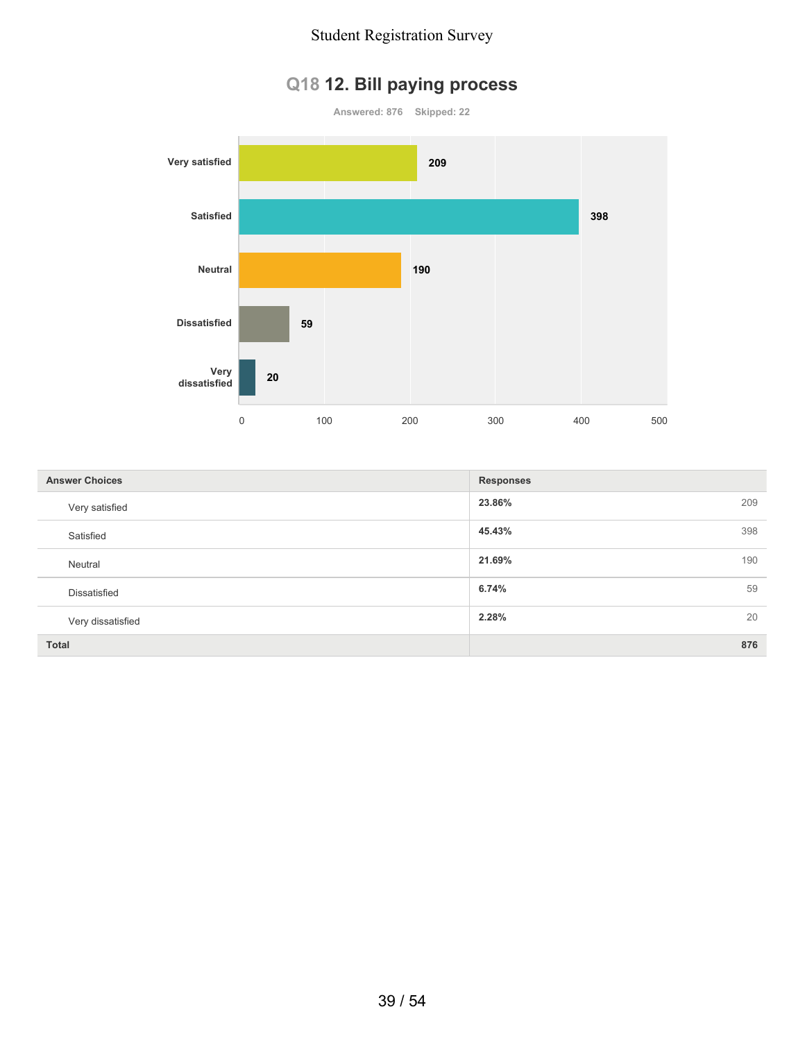## Q18 12. Bill paying process

Answered: 876 Skipped: 22

| Answer Choices | Responses | |
|---|---|---|
| Very satisfied | 23.86% | 209 |
| Satisfied | 45.43% | 398 |
| Neutral | 21.69% | 190 |
| Dissatisfied | 6.74% | 59 |
| Very dissatisfied | 2.28% | 20 |
| **Total** | | **876** |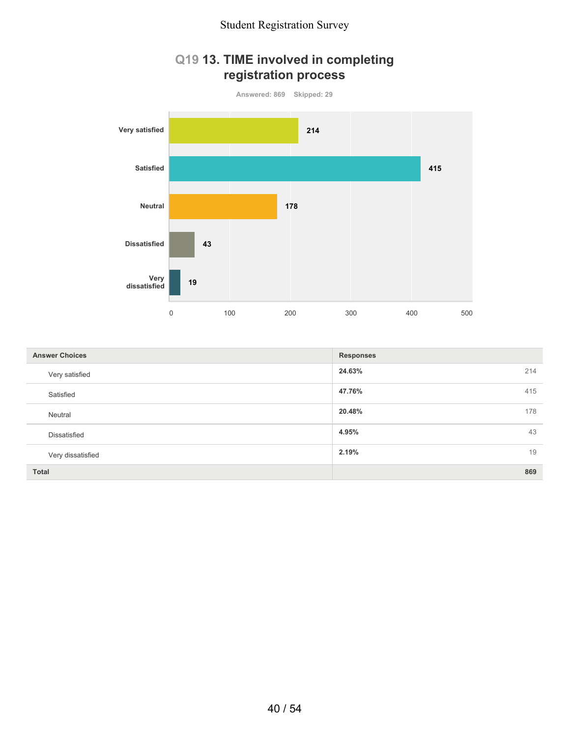## Q19 13. TIME involved in completing registration process

Answered: 869    Skipped: 29

| Answer Choices | Responses | |
|---|---|---|
| Very satisfied | 24.63% | 214 |
| Satisfied | 47.76% | 415 |
| Neutral | 20.48% | 178 |
| Dissatisfied | 4.95% | 43 |
| Very dissatisfied | 2.19% | 19 |
| **Total** | | **869** |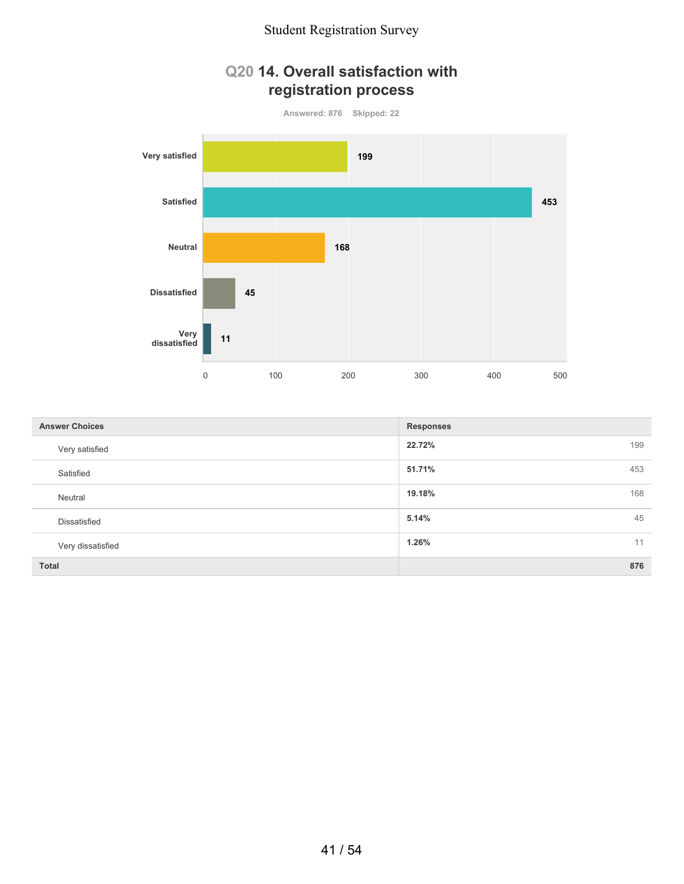## Q20 14. Overall satisfaction with registration process

Answered: 876 Skipped: 22

| Answer Choices | Responses | |
|---|---|---|
| Very satisfied | 22.72% | 199 |
| Satisfied | 51.71% | 453 |
| Neutral | 19.18% | 168 |
| Dissatisfied | 5.14% | 45 |
| Very dissatisfied | 1.26% | 11 |
| **Total** | | **876** |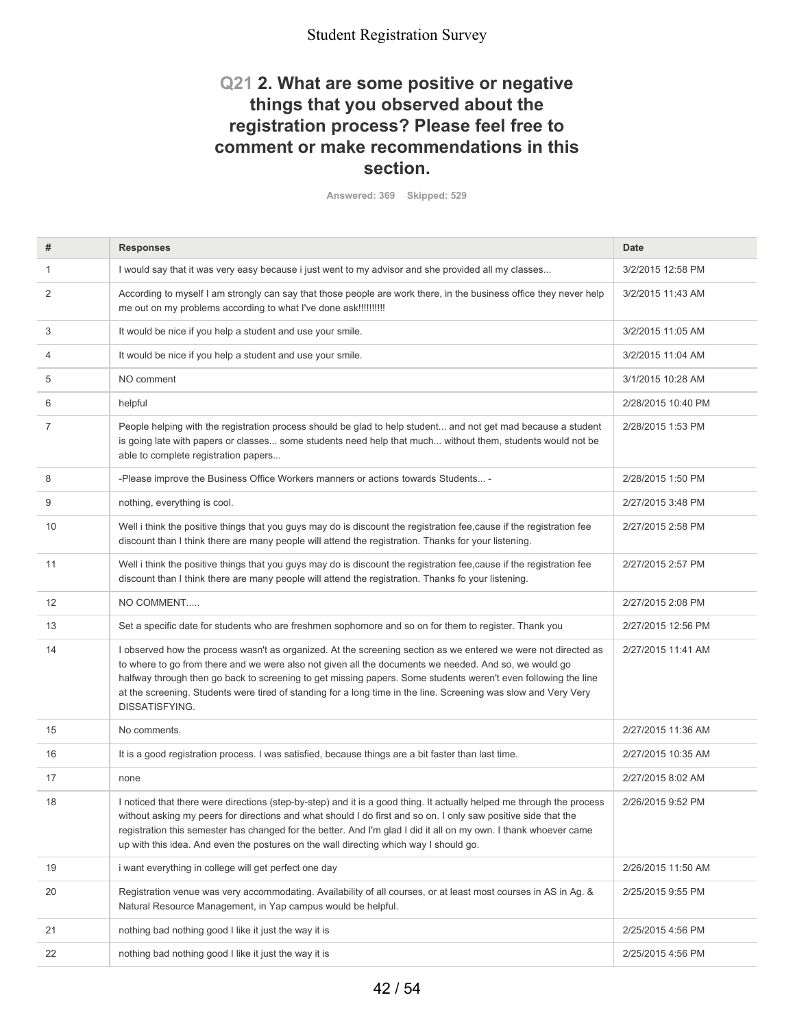## Q21 2. What are some positive or negative things that you observed about the registration process? Please feel free to comment or make recommendations in this section.

Answered: 369 Skipped: 529

| # | Responses | Date |
|---|---|---|
| 1 | I would say that it was very easy because i just went to my advisor and she provided all my classes... | 3/2/2015 12:58 PM |
| 2 | According to myself I am strongly can say that those people are work there, in the business office they never help me out on my problems according to what I've done ask!!!!!!!!!! | 3/2/2015 11:43 AM |
| 3 | It would be nice if you help a student and use your smile. | 3/2/2015 11:05 AM |
| 4 | It would be nice if you help a student and use your smile. | 3/2/2015 11:04 AM |
| 5 | NO comment | 3/1/2015 10:28 AM |
| 6 | helpful | 2/28/2015 10:40 PM |
| 7 | People helping with the registration process should be glad to help student... and not get mad because a student is going late with papers or classes... some students need help that much... without them, students would not be able to complete registration papers... | 2/28/2015 1:53 PM |
| 8 | -Please improve the Business Office Workers manners or actions towards Students... - | 2/28/2015 1:50 PM |
| 9 | nothing, everything is cool. | 2/27/2015 3:48 PM |
| 10 | Well i think the positive things that you guys may do is discount the registration fee,cause if the registration fee discount than I think there are many people will attend the registration. Thanks for your listening. | 2/27/2015 2:58 PM |
| 11 | Well i think the positive things that you guys may do is discount the registration fee,cause if the registration fee discount than I think there are many people will attend the registration. Thanks fo your listening. | 2/27/2015 2:57 PM |
| 12 | NO COMMENT..... | 2/27/2015 2:08 PM |
| 13 | Set a specific date for students who are freshmen sophomore and so on for them to register. Thank you | 2/27/2015 12:56 PM |
| 14 | I observed how the process wasn't as organized. At the screening section as we entered we were not directed as to where to go from there and we were also not given all the documents we needed. And so, we would go halfway through then go back to screening to get missing papers. Some students weren't even following the line at the screening. Students were tired of standing for a long time in the line. Screening was slow and Very Very DISSATISFYING. | 2/27/2015 11:41 AM |
| 15 | No comments. | 2/27/2015 11:36 AM |
| 16 | It is a good registration process. I was satisfied, because things are a bit faster than last time. | 2/27/2015 10:35 AM |
| 17 | none | 2/27/2015 8:02 AM |
| 18 | I noticed that there were directions (step-by-step) and it is a good thing. It actually helped me through the process without asking my peers for directions and what should I do first and so on. I only saw positive side that the registration this semester has changed for the better. And I'm glad I did it all on my own. I thank whoever came up with this idea. And even the postures on the wall directing which way I should go. | 2/26/2015 9:52 PM |
| 19 | i want everything in college will get perfect one day | 2/26/2015 11:50 AM |
| 20 | Registration venue was very accommodating. Availability of all courses, or at least most courses in AS in Ag. & Natural Resource Management, in Yap campus would be helpful. | 2/25/2015 9:55 PM |
| 21 | nothing bad nothing good I like it just the way it is | 2/25/2015 4:56 PM |
| 22 | nothing bad nothing good I like it just the way it is | 2/25/2015 4:56 PM |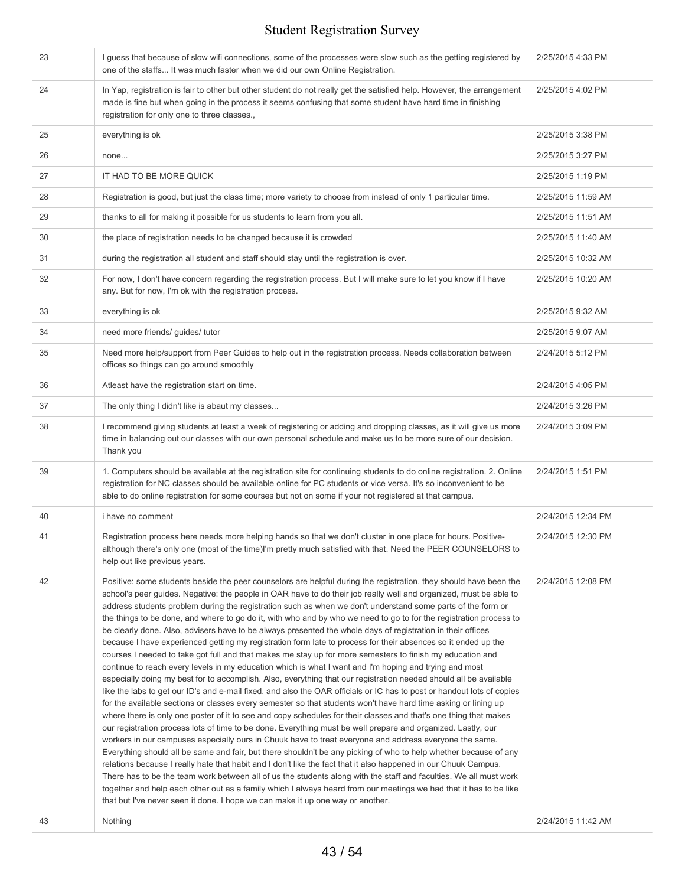| 23 | I guess that because of slow wifi connections, some of the processes were slow such as the getting registered by one of the staffs... It was much faster when we did our own Online Registration. | 2/25/2015 4:33 PM |
|---|---|---|
| 24 | In Yap, registration is fair to other but other student do not really get the satisfied help. However, the arrangement made is fine but when going in the process it seems confusing that some student have hard time in finishing registration for only one to three classes., | 2/25/2015 4:02 PM |
| 25 | everything is ok | 2/25/2015 3:38 PM |
| 26 | none... | 2/25/2015 3:27 PM |
| 27 | IT HAD TO BE MORE QUICK | 2/25/2015 1:19 PM |
| 28 | Registration is good, but just the class time; more variety to choose from instead of only 1 particular time. | 2/25/2015 11:59 AM |
| 29 | thanks to all for making it possible for us students to learn from you all. | 2/25/2015 11:51 AM |
| 30 | the place of registration needs to be changed because it is crowded | 2/25/2015 11:40 AM |
| 31 | during the registration all student and staff should stay until the registration is over. | 2/25/2015 10:32 AM |
| 32 | For now, I don't have concern regarding the registration process. But I will make sure to let you know if I have any. But for now, I'm ok with the registration process. | 2/25/2015 10:20 AM |
| 33 | everything is ok | 2/25/2015 9:32 AM |
| 34 | need more friends/ guides/ tutor | 2/25/2015 9:07 AM |
| 35 | Need more help/support from Peer Guides to help out in the registration process. Needs collaboration between offices so things can go around smoothly | 2/24/2015 5:12 PM |
| 36 | Atleast have the registration start on time. | 2/24/2015 4:05 PM |
| 37 | The only thing I didn't like is abaut my classes... | 2/24/2015 3:26 PM |
| 38 | I recommend giving students at least a week of registering or adding and dropping classes, as it will give us more time in balancing out our classes with our own personal schedule and make us to be more sure of our decision. Thank you | 2/24/2015 3:09 PM |
| 39 | 1. Computers should be available at the registration site for continuing students to do online registration. 2. Online registration for NC classes should be available online for PC students or vice versa. It's so inconvenient to be able to do online registration for some courses but not on some if your not registered at that campus. | 2/24/2015 1:51 PM |
| 40 | i have no comment | 2/24/2015 12:34 PM |
| 41 | Registration process here needs more helping hands so that we don't cluster in one place for hours. Positive- although there's only one (most of the time)I'm pretty much satisfied with that. Need the PEER COUNSELORS to help out like previous years. | 2/24/2015 12:30 PM |
| 42 | Positive: some students beside the peer counselors are helpful during the registration, they should have been the school's peer guides. Negative: the people in OAR have to do their job really well and organized, must be able to address students problem during the registration such as when we don't understand some parts of the form or the things to be done, and where to go do it, with who and by who we need to go to for the registration process to be clearly done. Also, advisers have to be always presented the whole days of registration in their offices because I have experienced getting my registration form late to process for their absences so it ended up the courses I needed to take got full and that makes me stay up for more semesters to finish my education and continue to reach every levels in my education which is what I want and I'm hoping and trying and most especially doing my best for to accomplish. Also, everything that our registration needed should all be available like the labs to get our ID's and e-mail fixed, and also the OAR officials or IC has to post or handout lots of copies for the available sections or classes every semester so that students won't have hard time asking or lining up where there is only one poster of it to see and copy schedules for their classes and that's one thing that makes our registration process lots of time to be done. Everything must be well prepare and organized. Lastly, our workers in our campuses especially ours in Chuuk have to treat everyone and address everyone the same. Everything should all be same and fair, but there shouldn't be any picking of who to help whether because of any relations because I really hate that habit and I don't like the fact that it also happened in our Chuuk Campus. There has to be the team work between all of us the students along with the staff and faculties. We all must work together and help each other out as a family which I always heard from our meetings we had that it has to be like that but I've never seen it done. I hope we can make it up one way or another. | 2/24/2015 12:08 PM |
| 43 | Nothing | 2/24/2015 11:42 AM |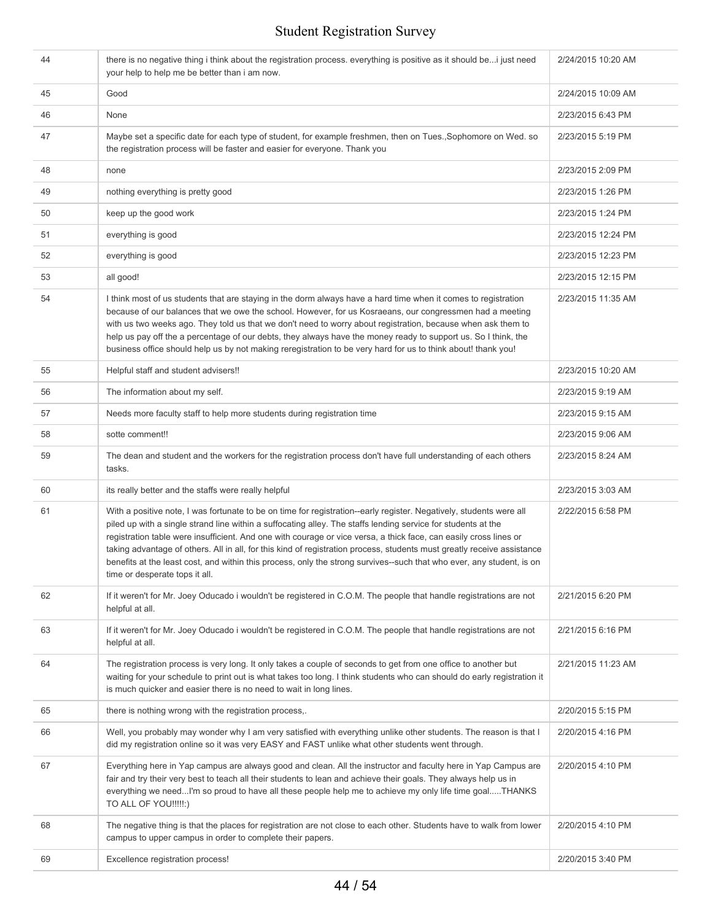| | | |
|---|---|---|
| 44 | there is no negative thing i think about the registration process. everything is positive as it should be...i just need your help to help me be better than i am now. | 2/24/2015 10:20 AM |
| 45 | Good | 2/24/2015 10:09 AM |
| 46 | None | 2/23/2015 6:43 PM |
| 47 | Maybe set a specific date for each type of student, for example freshmen, then on Tues.,Sophomore on Wed. so the registration process will be faster and easier for everyone. Thank you | 2/23/2015 5:19 PM |
| 48 | none | 2/23/2015 2:09 PM |
| 49 | nothing everything is pretty good | 2/23/2015 1:26 PM |
| 50 | keep up the good work | 2/23/2015 1:24 PM |
| 51 | everything is good | 2/23/2015 12:24 PM |
| 52 | everything is good | 2/23/2015 12:23 PM |
| 53 | all good! | 2/23/2015 12:15 PM |
| 54 | I think most of us students that are staying in the dorm always have a hard time when it comes to registration because of our balances that we owe the school. However, for us Kosraeans, our congressmen had a meeting with us two weeks ago. They told us that we don't need to worry about registration, because when ask them to help us pay off the a percentage of our debts, they always have the money ready to support us. So I think, the business office should help us by not making reregistration to be very hard for us to think about! thank you! | 2/23/2015 11:35 AM |
| 55 | Helpful staff and student advisers!! | 2/23/2015 10:20 AM |
| 56 | The information about my self. | 2/23/2015 9:19 AM |
| 57 | Needs more faculty staff to help more students during registration time | 2/23/2015 9:15 AM |
| 58 | sotte comment!! | 2/23/2015 9:06 AM |
| 59 | The dean and student and the workers for the registration process don't have full understanding of each others tasks. | 2/23/2015 8:24 AM |
| 60 | its really better and the staffs were really helpful | 2/23/2015 3:03 AM |
| 61 | With a positive note, I was fortunate to be on time for registration--early register. Negatively, students were all piled up with a single strand line within a suffocating alley. The staffs lending service for students at the registration table were insufficient. And one with courage or vice versa, a thick face, can easily cross lines or taking advantage of others. All in all, for this kind of registration process, students must greatly receive assistance benefits at the least cost, and within this process, only the strong survives--such that who ever, any student, is on time or desperate tops it all. | 2/22/2015 6:58 PM |
| 62 | If it weren't for Mr. Joey Oducado i wouldn't be registered in C.O.M. The people that handle registrations are not helpful at all. | 2/21/2015 6:20 PM |
| 63 | If it weren't for Mr. Joey Oducado i wouldn't be registered in C.O.M. The people that handle registrations are not helpful at all. | 2/21/2015 6:16 PM |
| 64 | The registration process is very long. It only takes a couple of seconds to get from one office to another but waiting for your schedule to print out is what takes too long. I think students who can should do early registration it is much quicker and easier there is no need to wait in long lines. | 2/21/2015 11:23 AM |
| 65 | there is nothing wrong with the registration process,. | 2/20/2015 5:15 PM |
| 66 | Well, you probably may wonder why I am very satisfied with everything unlike other students. The reason is that I did my registration online so it was very EASY and FAST unlike what other students went through. | 2/20/2015 4:16 PM |
| 67 | Everything here in Yap campus are always good and clean. All the instructor and faculty here in Yap Campus are fair and try their very best to teach all their students to lean and achieve their goals. They always help us in everything we need...I'm so proud to have all these people help me to achieve my only life time goal.....THANKS TO ALL OF YOU!!!!!:) | 2/20/2015 4:10 PM |
| 68 | The negative thing is that the places for registration are not close to each other. Students have to walk from lower campus to upper campus in order to complete their papers. | 2/20/2015 4:10 PM |
| 69 | Excellence registration process! | 2/20/2015 3:40 PM |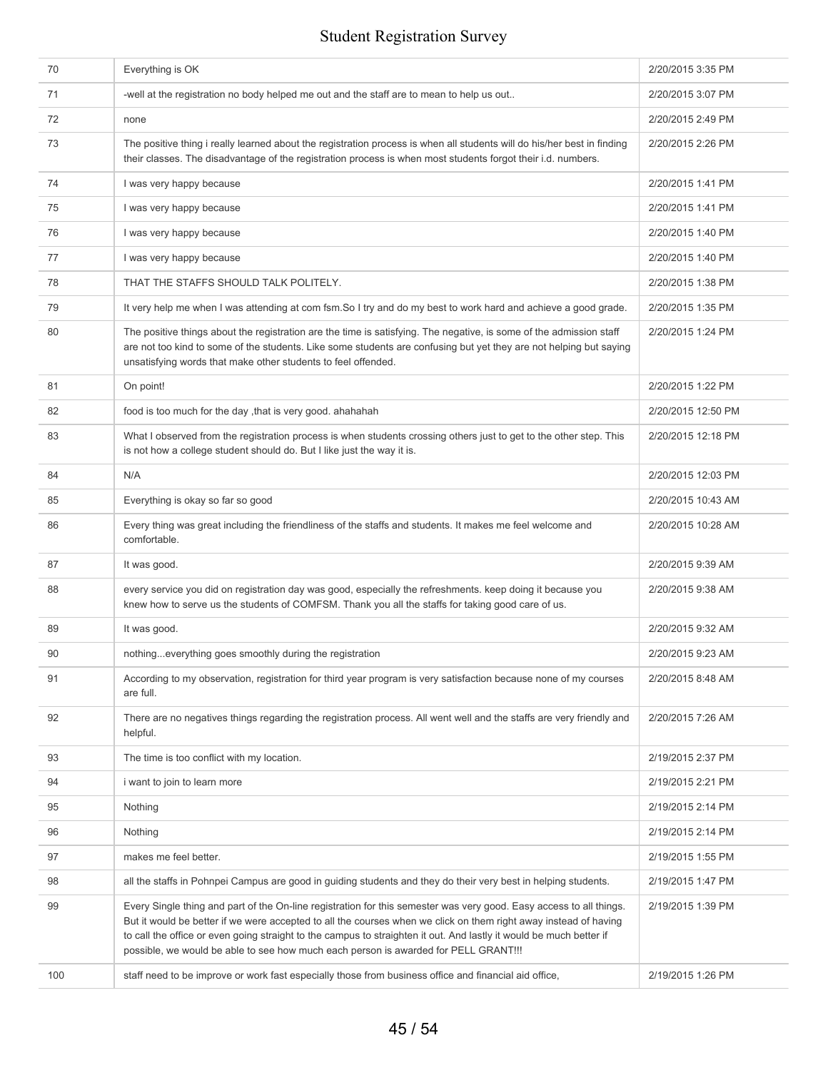| | | |
|---|---|---|
| 70 | Everything is OK | 2/20/2015 3:35 PM |
| 71 | -well at the registration no body helped me out and the staff are to mean to help us out.. | 2/20/2015 3:07 PM |
| 72 | none | 2/20/2015 2:49 PM |
| 73 | The positive thing i really learned about the registration process is when all students will do his/her best in finding their classes. The disadvantage of the registration process is when most students forgot their i.d. numbers. | 2/20/2015 2:26 PM |
| 74 | I was very happy because | 2/20/2015 1:41 PM |
| 75 | I was very happy because | 2/20/2015 1:41 PM |
| 76 | I was very happy because | 2/20/2015 1:40 PM |
| 77 | I was very happy because | 2/20/2015 1:40 PM |
| 78 | THAT THE STAFFS SHOULD TALK POLITELY. | 2/20/2015 1:38 PM |
| 79 | It very help me when I was attending at com fsm.So I try and do my best to work hard and achieve a good grade. | 2/20/2015 1:35 PM |
| 80 | The positive things about the registration are the time is satisfying. The negative, is some of the admission staff are not too kind to some of the students. Like some students are confusing but yet they are not helping but saying unsatisfying words that make other students to feel offended. | 2/20/2015 1:24 PM |
| 81 | On point! | 2/20/2015 1:22 PM |
| 82 | food is too much for the day ,that is very good. ahahahah | 2/20/2015 12:50 PM |
| 83 | What I observed from the registration process is when students crossing others just to get to the other step. This is not how a college student should do. But I like just the way it is. | 2/20/2015 12:18 PM |
| 84 | N/A | 2/20/2015 12:03 PM |
| 85 | Everything is okay so far so good | 2/20/2015 10:43 AM |
| 86 | Every thing was great including the friendliness of the staffs and students. It makes me feel welcome and comfortable. | 2/20/2015 10:28 AM |
| 87 | It was good. | 2/20/2015 9:39 AM |
| 88 | every service you did on registration day was good, especially the refreshments. keep doing it because you knew how to serve us the students of COMFSM. Thank you all the staffs for taking good care of us. | 2/20/2015 9:38 AM |
| 89 | It was good. | 2/20/2015 9:32 AM |
| 90 | nothing...everything goes smoothly during the registration | 2/20/2015 9:23 AM |
| 91 | According to my observation, registration for third year program is very satisfaction because none of my courses are full. | 2/20/2015 8:48 AM |
| 92 | There are no negatives things regarding the registration process. All went well and the staffs are very friendly and helpful. | 2/20/2015 7:26 AM |
| 93 | The time is too conflict with my location. | 2/19/2015 2:37 PM |
| 94 | i want to join to learn more | 2/19/2015 2:21 PM |
| 95 | Nothing | 2/19/2015 2:14 PM |
| 96 | Nothing | 2/19/2015 2:14 PM |
| 97 | makes me feel better. | 2/19/2015 1:55 PM |
| 98 | all the staffs in Pohnpei Campus are good in guiding students and they do their very best in helping students. | 2/19/2015 1:47 PM |
| 99 | Every Single thing and part of the On-line registration for this semester was very good. Easy access to all things. But it would be better if we were accepted to all the courses when we click on them right away instead of having to call the office or even going straight to the campus to straighten it out. And lastly it would be much better if possible, we would be able to see how much each person is awarded for PELL GRANT!!! | 2/19/2015 1:39 PM |
| 100 | staff need to be improve or work fast especially those from business office and financial aid office, | 2/19/2015 1:26 PM |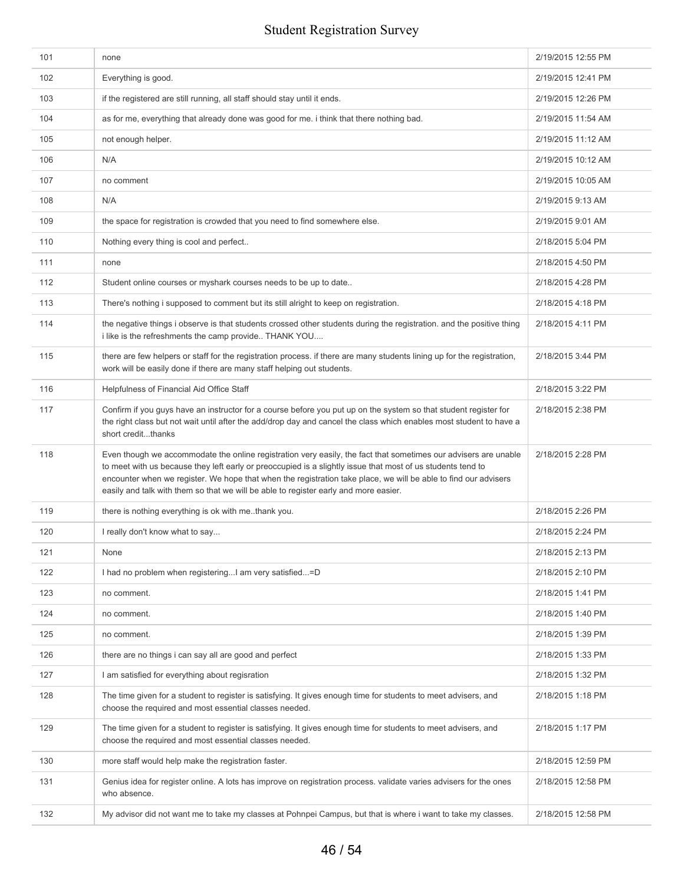| | | |
|---|---|---|
| 101 | none | 2/19/2015 12:55 PM |
| 102 | Everything is good. | 2/19/2015 12:41 PM |
| 103 | if the registered are still running, all staff should stay until it ends. | 2/19/2015 12:26 PM |
| 104 | as for me, everything that already done was good for me. i think that there nothing bad. | 2/19/2015 11:54 AM |
| 105 | not enough helper. | 2/19/2015 11:12 AM |
| 106 | N/A | 2/19/2015 10:12 AM |
| 107 | no comment | 2/19/2015 10:05 AM |
| 108 | N/A | 2/19/2015 9:13 AM |
| 109 | the space for registration is crowded that you need to find somewhere else. | 2/19/2015 9:01 AM |
| 110 | Nothing every thing is cool and perfect.. | 2/18/2015 5:04 PM |
| 111 | none | 2/18/2015 4:50 PM |
| 112 | Student online courses or myshark courses needs to be up to date.. | 2/18/2015 4:28 PM |
| 113 | There's nothing i supposed to comment but its still alright to keep on registration. | 2/18/2015 4:18 PM |
| 114 | the negative things i observe is that students crossed other students during the registration. and the positive thing i like is the refreshments the camp provide.. THANK YOU.... | 2/18/2015 4:11 PM |
| 115 | there are few helpers or staff for the registration process. if there are many students lining up for the registration, work will be easily done if there are many staff helping out students. | 2/18/2015 3:44 PM |
| 116 | Helpfulness of Financial Aid Office Staff | 2/18/2015 3:22 PM |
| 117 | Confirm if you guys have an instructor for a course before you put up on the system so that student register for the right class but not wait until after the add/drop day and cancel the class which enables most student to have a short credit...thanks | 2/18/2015 2:38 PM |
| 118 | Even though we accommodate the online registration very easily, the fact that sometimes our advisers are unable to meet with us because they left early or preoccupied is a slightly issue that most of us students tend to encounter when we register. We hope that when the registration take place, we will be able to find our advisers easily and talk with them so that we will be able to register early and more easier. | 2/18/2015 2:28 PM |
| 119 | there is nothing everything is ok with me..thank you. | 2/18/2015 2:26 PM |
| 120 | I really don't know what to say... | 2/18/2015 2:24 PM |
| 121 | None | 2/18/2015 2:13 PM |
| 122 | I had no problem when registering...I am very satisfied...=D | 2/18/2015 2:10 PM |
| 123 | no comment. | 2/18/2015 1:41 PM |
| 124 | no comment. | 2/18/2015 1:40 PM |
| 125 | no comment. | 2/18/2015 1:39 PM |
| 126 | there are no things i can say all are good and perfect | 2/18/2015 1:33 PM |
| 127 | I am satisfied for everything about regisration | 2/18/2015 1:32 PM |
| 128 | The time given for a student to register is satisfying. It gives enough time for students to meet advisers, and choose the required and most essential classes needed. | 2/18/2015 1:18 PM |
| 129 | The time given for a student to register is satisfying. It gives enough time for students to meet advisers, and choose the required and most essential classes needed. | 2/18/2015 1:17 PM |
| 130 | more staff would help make the registration faster. | 2/18/2015 12:59 PM |
| 131 | Genius idea for register online. A lots has improve on registration process. validate varies advisers for the ones who absence. | 2/18/2015 12:58 PM |
| 132 | My advisor did not want me to take my classes at Pohnpei Campus, but that is where i want to take my classes. | 2/18/2015 12:58 PM |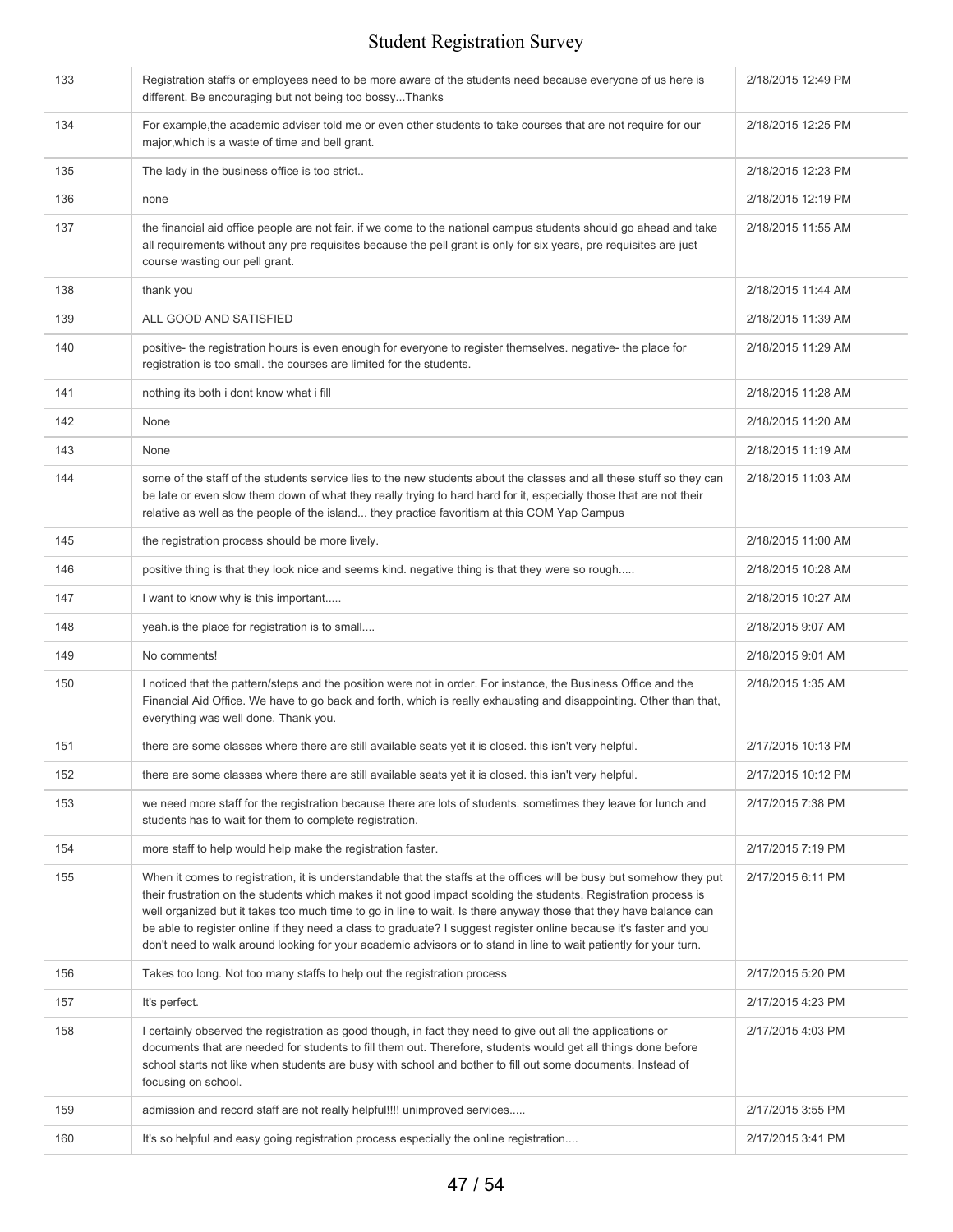| | | |
|---|---|---|
| 133 | Registration staffs or employees need to be more aware of the students need because everyone of us here is different. Be encouraging but not being too bossy...Thanks | 2/18/2015 12:49 PM |
| 134 | For example,the academic adviser told me or even other students to take courses that are not require for our major,which is a waste of time and bell grant. | 2/18/2015 12:25 PM |
| 135 | The lady in the business office is too strict.. | 2/18/2015 12:23 PM |
| 136 | none | 2/18/2015 12:19 PM |
| 137 | the financial aid office people are not fair. if we come to the national campus students should go ahead and take all requirements without any pre requisites because the pell grant is only for six years, pre requisites are just course wasting our pell grant. | 2/18/2015 11:55 AM |
| 138 | thank you | 2/18/2015 11:44 AM |
| 139 | ALL GOOD AND SATISFIED | 2/18/2015 11:39 AM |
| 140 | positive- the registration hours is even enough for everyone to register themselves. negative- the place for registration is too small. the courses are limited for the students. | 2/18/2015 11:29 AM |
| 141 | nothing its both i dont know what i fill | 2/18/2015 11:28 AM |
| 142 | None | 2/18/2015 11:20 AM |
| 143 | None | 2/18/2015 11:19 AM |
| 144 | some of the staff of the students service lies to the new students about the classes and all these stuff so they can be late or even slow them down of what they really trying to hard hard for it, especially those that are not their relative as well as the people of the island... they practice favoritism at this COM Yap Campus | 2/18/2015 11:03 AM |
| 145 | the registration process should be more lively. | 2/18/2015 11:00 AM |
| 146 | positive thing is that they look nice and seems kind. negative thing is that they were so rough..... | 2/18/2015 10:28 AM |
| 147 | I want to know why is this important..... | 2/18/2015 10:27 AM |
| 148 | yeah.is the place for registration is to small.... | 2/18/2015 9:07 AM |
| 149 | No comments! | 2/18/2015 9:01 AM |
| 150 | I noticed that the pattern/steps and the position were not in order. For instance, the Business Office and the Financial Aid Office. We have to go back and forth, which is really exhausting and disappointing. Other than that, everything was well done. Thank you. | 2/18/2015 1:35 AM |
| 151 | there are some classes where there are still available seats yet it is closed. this isn't very helpful. | 2/17/2015 10:13 PM |
| 152 | there are some classes where there are still available seats yet it is closed. this isn't very helpful. | 2/17/2015 10:12 PM |
| 153 | we need more staff for the registration because there are lots of students. sometimes they leave for lunch and students has to wait for them to complete registration. | 2/17/2015 7:38 PM |
| 154 | more staff to help would help make the registration faster. | 2/17/2015 7:19 PM |
| 155 | When it comes to registration, it is understandable that the staffs at the offices will be busy but somehow they put their frustration on the students which makes it not good impact scolding the students. Registration process is well organized but it takes too much time to go in line to wait. Is there anyway those that they have balance can be able to register online if they need a class to graduate? I suggest register online because it's faster and you don't need to walk around looking for your academic advisors or to stand in line to wait patiently for your turn. | 2/17/2015 6:11 PM |
| 156 | Takes too long. Not too many staffs to help out the registration process | 2/17/2015 5:20 PM |
| 157 | It's perfect. | 2/17/2015 4:23 PM |
| 158 | I certainly observed the registration as good though, in fact they need to give out all the applications or documents that are needed for students to fill them out. Therefore, students would get all things done before school starts not like when students are busy with school and bother to fill out some documents. Instead of focusing on school. | 2/17/2015 4:03 PM |
| 159 | admission and record staff are not really helpful!!!! unimproved services..... | 2/17/2015 3:55 PM |
| 160 | It's so helpful and easy going registration process especially the online registration.... | 2/17/2015 3:41 PM |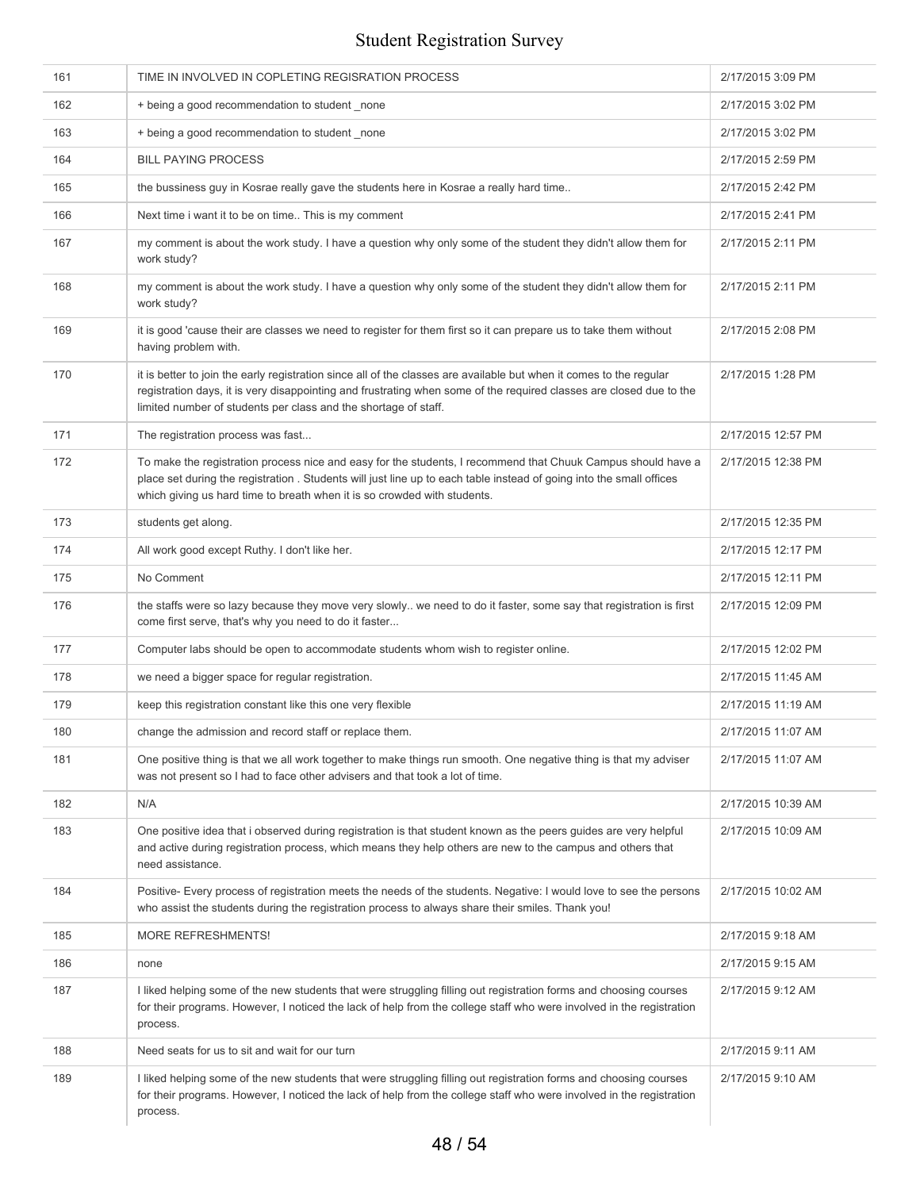| | | |
|---|---|---|
| 161 | TIME IN INVOLVED IN COPLETING REGISRATION PROCESS | 2/17/2015 3:09 PM |
| 162 | + being a good recommendation to student _none | 2/17/2015 3:02 PM |
| 163 | + being a good recommendation to student _none | 2/17/2015 3:02 PM |
| 164 | BILL PAYING PROCESS | 2/17/2015 2:59 PM |
| 165 | the bussiness guy in Kosrae really gave the students here in Kosrae a really hard time.. | 2/17/2015 2:42 PM |
| 166 | Next time i want it to be on time.. This is my comment | 2/17/2015 2:41 PM |
| 167 | my comment is about the work study. I have a question why only some of the student they didn't allow them for work study? | 2/17/2015 2:11 PM |
| 168 | my comment is about the work study. I have a question why only some of the student they didn't allow them for work study? | 2/17/2015 2:11 PM |
| 169 | it is good 'cause their are classes we need to register for them first so it can prepare us to take them without having problem with. | 2/17/2015 2:08 PM |
| 170 | it is better to join the early registration since all of the classes are available but when it comes to the regular registration days, it is very disappointing and frustrating when some of the required classes are closed due to the limited number of students per class and the shortage of staff. | 2/17/2015 1:28 PM |
| 171 | The registration process was fast... | 2/17/2015 12:57 PM |
| 172 | To make the registration process nice and easy for the students, I recommend that Chuuk Campus should have a place set during the registration . Students will just line up to each table instead of going into the small offices which giving us hard time to breath when it is so crowded with students. | 2/17/2015 12:38 PM |
| 173 | students get along. | 2/17/2015 12:35 PM |
| 174 | All work good except Ruthy. I don't like her. | 2/17/2015 12:17 PM |
| 175 | No Comment | 2/17/2015 12:11 PM |
| 176 | the staffs were so lazy because they move very slowly.. we need to do it faster, some say that registration is first come first serve, that's why you need to do it faster... | 2/17/2015 12:09 PM |
| 177 | Computer labs should be open to accommodate students whom wish to register online. | 2/17/2015 12:02 PM |
| 178 | we need a bigger space for regular registration. | 2/17/2015 11:45 AM |
| 179 | keep this registration constant like this one very flexible | 2/17/2015 11:19 AM |
| 180 | change the admission and record staff or replace them. | 2/17/2015 11:07 AM |
| 181 | One positive thing is that we all work together to make things run smooth. One negative thing is that my adviser was not present so I had to face other advisers and that took a lot of time. | 2/17/2015 11:07 AM |
| 182 | N/A | 2/17/2015 10:39 AM |
| 183 | One positive idea that i observed during registration is that student known as the peers guides are very helpful and active during registration process, which means they help others are new to the campus and others that need assistance. | 2/17/2015 10:09 AM |
| 184 | Positive- Every process of registration meets the needs of the students. Negative: I would love to see the persons who assist the students during the registration process to always share their smiles. Thank you! | 2/17/2015 10:02 AM |
| 185 | MORE REFRESHMENTS! | 2/17/2015 9:18 AM |
| 186 | none | 2/17/2015 9:15 AM |
| 187 | I liked helping some of the new students that were struggling filling out registration forms and choosing courses for their programs. However, I noticed the lack of help from the college staff who were involved in the registration process. | 2/17/2015 9:12 AM |
| 188 | Need seats for us to sit and wait for our turn | 2/17/2015 9:11 AM |
| 189 | I liked helping some of the new students that were struggling filling out registration forms and choosing courses for their programs. However, I noticed the lack of help from the college staff who were involved in the registration process. | 2/17/2015 9:10 AM |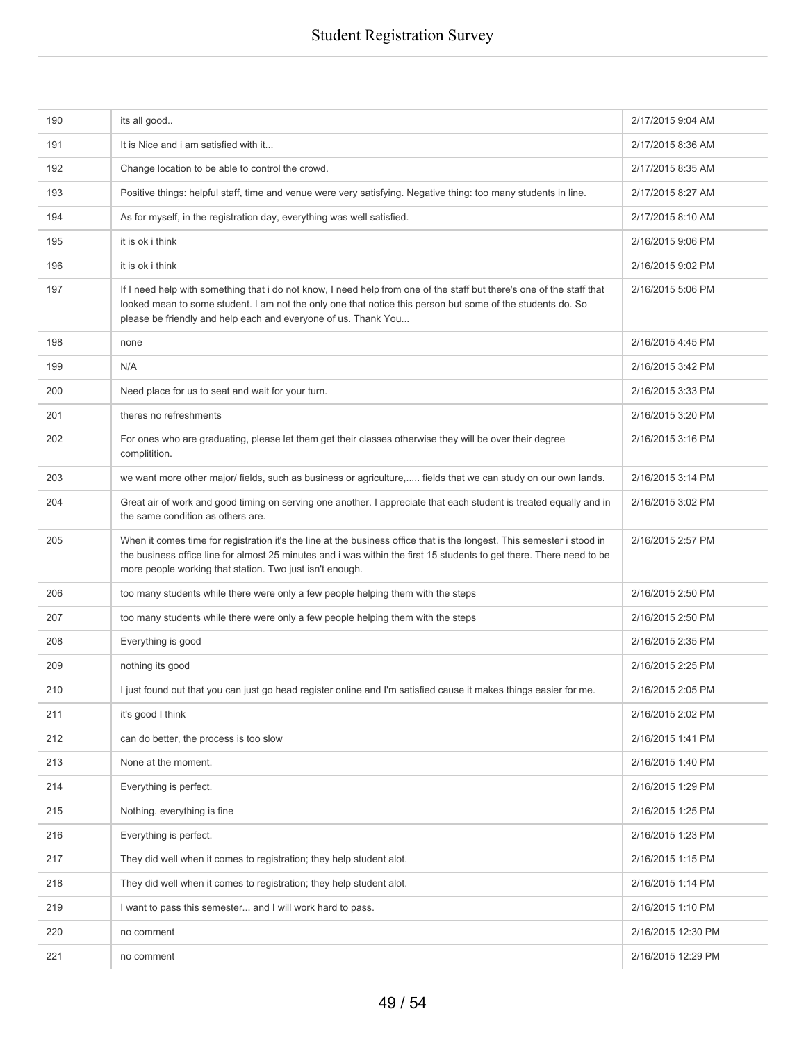| | | |
|---|---|---|
| 190 | its all good.. | 2/17/2015 9:04 AM |
| 191 | It is Nice and i am satisfied with it... | 2/17/2015 8:36 AM |
| 192 | Change location to be able to control the crowd. | 2/17/2015 8:35 AM |
| 193 | Positive things: helpful staff, time and venue were very satisfying. Negative thing: too many students in line. | 2/17/2015 8:27 AM |
| 194 | As for myself, in the registration day, everything was well satisfied. | 2/17/2015 8:10 AM |
| 195 | it is ok i think | 2/16/2015 9:06 PM |
| 196 | it is ok i think | 2/16/2015 9:02 PM |
| 197 | If I need help with something that i do not know, I need help from one of the staff but there's one of the staff that looked mean to some student. I am not the only one that notice this person but some of the students do. So please be friendly and help each and everyone of us. Thank You... | 2/16/2015 5:06 PM |
| 198 | none | 2/16/2015 4:45 PM |
| 199 | N/A | 2/16/2015 3:42 PM |
| 200 | Need place for us to seat and wait for your turn. | 2/16/2015 3:33 PM |
| 201 | theres no refreshments | 2/16/2015 3:20 PM |
| 202 | For ones who are graduating, please let them get their classes otherwise they will be over their degree complitition. | 2/16/2015 3:16 PM |
| 203 | we want more other major/ fields, such as business or agriculture,..... fields that we can study on our own lands. | 2/16/2015 3:14 PM |
| 204 | Great air of work and good timing on serving one another. I appreciate that each student is treated equally and in the same condition as others are. | 2/16/2015 3:02 PM |
| 205 | When it comes time for registration it's the line at the business office that is the longest. This semester i stood in the business office line for almost 25 minutes and i was within the first 15 students to get there. There need to be more people working that station. Two just isn't enough. | 2/16/2015 2:57 PM |
| 206 | too many students while there were only a few people helping them with the steps | 2/16/2015 2:50 PM |
| 207 | too many students while there were only a few people helping them with the steps | 2/16/2015 2:50 PM |
| 208 | Everything is good | 2/16/2015 2:35 PM |
| 209 | nothing its good | 2/16/2015 2:25 PM |
| 210 | I just found out that you can just go head register online and I'm satisfied cause it makes things easier for me. | 2/16/2015 2:05 PM |
| 211 | it's good I think | 2/16/2015 2:02 PM |
| 212 | can do better, the process is too slow | 2/16/2015 1:41 PM |
| 213 | None at the moment. | 2/16/2015 1:40 PM |
| 214 | Everything is perfect. | 2/16/2015 1:29 PM |
| 215 | Nothing. everything is fine | 2/16/2015 1:25 PM |
| 216 | Everything is perfect. | 2/16/2015 1:23 PM |
| 217 | They did well when it comes to registration; they help student alot. | 2/16/2015 1:15 PM |
| 218 | They did well when it comes to registration; they help student alot. | 2/16/2015 1:14 PM |
| 219 | I want to pass this semester... and I will work hard to pass. | 2/16/2015 1:10 PM |
| 220 | no comment | 2/16/2015 12:30 PM |
| 221 | no comment | 2/16/2015 12:29 PM |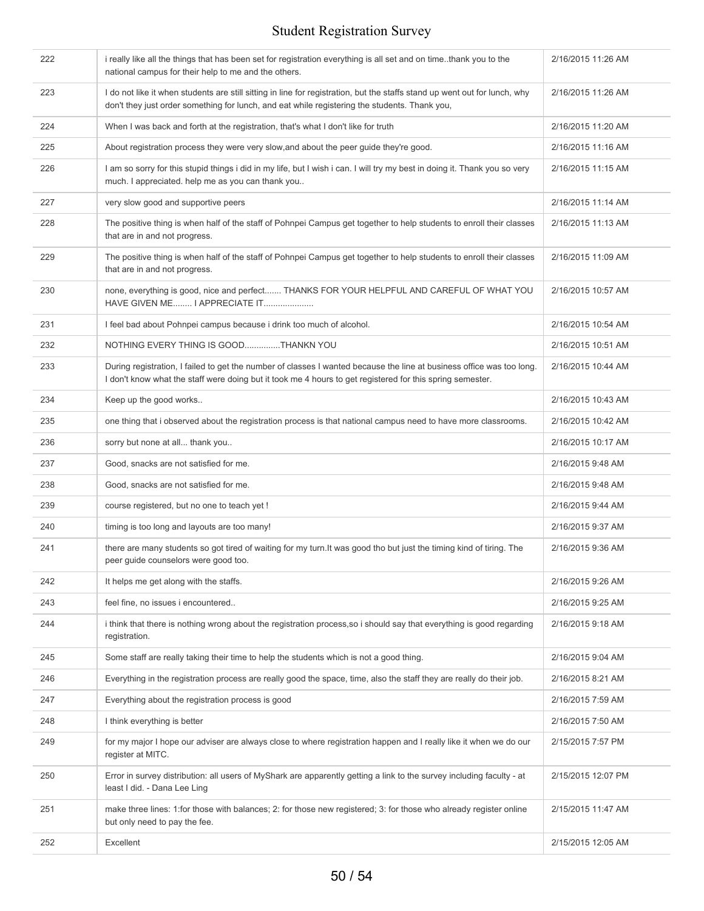| | | |
|---|---|---|
| 222 | i really like all the things that has been set for registration everything is all set and on time..thank you to the national campus for their help to me and the others. | 2/16/2015 11:26 AM |
| 223 | I do not like it when students are still sitting in line for registration, but the staffs stand up went out for lunch, why don't they just order something for lunch, and eat while registering the students. Thank you, | 2/16/2015 11:26 AM |
| 224 | When I was back and forth at the registration, that's what I don't like for truth | 2/16/2015 11:20 AM |
| 225 | About registration process they were very slow,and about the peer guide they're good. | 2/16/2015 11:16 AM |
| 226 | I am so sorry for this stupid things i did in my life, but I wish i can. I will try my best in doing it. Thank you so very much. I appreciated. help me as you can thank you.. | 2/16/2015 11:15 AM |
| 227 | very slow good and supportive peers | 2/16/2015 11:14 AM |
| 228 | The positive thing is when half of the staff of Pohnpei Campus get together to help students to enroll their classes that are in and not progress. | 2/16/2015 11:13 AM |
| 229 | The positive thing is when half of the staff of Pohnpei Campus get together to help students to enroll their classes that are in and not progress. | 2/16/2015 11:09 AM |
| 230 | none, everything is good, nice and perfect....... THANKS FOR YOUR HELPFUL AND CAREFUL OF WHAT YOU HAVE GIVEN ME........ I APPRECIATE IT..................... | 2/16/2015 10:57 AM |
| 231 | I feel bad about Pohnpei campus because i drink too much of alcohol. | 2/16/2015 10:54 AM |
| 232 | NOTHING EVERY THING IS GOOD...............THANKN YOU | 2/16/2015 10:51 AM |
| 233 | During registration, I failed to get the number of classes I wanted because the line at business office was too long. I don't know what the staff were doing but it took me 4 hours to get registered for this spring semester. | 2/16/2015 10:44 AM |
| 234 | Keep up the good works.. | 2/16/2015 10:43 AM |
| 235 | one thing that i observed about the registration process is that national campus need to have more classrooms. | 2/16/2015 10:42 AM |
| 236 | sorry but none at all... thank you.. | 2/16/2015 10:17 AM |
| 237 | Good, snacks are not satisfied for me. | 2/16/2015 9:48 AM |
| 238 | Good, snacks are not satisfied for me. | 2/16/2015 9:48 AM |
| 239 | course registered, but no one to teach yet ! | 2/16/2015 9:44 AM |
| 240 | timing is too long and layouts are too many! | 2/16/2015 9:37 AM |
| 241 | there are many students so got tired of waiting for my turn.It was good tho but just the timing kind of tiring. The peer guide counselors were good too. | 2/16/2015 9:36 AM |
| 242 | It helps me get along with the staffs. | 2/16/2015 9:26 AM |
| 243 | feel fine, no issues i encountered.. | 2/16/2015 9:25 AM |
| 244 | i think that there is nothing wrong about the registration process,so i should say that everything is good regarding registration. | 2/16/2015 9:18 AM |
| 245 | Some staff are really taking their time to help the students which is not a good thing. | 2/16/2015 9:04 AM |
| 246 | Everything in the registration process are really good the space, time, also the staff they are really do their job. | 2/16/2015 8:21 AM |
| 247 | Everything about the registration process is good | 2/16/2015 7:59 AM |
| 248 | I think everything is better | 2/16/2015 7:50 AM |
| 249 | for my major I hope our adviser are always close to where registration happen and I really like it when we do our register at MITC. | 2/15/2015 7:57 PM |
| 250 | Error in survey distribution: all users of MyShark are apparently getting a link to the survey including faculty - at least I did. - Dana Lee Ling | 2/15/2015 12:07 PM |
| 251 | make three lines: 1:for those with balances; 2: for those new registered; 3: for those who already register online but only need to pay the fee. | 2/15/2015 11:47 AM |
| 252 | Excellent | 2/15/2015 12:05 AM |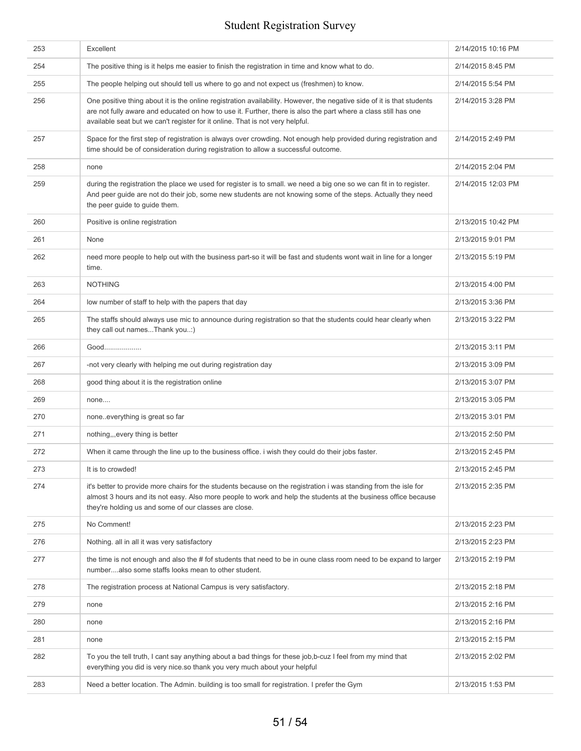| | | |
|---|---|---|
| 253 | Excellent | 2/14/2015 10:16 PM |
| 254 | The positive thing is it helps me easier to finish the registration in time and know what to do. | 2/14/2015 8:45 PM |
| 255 | The people helping out should tell us where to go and not expect us (freshmen) to know. | 2/14/2015 5:54 PM |
| 256 | One positive thing about it is the online registration availability. However, the negative side of it is that students are not fully aware and educated on how to use it. Further, there is also the part where a class still has one available seat but we can't register for it online. That is not very helpful. | 2/14/2015 3:28 PM |
| 257 | Space for the first step of registration is always over crowding. Not enough help provided during registration and time should be of consideration during registration to allow a successful outcome. | 2/14/2015 2:49 PM |
| 258 | none | 2/14/2015 2:04 PM |
| 259 | during the registration the place we used for register is to small. we need a big one so we can fit in to register. And peer guide are not do their job, some new students are not knowing some of the steps. Actually they need the peer guide to guide them. | 2/14/2015 12:03 PM |
| 260 | Positive is online registration | 2/13/2015 10:42 PM |
| 261 | None | 2/13/2015 9:01 PM |
| 262 | need more people to help out with the business part-so it will be fast and students wont wait in line for a longer time. | 2/13/2015 5:19 PM |
| 263 | NOTHING | 2/13/2015 4:00 PM |
| 264 | low number of staff to help with the papers that day | 2/13/2015 3:36 PM |
| 265 | The staffs should always use mic to announce during registration so that the students could hear clearly when they call out names...Thank you..:) | 2/13/2015 3:22 PM |
| 266 | Good.................. | 2/13/2015 3:11 PM |
| 267 | -not very clearly with helping me out during registration day | 2/13/2015 3:09 PM |
| 268 | good thing about it is the registration online | 2/13/2015 3:07 PM |
| 269 | none.... | 2/13/2015 3:05 PM |
| 270 | none..everything is great so far | 2/13/2015 3:01 PM |
| 271 | nothing,,,every thing is better | 2/13/2015 2:50 PM |
| 272 | When it came through the line up to the business office. i wish they could do their jobs faster. | 2/13/2015 2:45 PM |
| 273 | It is to crowded! | 2/13/2015 2:45 PM |
| 274 | it's better to provide more chairs for the students because on the registration i was standing from the isle for almost 3 hours and its not easy. Also more people to work and help the students at the business office because they're holding us and some of our classes are close. | 2/13/2015 2:35 PM |
| 275 | No Comment! | 2/13/2015 2:23 PM |
| 276 | Nothing. all in all it was very satisfactory | 2/13/2015 2:23 PM |
| 277 | the time is not enough and also the # fof students that need to be in oune class room need to be expand to larger number....also some staffs looks mean to other student. | 2/13/2015 2:19 PM |
| 278 | The registration process at National Campus is very satisfactory. | 2/13/2015 2:18 PM |
| 279 | none | 2/13/2015 2:16 PM |
| 280 | none | 2/13/2015 2:16 PM |
| 281 | none | 2/13/2015 2:15 PM |
| 282 | To you the tell truth, I cant say anything about a bad things for these job,b-cuz I feel from my mind that everything you did is very nice.so thank you very much about your helpful | 2/13/2015 2:02 PM |
| 283 | Need a better location. The Admin. building is too small for registration. I prefer the Gym | 2/13/2015 1:53 PM |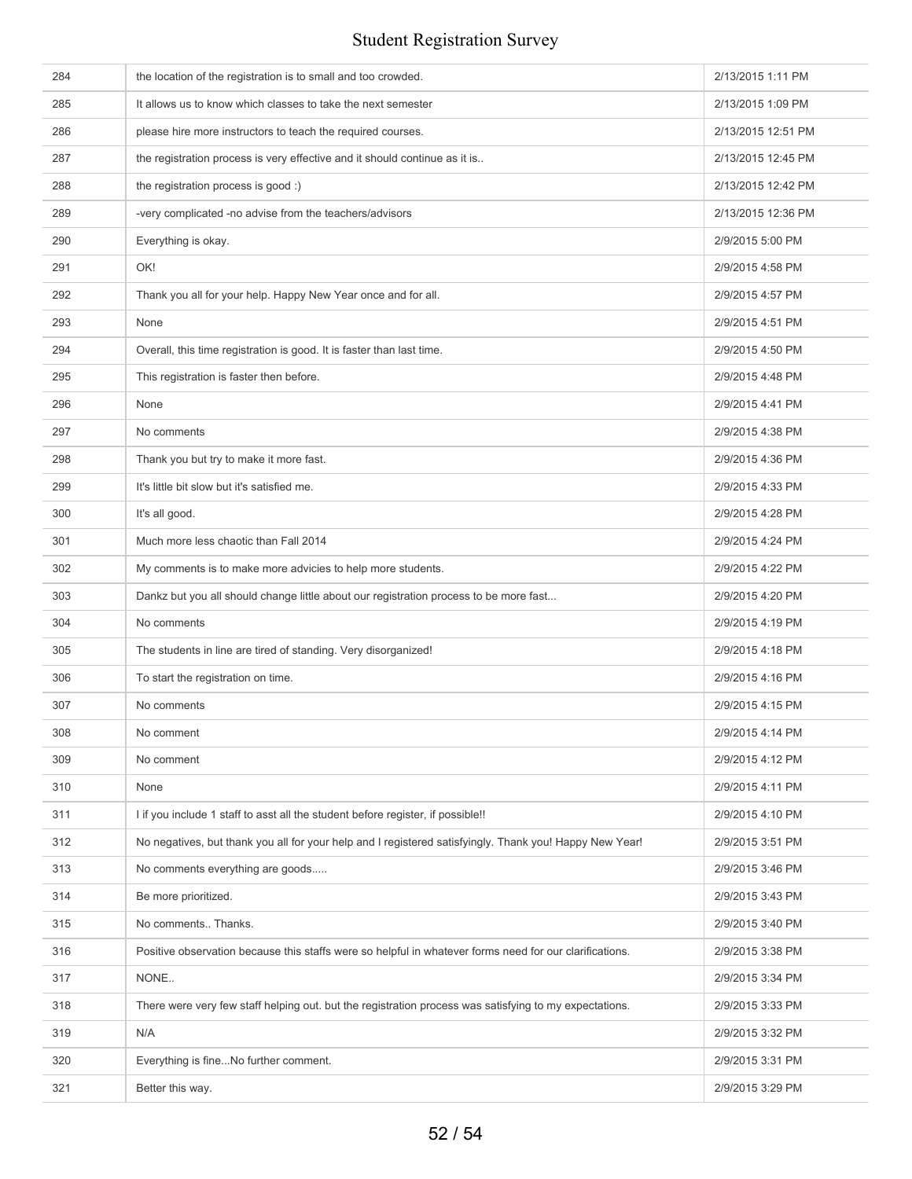| | | |
|---|---|---|
| 284 | the location of the registration is to small and too crowded. | 2/13/2015 1:11 PM |
| 285 | It allows us to know which classes to take the next semester | 2/13/2015 1:09 PM |
| 286 | please hire more instructors to teach the required courses. | 2/13/2015 12:51 PM |
| 287 | the registration process is very effective and it should continue as it is.. | 2/13/2015 12:45 PM |
| 288 | the registration process is good :) | 2/13/2015 12:42 PM |
| 289 | -very complicated -no advise from the teachers/advisors | 2/13/2015 12:36 PM |
| 290 | Everything is okay. | 2/9/2015 5:00 PM |
| 291 | OK! | 2/9/2015 4:58 PM |
| 292 | Thank you all for your help. Happy New Year once and for all. | 2/9/2015 4:57 PM |
| 293 | None | 2/9/2015 4:51 PM |
| 294 | Overall, this time registration is good. It is faster than last time. | 2/9/2015 4:50 PM |
| 295 | This registration is faster then before. | 2/9/2015 4:48 PM |
| 296 | None | 2/9/2015 4:41 PM |
| 297 | No comments | 2/9/2015 4:38 PM |
| 298 | Thank you but try to make it more fast. | 2/9/2015 4:36 PM |
| 299 | It's little bit slow but it's satisfied me. | 2/9/2015 4:33 PM |
| 300 | It's all good. | 2/9/2015 4:28 PM |
| 301 | Much more less chaotic than Fall 2014 | 2/9/2015 4:24 PM |
| 302 | My comments is to make more advicies to help more students. | 2/9/2015 4:22 PM |
| 303 | Dankz but you all should change little about our registration process to be more fast... | 2/9/2015 4:20 PM |
| 304 | No comments | 2/9/2015 4:19 PM |
| 305 | The students in line are tired of standing. Very disorganized! | 2/9/2015 4:18 PM |
| 306 | To start the registration on time. | 2/9/2015 4:16 PM |
| 307 | No comments | 2/9/2015 4:15 PM |
| 308 | No comment | 2/9/2015 4:14 PM |
| 309 | No comment | 2/9/2015 4:12 PM |
| 310 | None | 2/9/2015 4:11 PM |
| 311 | I if you include 1 staff to asst all the student before register, if possible!! | 2/9/2015 4:10 PM |
| 312 | No negatives, but thank you all for your help and I registered satisfyingly. Thank you! Happy New Year! | 2/9/2015 3:51 PM |
| 313 | No comments everything are goods..... | 2/9/2015 3:46 PM |
| 314 | Be more prioritized. | 2/9/2015 3:43 PM |
| 315 | No comments.. Thanks. | 2/9/2015 3:40 PM |
| 316 | Positive observation because this staffs were so helpful in whatever forms need for our clarifications. | 2/9/2015 3:38 PM |
| 317 | NONE.. | 2/9/2015 3:34 PM |
| 318 | There were very few staff helping out. but the registration process was satisfying to my expectations. | 2/9/2015 3:33 PM |
| 319 | N/A | 2/9/2015 3:32 PM |
| 320 | Everything is fine...No further comment. | 2/9/2015 3:31 PM |
| 321 | Better this way. | 2/9/2015 3:29 PM |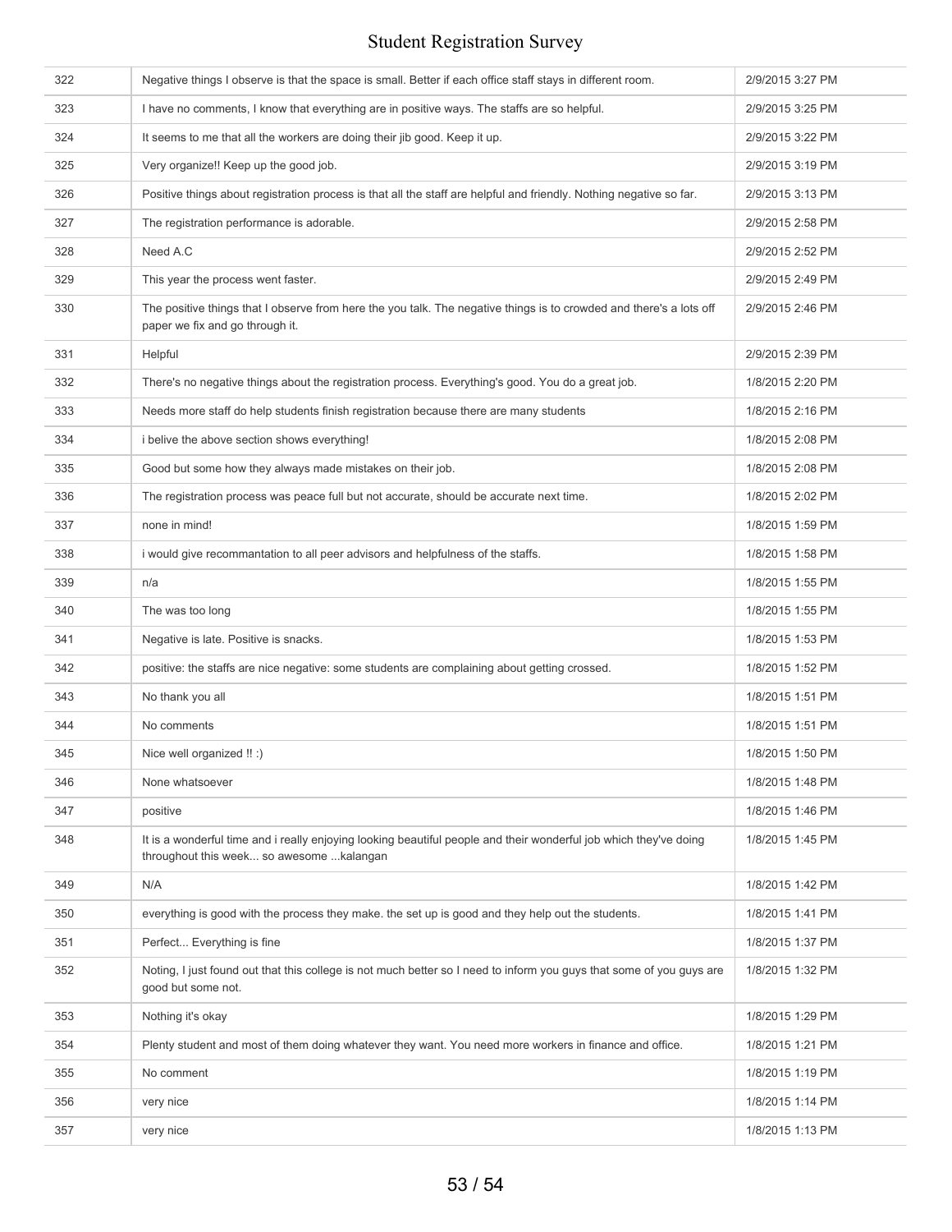| | | |
|---|---|---|
| 322 | Negative things I observe is that the space is small. Better if each office staff stays in different room. | 2/9/2015 3:27 PM |
| 323 | I have no comments, I know that everything are in positive ways. The staffs are so helpful. | 2/9/2015 3:25 PM |
| 324 | It seems to me that all the workers are doing their jib good. Keep it up. | 2/9/2015 3:22 PM |
| 325 | Very organize!! Keep up the good job. | 2/9/2015 3:19 PM |
| 326 | Positive things about registration process is that all the staff are helpful and friendly. Nothing negative so far. | 2/9/2015 3:13 PM |
| 327 | The registration performance is adorable. | 2/9/2015 2:58 PM |
| 328 | Need A.C | 2/9/2015 2:52 PM |
| 329 | This year the process went faster. | 2/9/2015 2:49 PM |
| 330 | The positive things that I observe from here the you talk. The negative things is to crowded and there's a lots off paper we fix and go through it. | 2/9/2015 2:46 PM |
| 331 | Helpful | 2/9/2015 2:39 PM |
| 332 | There's no negative things about the registration process. Everything's good. You do a great job. | 1/8/2015 2:20 PM |
| 333 | Needs more staff do help students finish registration because there are many students | 1/8/2015 2:16 PM |
| 334 | i belive the above section shows everything! | 1/8/2015 2:08 PM |
| 335 | Good but some how they always made mistakes on their job. | 1/8/2015 2:08 PM |
| 336 | The registration process was peace full but not accurate, should be accurate next time. | 1/8/2015 2:02 PM |
| 337 | none in mind! | 1/8/2015 1:59 PM |
| 338 | i would give recommantation to all peer advisors and helpfulness of the staffs. | 1/8/2015 1:58 PM |
| 339 | n/a | 1/8/2015 1:55 PM |
| 340 | The was too long | 1/8/2015 1:55 PM |
| 341 | Negative is late. Positive is snacks. | 1/8/2015 1:53 PM |
| 342 | positive: the staffs are nice negative: some students are complaining about getting crossed. | 1/8/2015 1:52 PM |
| 343 | No thank you all | 1/8/2015 1:51 PM |
| 344 | No comments | 1/8/2015 1:51 PM |
| 345 | Nice well organized !! :) | 1/8/2015 1:50 PM |
| 346 | None whatsoever | 1/8/2015 1:48 PM |
| 347 | positive | 1/8/2015 1:46 PM |
| 348 | It is a wonderful time and i really enjoying looking beautiful people and their wonderful job which they've doing throughout this week... so awesome ...kalangan | 1/8/2015 1:45 PM |
| 349 | N/A | 1/8/2015 1:42 PM |
| 350 | everything is good with the process they make. the set up is good and they help out the students. | 1/8/2015 1:41 PM |
| 351 | Perfect... Everything is fine | 1/8/2015 1:37 PM |
| 352 | Noting, I just found out that this college is not much better so I need to inform you guys that some of you guys are good but some not. | 1/8/2015 1:32 PM |
| 353 | Nothing it's okay | 1/8/2015 1:29 PM |
| 354 | Plenty student and most of them doing whatever they want. You need more workers in finance and office. | 1/8/2015 1:21 PM |
| 355 | No comment | 1/8/2015 1:19 PM |
| 356 | very nice | 1/8/2015 1:14 PM |
| 357 | very nice | 1/8/2015 1:13 PM |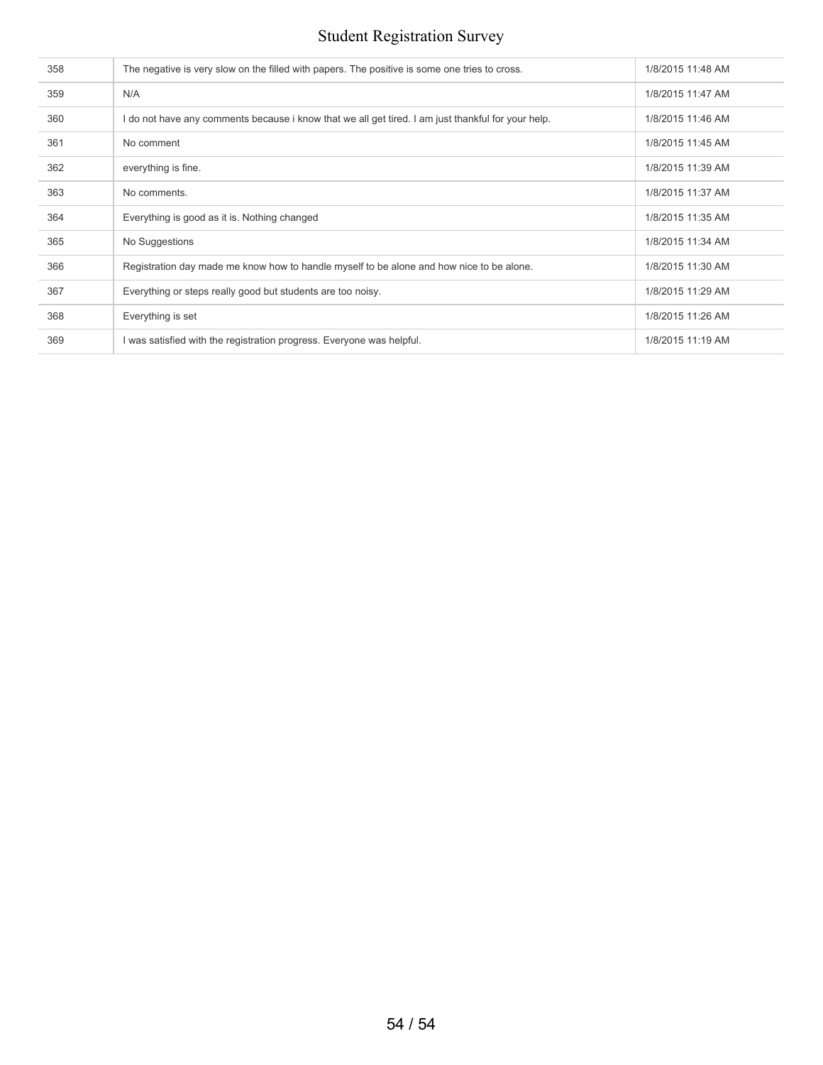| | | |
|---|---|---|
| 358 | The negative is very slow on the filled with papers. The positive is some one tries to cross. | 1/8/2015 11:48 AM |
| 359 | N/A | 1/8/2015 11:47 AM |
| 360 | I do not have any comments because i know that we all get tired. I am just thankful for your help. | 1/8/2015 11:46 AM |
| 361 | No comment | 1/8/2015 11:45 AM |
| 362 | everything is fine. | 1/8/2015 11:39 AM |
| 363 | No comments. | 1/8/2015 11:37 AM |
| 364 | Everything is good as it is. Nothing changed | 1/8/2015 11:35 AM |
| 365 | No Suggestions | 1/8/2015 11:34 AM |
| 366 | Registration day made me know how to handle myself to be alone and how nice to be alone. | 1/8/2015 11:30 AM |
| 367 | Everything or steps really good but students are too noisy. | 1/8/2015 11:29 AM |
| 368 | Everything is set | 1/8/2015 11:26 AM |
| 369 | I was satisfied with the registration progress. Everyone was helpful. | 1/8/2015 11:19 AM |